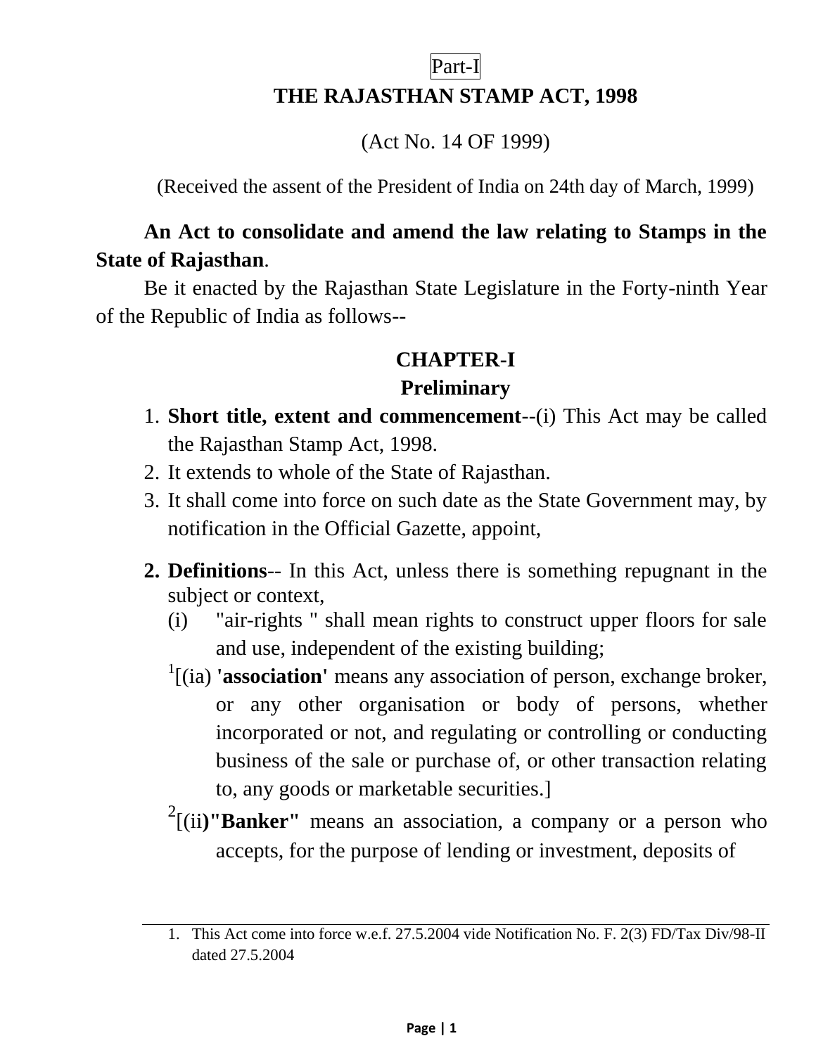Part-I

# THE RAJASTHAN STAMP ACT, 1998

(Act No. 14 OF 1999)

(Received the assent of the President of India on 24th day of March, 1999)

**An Act to consolidate and amend the law relating to Stamps in the State of Rajasthan**.

Be it enacted by the Rajasthan State Legislature in the Forty-ninth Year of the Republic of India as follows--

## CHAPTER-I

## Preliminary

1. **Short title, extent and commencement**--(i) This Act may be called the Rajasthan Stamp Act, 1998.
2. It extends to whole of the State of Rajasthan.
3. It shall come into force on such date as the State Government may, by notification in the Official Gazette, appoint,

**2. Definitions**-- In this Act, unless there is something repugnant in the subject or context,

(i) "air-rights " shall mean rights to construct upper floors for sale and use, independent of the existing building;

[1][(ia) **'association'** means any association of person, exchange broker, or any other organisation or body of persons, whether incorporated or not, and regulating or controlling or conducting business of the sale or purchase of, or other transaction relating to, any goods or marketable securities.]

[2][(ii**)"Banker"** means an association, a company or a person who accepts, for the purpose of lending or investment, deposits of

---

1. This Act come into force w.e.f. 27.5.2004 vide Notification No. F. 2(3) FD/Tax Div/98-II dated 27.5.2004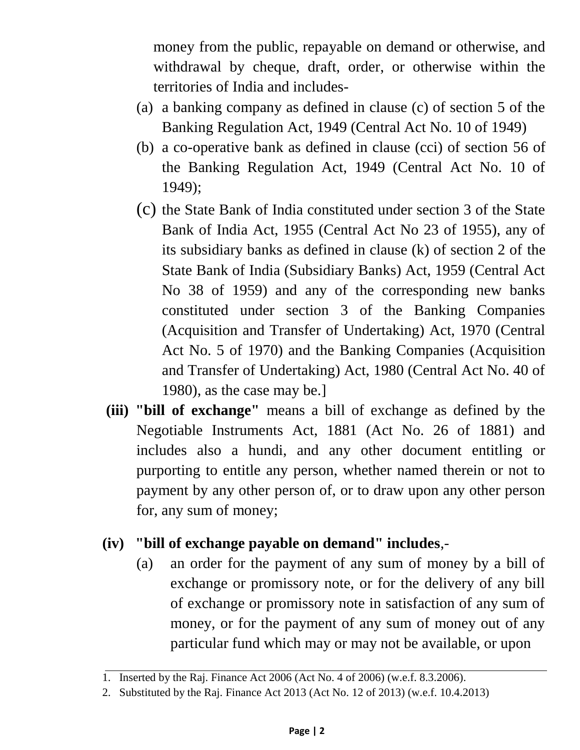money from the public, repayable on demand or otherwise, and withdrawal by cheque, draft, order, or otherwise within the territories of India and includes-

(a) a banking company as defined in clause (c) of section 5 of the Banking Regulation Act, 1949 (Central Act No. 10 of 1949)

(b) a co-operative bank as defined in clause (cci) of section 56 of the Banking Regulation Act, 1949 (Central Act No. 10 of 1949);

(c) the State Bank of India constituted under section 3 of the State Bank of India Act, 1955 (Central Act No 23 of 1955), any of its subsidiary banks as defined in clause (k) of section 2 of the State Bank of India (Subsidiary Banks) Act, 1959 (Central Act No 38 of 1959) and any of the corresponding new banks constituted under section 3 of the Banking Companies (Acquisition and Transfer of Undertaking) Act, 1970 (Central Act No. 5 of 1970) and the Banking Companies (Acquisition and Transfer of Undertaking) Act, 1980 (Central Act No. 40 of 1980), as the case may be.]

**(iii) "bill of exchange"** means a bill of exchange as defined by the Negotiable Instruments Act, 1881 (Act No. 26 of 1881) and includes also a hundi, and any other document entitling or purporting to entitle any person, whether named therein or not to payment by any other person of, or to draw upon any other person for, any sum of money;

**(iv) "bill of exchange payable on demand" includes**,-

(a) an order for the payment of any sum of money by a bill of exchange or promissory note, or for the delivery of any bill of exchange or promissory note in satisfaction of any sum of money, or for the payment of any sum of money out of any particular fund which may or may not be available, or upon

---

1. Inserted by the Raj. Finance Act 2006 (Act No. 4 of 2006) (w.e.f. 8.3.2006).
2. Substituted by the Raj. Finance Act 2013 (Act No. 12 of 2013) (w.e.f. 10.4.2013)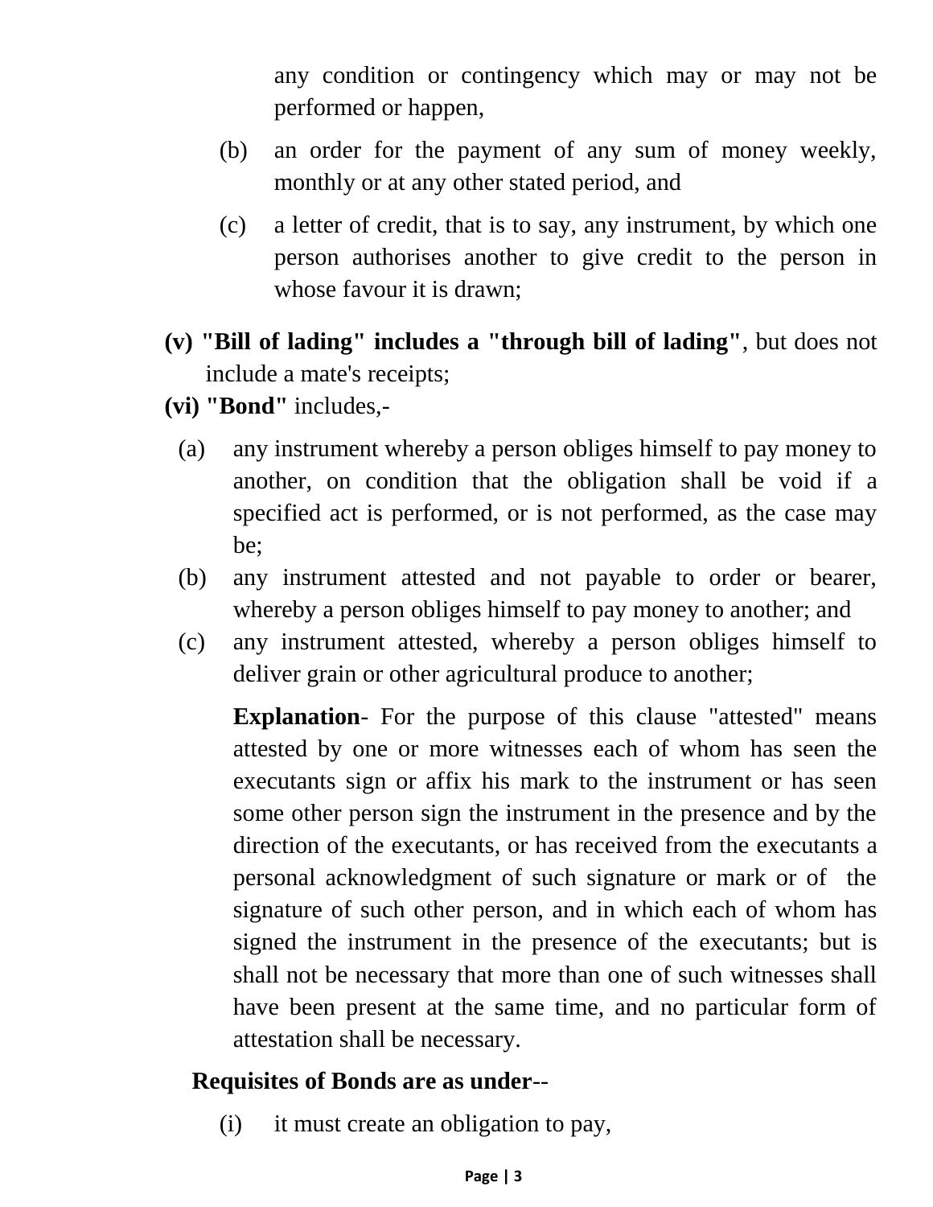any condition or contingency which may or may not be performed or happen,

(b) an order for the payment of any sum of money weekly, monthly or at any other stated period, and

(c) a letter of credit, that is to say, any instrument, by which one person authorises another to give credit to the person in whose favour it is drawn;

**(v) "Bill of lading" includes a "through bill of lading"**, but does not include a mate's receipts;

**(vi) "Bond"** includes,-

(a) any instrument whereby a person obliges himself to pay money to another, on condition that the obligation shall be void if a specified act is performed, or is not performed, as the case may be;

(b) any instrument attested and not payable to order or bearer, whereby a person obliges himself to pay money to another; and

(c) any instrument attested, whereby a person obliges himself to deliver grain or other agricultural produce to another;

**Explanation**- For the purpose of this clause "attested" means attested by one or more witnesses each of whom has seen the executants sign or affix his mark to the instrument or has seen some other person sign the instrument in the presence and by the direction of the executants, or has received from the executants a personal acknowledgment of such signature or mark or of the signature of such other person, and in which each of whom has signed the instrument in the presence of the executants; but is shall not be necessary that more than one of such witnesses shall have been present at the same time, and no particular form of attestation shall be necessary.

**Requisites of Bonds are as under**--

(i) it must create an obligation to pay,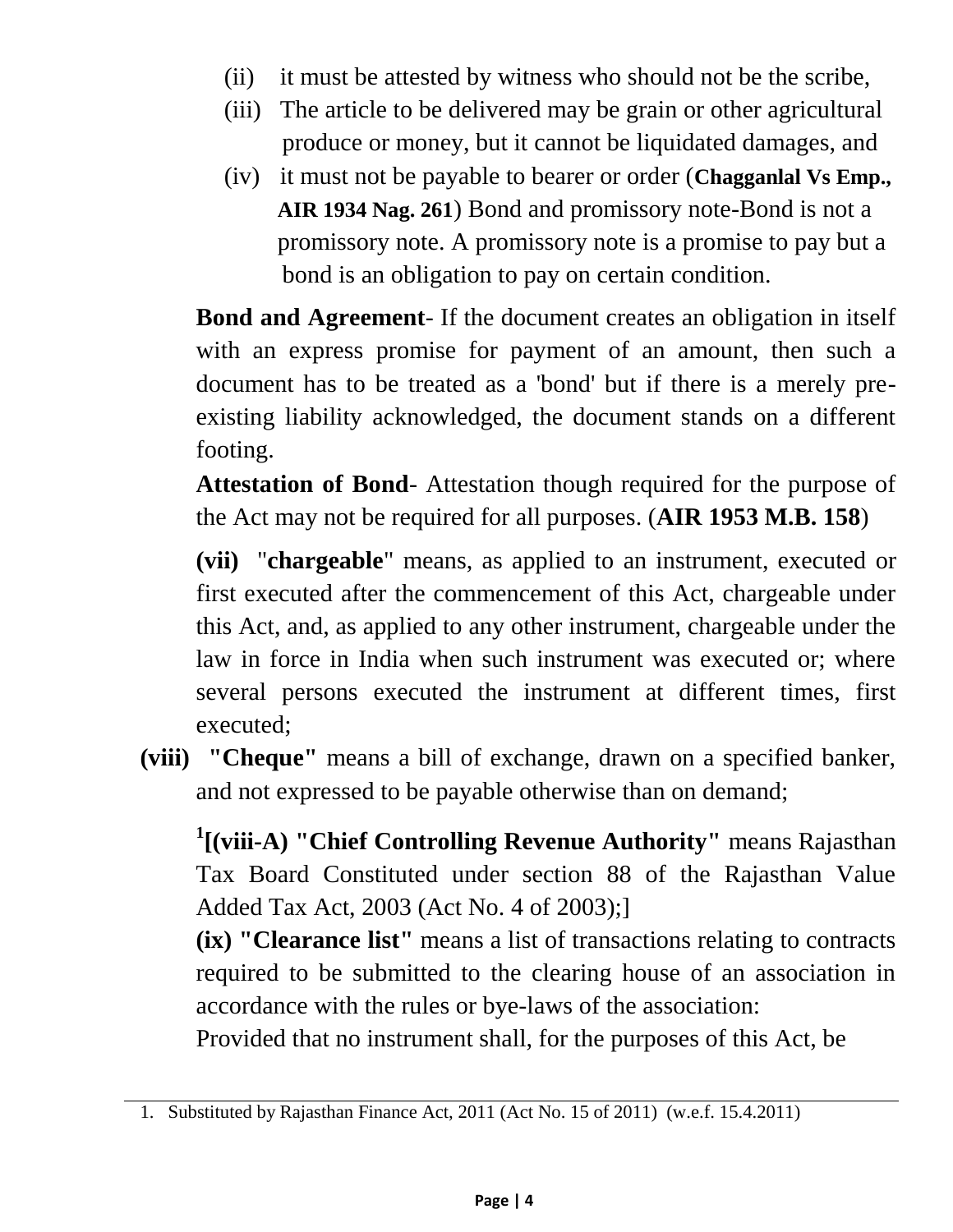(ii) it must be attested by witness who should not be the scribe,

(iii) The article to be delivered may be grain or other agricultural produce or money, but it cannot be liquidated damages, and

(iv) it must not be payable to bearer or order (**Chagganlal Vs Emp., AIR 1934 Nag. 261**) Bond and promissory note-Bond is not a promissory note. A promissory note is a promise to pay but a bond is an obligation to pay on certain condition.

**Bond and Agreement**- If the document creates an obligation in itself with an express promise for payment of an amount, then such a document has to be treated as a 'bond' but if there is a merely pre-existing liability acknowledged, the document stands on a different footing.

**Attestation of Bond**- Attestation though required for the purpose of the Act may not be required for all purposes. (**AIR 1953 M.B. 158**)

**(vii)** "**chargeable**" means, as applied to an instrument, executed or first executed after the commencement of this Act, chargeable under this Act, and, as applied to any other instrument, chargeable under the law in force in India when such instrument was executed or; where several persons executed the instrument at different times, first executed;

**(viii)** **"Cheque"** means a bill of exchange, drawn on a specified banker, and not expressed to be payable otherwise than on demand;

[1]**[(viii-A) "Chief Controlling Revenue Authority"** means Rajasthan Tax Board Constituted under section 88 of the Rajasthan Value Added Tax Act, 2003 (Act No. 4 of 2003);]

**(ix) "Clearance list"** means a list of transactions relating to contracts required to be submitted to the clearing house of an association in accordance with the rules or bye-laws of the association:

Provided that no instrument shall, for the purposes of this Act, be

1. Substituted by Rajasthan Finance Act, 2011 (Act No. 15 of 2011) (w.e.f. 15.4.2011)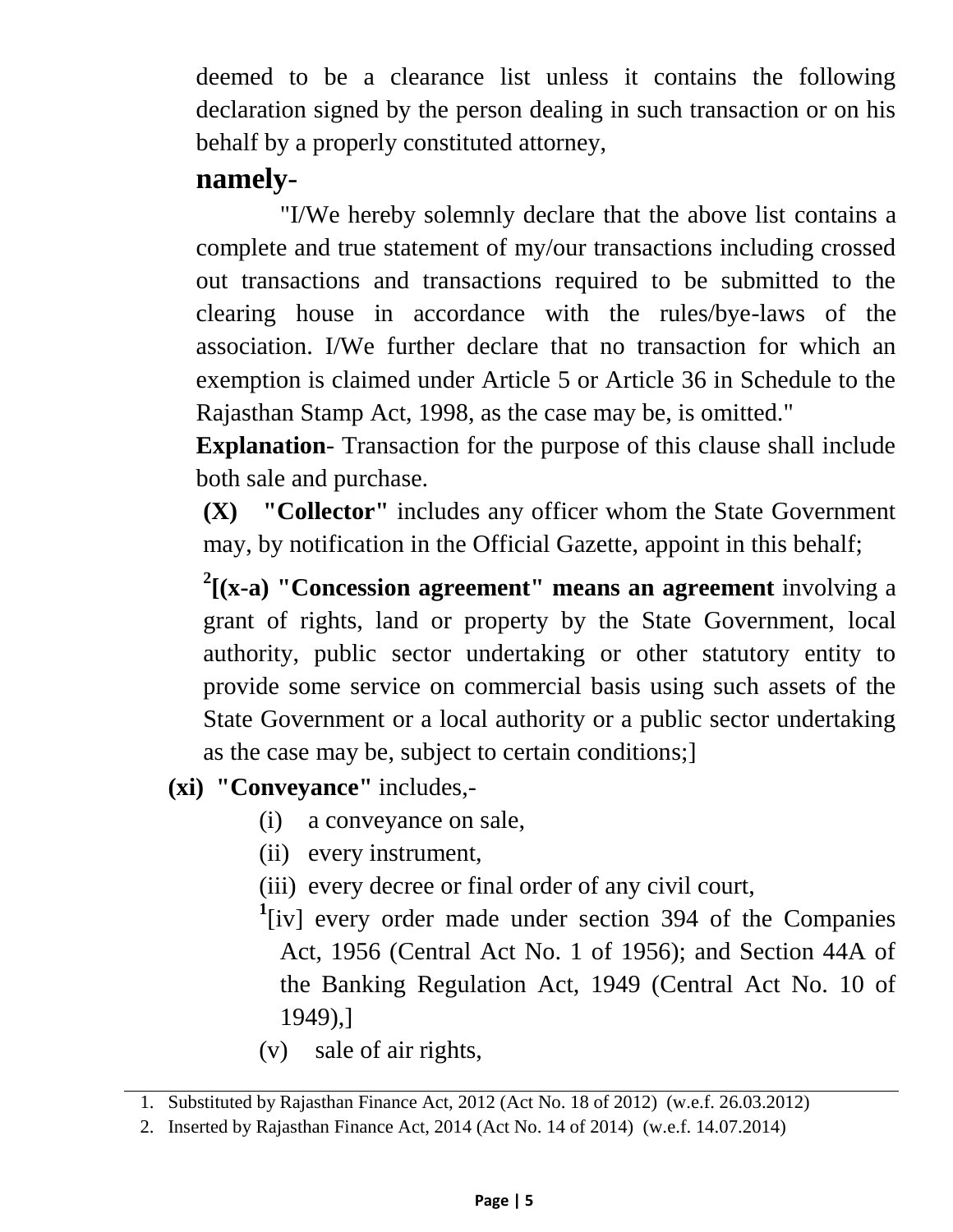deemed to be a clearance list unless it contains the following declaration signed by the person dealing in such transaction or on his behalf by a properly constituted attorney,

**namely**-

"I/We hereby solemnly declare that the above list contains a complete and true statement of my/our transactions including crossed out transactions and transactions required to be submitted to the clearing house in accordance with the rules/bye-laws of the association. I/We further declare that no transaction for which an exemption is claimed under Article 5 or Article 36 in Schedule to the Rajasthan Stamp Act, 1998, as the case may be, is omitted."

**Explanation**- Transaction for the purpose of this clause shall include both sale and purchase.

**(X) "Collector"** includes any officer whom the State Government may, by notification in the Official Gazette, appoint in this behalf;

[2]**[(x-a) "Concession agreement" means an agreement** involving a grant of rights, land or property by the State Government, local authority, public sector undertaking or other statutory entity to provide some service on commercial basis using such assets of the State Government or a local authority or a public sector undertaking as the case may be, subject to certain conditions;]

**(xi) "Conveyance"** includes,-

- (i) a conveyance on sale,
- (ii) every instrument,
- (iii) every decree or final order of any civil court,
- [1][iv] every order made under section 394 of the Companies Act, 1956 (Central Act No. 1 of 1956); and Section 44A of the Banking Regulation Act, 1949 (Central Act No. 10 of 1949),]
- (v) sale of air rights,

---

1. Substituted by Rajasthan Finance Act, 2012 (Act No. 18 of 2012) (w.e.f. 26.03.2012)
2. Inserted by Rajasthan Finance Act, 2014 (Act No. 14 of 2014) (w.e.f. 14.07.2014)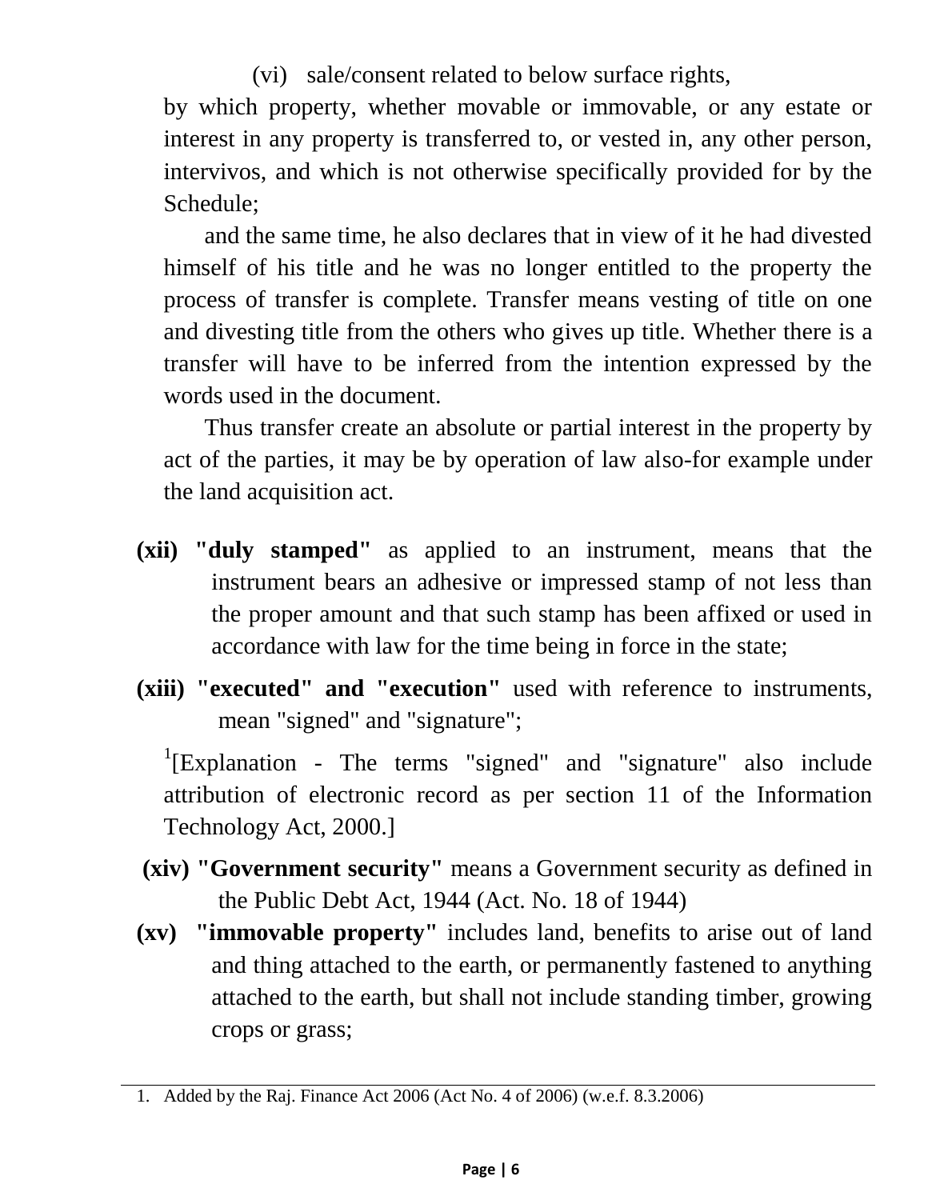(vi) sale/consent related to below surface rights,

by which property, whether movable or immovable, or any estate or interest in any property is transferred to, or vested in, any other person, intervivos, and which is not otherwise specifically provided for by the Schedule;

and the same time, he also declares that in view of it he had divested himself of his title and he was no longer entitled to the property the process of transfer is complete. Transfer means vesting of title on one and divesting title from the others who gives up title. Whether there is a transfer will have to be inferred from the intention expressed by the words used in the document.

Thus transfer create an absolute or partial interest in the property by act of the parties, it may be by operation of law also-for example under the land acquisition act.

**(xii) "duly stamped"** as applied to an instrument, means that the instrument bears an adhesive or impressed stamp of not less than the proper amount and that such stamp has been affixed or used in accordance with law for the time being in force in the state;

**(xiii) "executed" and "execution"** used with reference to instruments, mean "signed" and "signature";

[1][Explanation - The terms "signed" and "signature" also include attribution of electronic record as per section 11 of the Information Technology Act, 2000.]

**(xiv) "Government security"** means a Government security as defined in the Public Debt Act, 1944 (Act. No. 18 of 1944)

**(xv) "immovable property"** includes land, benefits to arise out of land and thing attached to the earth, or permanently fastened to anything attached to the earth, but shall not include standing timber, growing crops or grass;

---

1. Added by the Raj. Finance Act 2006 (Act No. 4 of 2006) (w.e.f. 8.3.2006)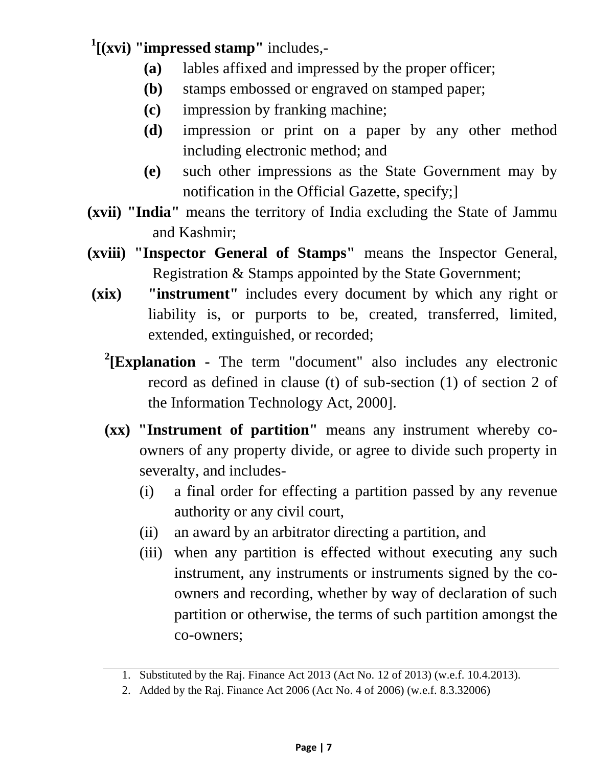[1][(xvi) **"impressed stamp"** includes,-

- **(a)** lables affixed and impressed by the proper officer;
- **(b)** stamps embossed or engraved on stamped paper;
- **(c)** impression by franking machine;
- **(d)** impression or print on a paper by any other method including electronic method; and
- **(e)** such other impressions as the State Government may by notification in the Official Gazette, specify;]

**(xvii) "India"** means the territory of India excluding the State of Jammu and Kashmir;

**(xviii) "Inspector General of Stamps"** means the Inspector General, Registration & Stamps appointed by the State Government;

**(xix) "instrument"** includes every document by which any right or liability is, or purports to be, created, transferred, limited, extended, extinguished, or recorded;

[2]**[Explanation** - The term "document" also includes any electronic record as defined in clause (t) of sub-section (1) of section 2 of the Information Technology Act, 2000].

**(xx) "Instrument of partition"** means any instrument whereby co-owners of any property divide, or agree to divide such property in severalty, and includes-

- (i) a final order for effecting a partition passed by any revenue authority or any civil court,
- (ii) an award by an arbitrator directing a partition, and
- (iii) when any partition is effected without executing any such instrument, any instruments or instruments signed by the co-owners and recording, whether by way of declaration of such partition or otherwise, the terms of such partition amongst the co-owners;

---

1. Substituted by the Raj. Finance Act 2013 (Act No. 12 of 2013) (w.e.f. 10.4.2013).
2. Added by the Raj. Finance Act 2006 (Act No. 4 of 2006) (w.e.f. 8.3.32006)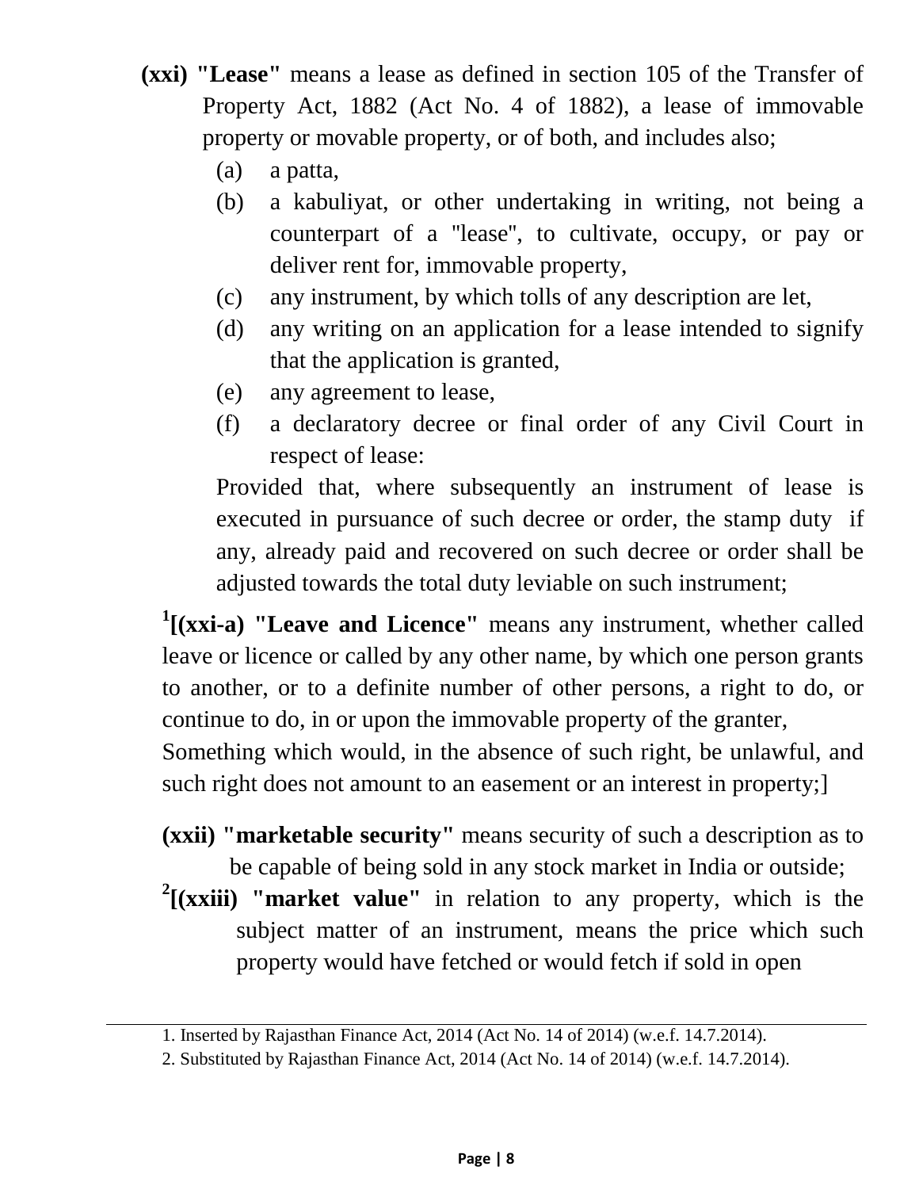**(xxi) "Lease"** means a lease as defined in section 105 of the Transfer of Property Act, 1882 (Act No. 4 of 1882), a lease of immovable property or movable property, or of both, and includes also;

(a) a patta,

(b) a kabuliyat, or other undertaking in writing, not being a counterpart of a "lease", to cultivate, occupy, or pay or deliver rent for, immovable property,

(c) any instrument, by which tolls of any description are let,

(d) any writing on an application for a lease intended to signify that the application is granted,

(e) any agreement to lease,

(f) a declaratory decree or final order of any Civil Court in respect of lease:

Provided that, where subsequently an instrument of lease is executed in pursuance of such decree or order, the stamp duty if any, already paid and recovered on such decree or order shall be adjusted towards the total duty leviable on such instrument;

[1][**(xxi-a) "Leave and Licence"** means any instrument, whether called leave or licence or called by any other name, by which one person grants to another, or to a definite number of other persons, a right to do, or continue to do, in or upon the immovable property of the granter, Something which would, in the absence of such right, be unlawful, and such right does not amount to an easement or an interest in property;]

**(xxii) "marketable security"** means security of such a description as to be capable of being sold in any stock market in India or outside;

[2][**(xxiii) "market value"** in relation to any property, which is the subject matter of an instrument, means the price which such property would have fetched or would fetch if sold in open

---

1. Inserted by Rajasthan Finance Act, 2014 (Act No. 14 of 2014) (w.e.f. 14.7.2014).
2. Substituted by Rajasthan Finance Act, 2014 (Act No. 14 of 2014) (w.e.f. 14.7.2014).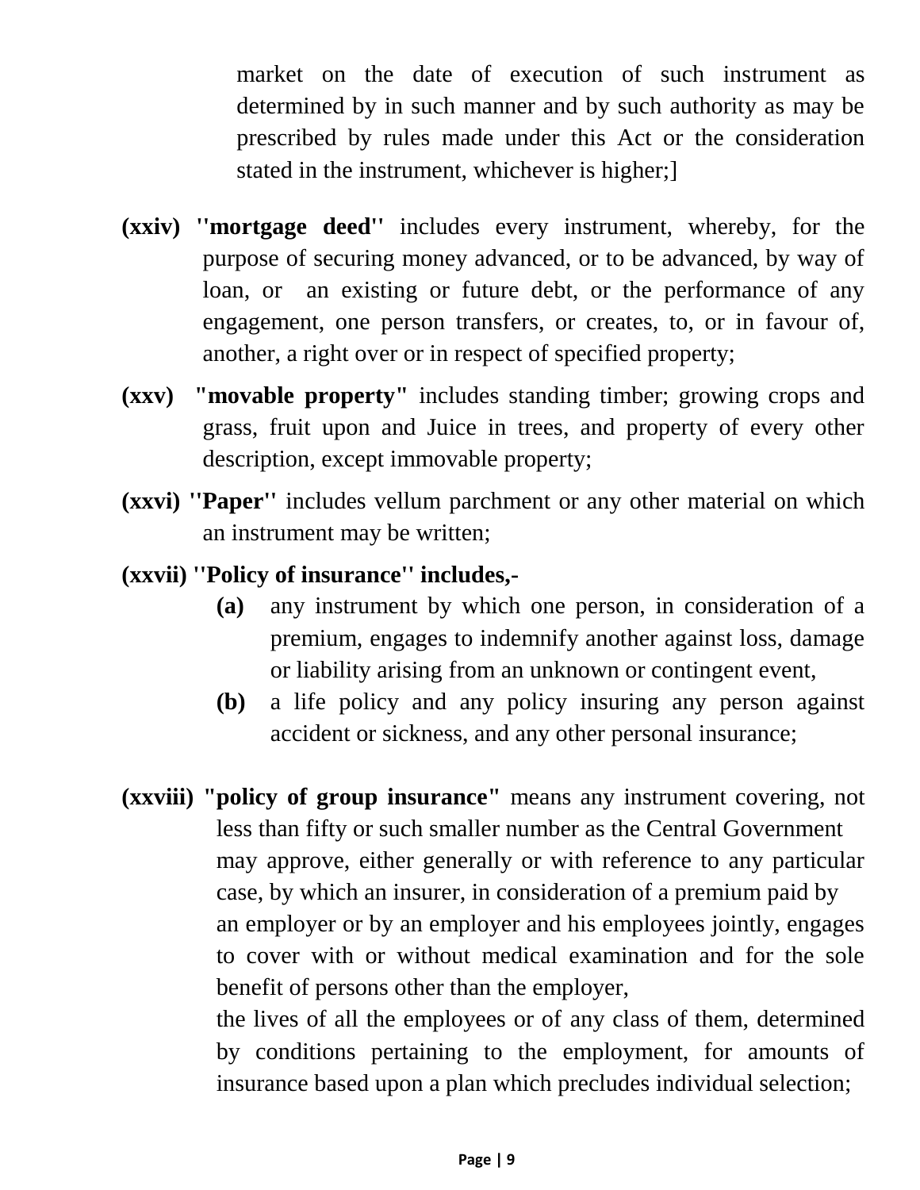market on the date of execution of such instrument as determined by in such manner and by such authority as may be prescribed by rules made under this Act or the consideration stated in the instrument, whichever is higher;]

**(xxiv) ''mortgage deed''** includes every instrument, whereby, for the purpose of securing money advanced, or to be advanced, by way of loan, or an existing or future debt, or the performance of any engagement, one person transfers, or creates, to, or in favour of, another, a right over or in respect of specified property;

**(xxv) "movable property"** includes standing timber; growing crops and grass, fruit upon and Juice in trees, and property of every other description, except immovable property;

**(xxvi) ''Paper''** includes vellum parchment or any other material on which an instrument may be written;

**(xxvii) ''Policy of insurance'' includes,-**

- **(a)** any instrument by which one person, in consideration of a premium, engages to indemnify another against loss, damage or liability arising from an unknown or contingent event,
- **(b)** a life policy and any policy insuring any person against accident or sickness, and any other personal insurance;

**(xxviii) "policy of group insurance"** means any instrument covering, not less than fifty or such smaller number as the Central Government may approve, either generally or with reference to any particular case, by which an insurer, in consideration of a premium paid by an employer or by an employer and his employees jointly, engages to cover with or without medical examination and for the sole benefit of persons other than the employer,

the lives of all the employees or of any class of them, determined by conditions pertaining to the employment, for amounts of insurance based upon a plan which precludes individual selection;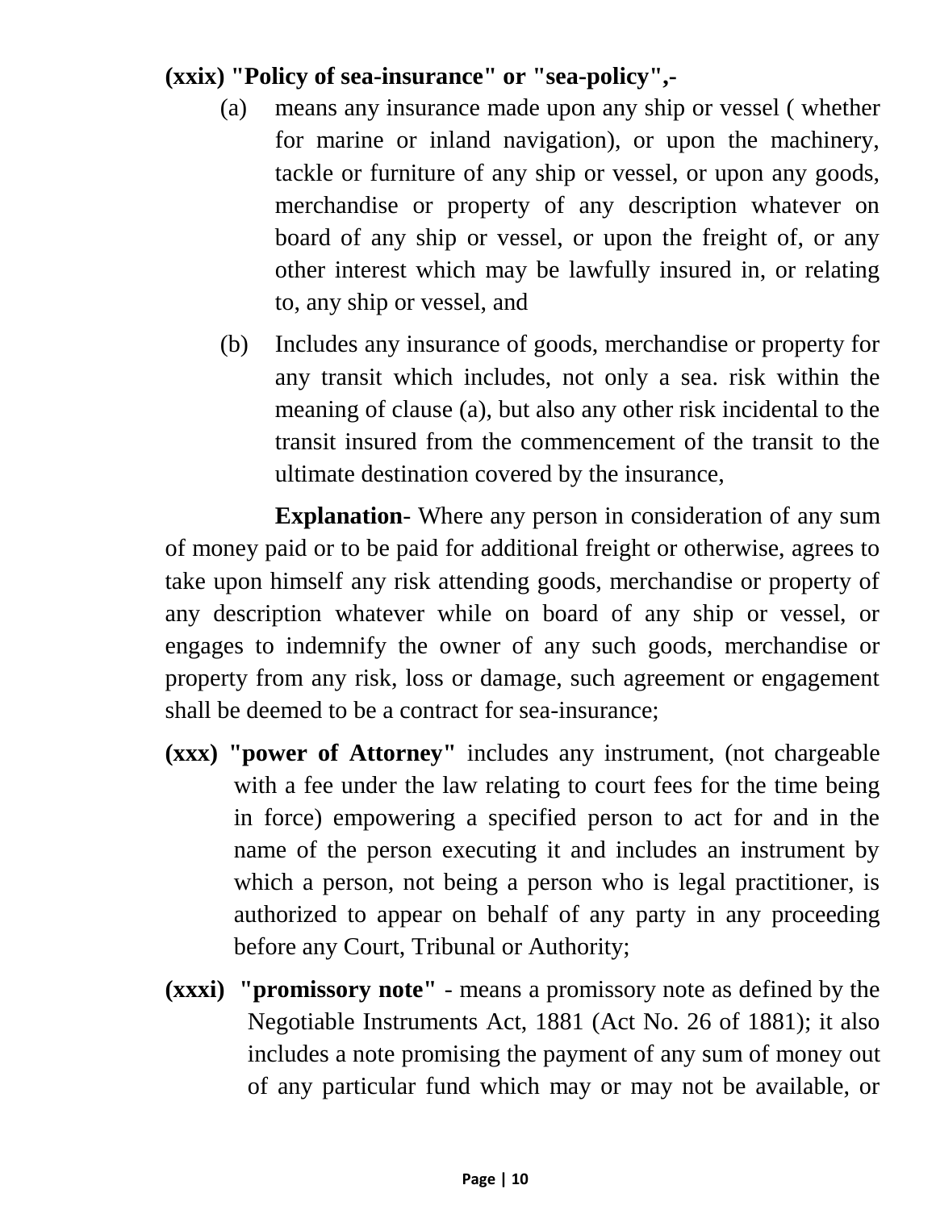**(xxix) "Policy of sea-insurance" or "sea-policy",-**

(a) means any insurance made upon any ship or vessel ( whether for marine or inland navigation), or upon the machinery, tackle or furniture of any ship or vessel, or upon any goods, merchandise or property of any description whatever on board of any ship or vessel, or upon the freight of, or any other interest which may be lawfully insured in, or relating to, any ship or vessel, and

(b) Includes any insurance of goods, merchandise or property for any transit which includes, not only a sea. risk within the meaning of clause (a), but also any other risk incidental to the transit insured from the commencement of the transit to the ultimate destination covered by the insurance,

**Explanation**- Where any person in consideration of any sum of money paid or to be paid for additional freight or otherwise, agrees to take upon himself any risk attending goods, merchandise or property of any description whatever while on board of any ship or vessel, or engages to indemnify the owner of any such goods, merchandise or property from any risk, loss or damage, such agreement or engagement shall be deemed to be a contract for sea-insurance;

**(xxx) "power of Attorney"** includes any instrument, (not chargeable with a fee under the law relating to court fees for the time being in force) empowering a specified person to act for and in the name of the person executing it and includes an instrument by which a person, not being a person who is legal practitioner, is authorized to appear on behalf of any party in any proceeding before any Court, Tribunal or Authority;

**(xxxi) "promissory note"** - means a promissory note as defined by the Negotiable Instruments Act, 1881 (Act No. 26 of 1881); it also includes a note promising the payment of any sum of money out of any particular fund which may or may not be available, or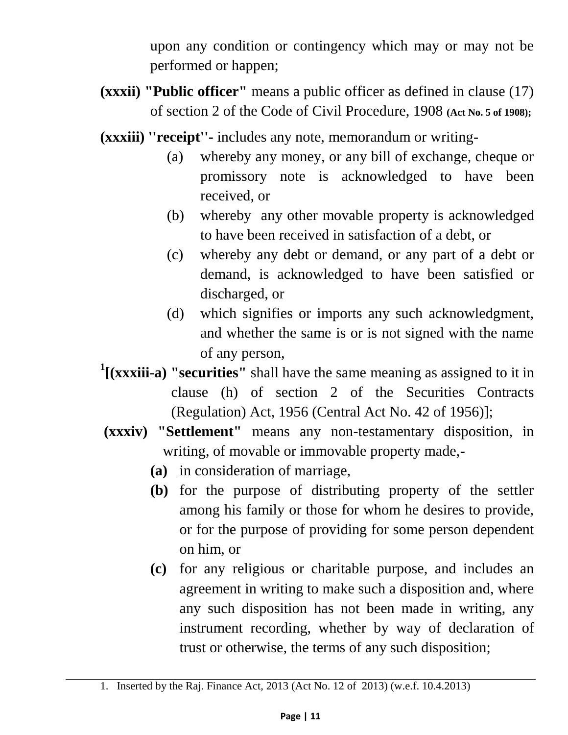upon any condition or contingency which may or may not be performed or happen;

**(xxxii) "Public officer"** means a public officer as defined in clause (17) of section 2 of the Code of Civil Procedure, 1908 **(Act No. 5 of 1908);**

**(xxxiii) ''receipt''-** includes any note, memorandum or writing-

(a) whereby any money, or any bill of exchange, cheque or promissory note is acknowledged to have been received, or

(b) whereby any other movable property is acknowledged to have been received in satisfaction of a debt, or

(c) whereby any debt or demand, or any part of a debt or demand, is acknowledged to have been satisfied or discharged, or

(d) which signifies or imports any such acknowledgment, and whether the same is or is not signed with the name of any person,

[1]**[(xxxiii-a) "securities"** shall have the same meaning as assigned to it in clause (h) of section 2 of the Securities Contracts (Regulation) Act, 1956 (Central Act No. 42 of 1956)];

**(xxxiv) "Settlement"** means any non-testamentary disposition, in writing, of movable or immovable property made,-

**(a)** in consideration of marriage,

**(b)** for the purpose of distributing property of the settler among his family or those for whom he desires to provide, or for the purpose of providing for some person dependent on him, or

**(c)** for any religious or charitable purpose, and includes an agreement in writing to make such a disposition and, where any such disposition has not been made in writing, any instrument recording, whether by way of declaration of trust or otherwise, the terms of any such disposition;

---

1. Inserted by the Raj. Finance Act, 2013 (Act No. 12 of 2013) (w.e.f. 10.4.2013)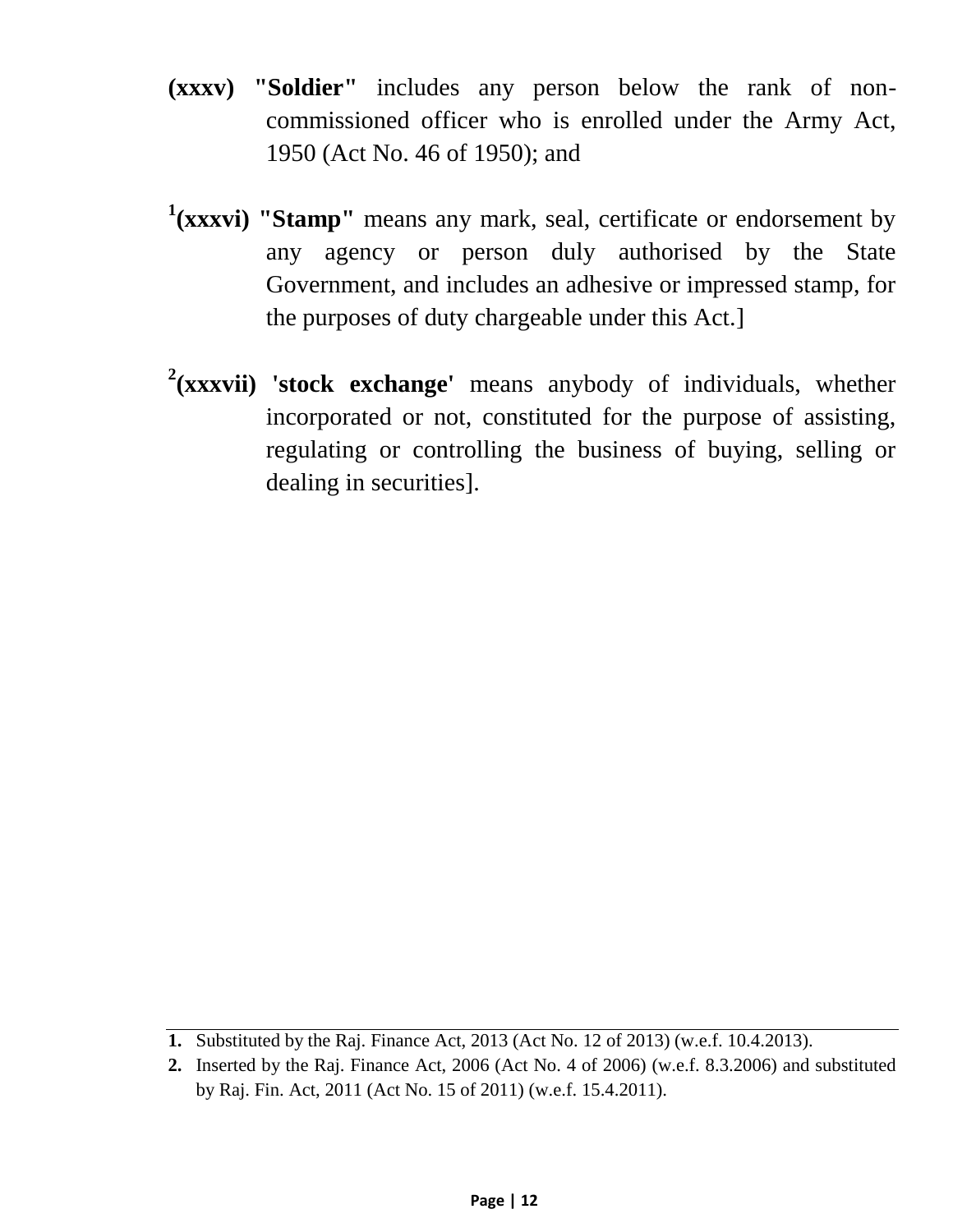**(xxxv) "Soldier"** includes any person below the rank of non-commissioned officer who is enrolled under the Army Act, 1950 (Act No. 46 of 1950); and

[1]**(xxxvi) "Stamp"** means any mark, seal, certificate or endorsement by any agency or person duly authorised by the State Government, and includes an adhesive or impressed stamp, for the purposes of duty chargeable under this Act.]

[2]**(xxxvii) 'stock exchange'** means anybody of individuals, whether incorporated or not, constituted for the purpose of assisting, regulating or controlling the business of buying, selling or dealing in securities].

---

**1.** Substituted by the Raj. Finance Act, 2013 (Act No. 12 of 2013) (w.e.f. 10.4.2013).

**2.** Inserted by the Raj. Finance Act, 2006 (Act No. 4 of 2006) (w.e.f. 8.3.2006) and substituted by Raj. Fin. Act, 2011 (Act No. 15 of 2011) (w.e.f. 15.4.2011).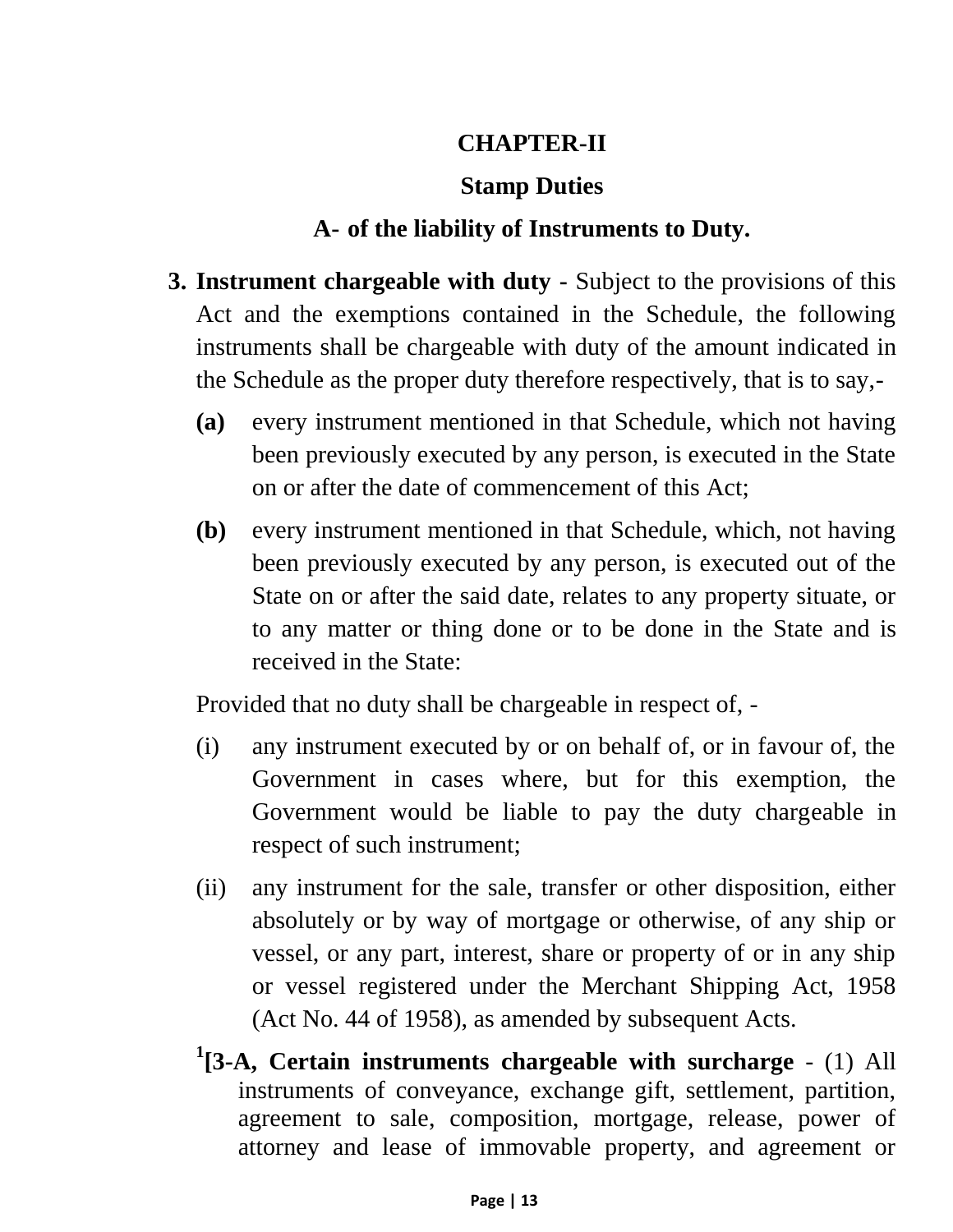## CHAPTER-II

## Stamp Duties

### A- of the liability of Instruments to Duty.

**3. Instrument chargeable with duty -** Subject to the provisions of this Act and the exemptions contained in the Schedule, the following instruments shall be chargeable with duty of the amount indicated in the Schedule as the proper duty therefore respectively, that is to say,-

**(a)** every instrument mentioned in that Schedule, which not having been previously executed by any person, is executed in the State on or after the date of commencement of this Act;

**(b)** every instrument mentioned in that Schedule, which, not having been previously executed by any person, is executed out of the State on or after the said date, relates to any property situate, or to any matter or thing done or to be done in the State and is received in the State:

Provided that no duty shall be chargeable in respect of, -

(i) any instrument executed by or on behalf of, or in favour of, the Government in cases where, but for this exemption, the Government would be liable to pay the duty chargeable in respect of such instrument;

(ii) any instrument for the sale, transfer or other disposition, either absolutely or by way of mortgage or otherwise, of any ship or vessel, or any part, interest, share or property of or in any ship or vessel registered under the Merchant Shipping Act, 1958 (Act No. 44 of 1958), as amended by subsequent Acts.

[1][**3-A, Certain instruments chargeable with surcharge** - (1) All instruments of conveyance, exchange gift, settlement, partition, agreement to sale, composition, mortgage, release, power of attorney and lease of immovable property, and agreement or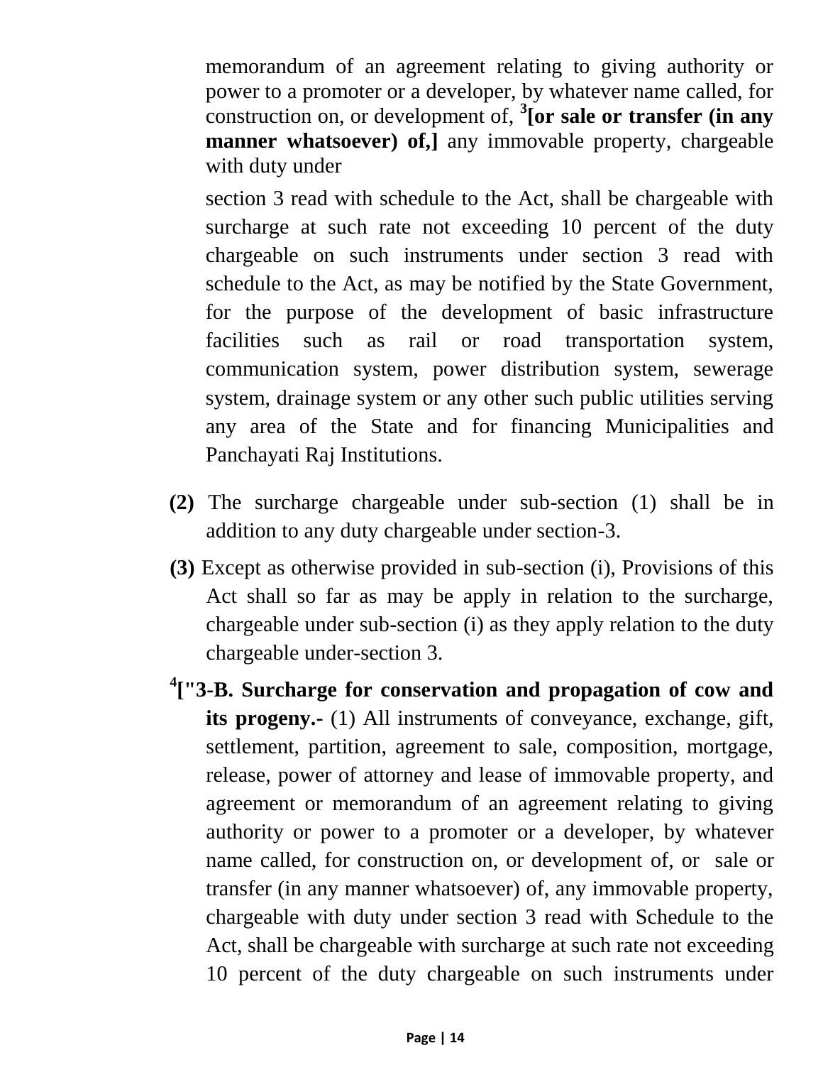memorandum of an agreement relating to giving authority or power to a promoter or a developer, by whatever name called, for construction on, or development of, [3]**[or sale or transfer (in any manner whatsoever) of,]** any immovable property, chargeable with duty under

section 3 read with schedule to the Act, shall be chargeable with surcharge at such rate not exceeding 10 percent of the duty chargeable on such instruments under section 3 read with schedule to the Act, as may be notified by the State Government, for the purpose of the development of basic infrastructure facilities such as rail or road transportation system, communication system, power distribution system, sewerage system, drainage system or any other such public utilities serving any area of the State and for financing Municipalities and Panchayati Raj Institutions.

**(2)** The surcharge chargeable under sub-section (1) shall be in addition to any duty chargeable under section-3.

**(3)** Except as otherwise provided in sub-section (i), Provisions of this Act shall so far as may be apply in relation to the surcharge, chargeable under sub-section (i) as they apply relation to the duty chargeable under-section 3.

[4]**["3-B. Surcharge for conservation and propagation of cow and its progeny.-** (1) All instruments of conveyance, exchange, gift, settlement, partition, agreement to sale, composition, mortgage, release, power of attorney and lease of immovable property, and agreement or memorandum of an agreement relating to giving authority or power to a promoter or a developer, by whatever name called, for construction on, or development of, or sale or transfer (in any manner whatsoever) of, any immovable property, chargeable with duty under section 3 read with Schedule to the Act, shall be chargeable with surcharge at such rate not exceeding 10 percent of the duty chargeable on such instruments under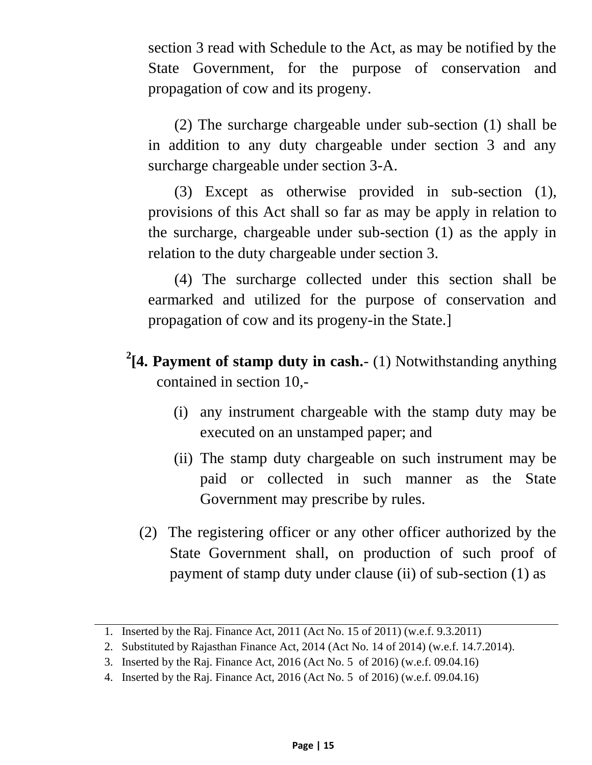section 3 read with Schedule to the Act, as may be notified by the State Government, for the purpose of conservation and propagation of cow and its progeny.

(2) The surcharge chargeable under sub-section (1) shall be in addition to any duty chargeable under section 3 and any surcharge chargeable under section 3-A.

(3) Except as otherwise provided in sub-section (1), provisions of this Act shall so far as may be apply in relation to the surcharge, chargeable under sub-section (1) as the apply in relation to the duty chargeable under section 3.

(4) The surcharge collected under this section shall be earmarked and utilized for the purpose of conservation and propagation of cow and its progeny-in the State.]

[2][**4. Payment of stamp duty in cash.**- (1) Notwithstanding anything contained in section 10,-

(i) any instrument chargeable with the stamp duty may be executed on an unstamped paper; and

(ii) The stamp duty chargeable on such instrument may be paid or collected in such manner as the State Government may prescribe by rules.

(2) The registering officer or any other officer authorized by the State Government shall, on production of such proof of payment of stamp duty under clause (ii) of sub-section (1) as

---

1. Inserted by the Raj. Finance Act, 2011 (Act No. 15 of 2011) (w.e.f. 9.3.2011)
2. Substituted by Rajasthan Finance Act, 2014 (Act No. 14 of 2014) (w.e.f. 14.7.2014).
3. Inserted by the Raj. Finance Act, 2016 (Act No. 5 of 2016) (w.e.f. 09.04.16)
4. Inserted by the Raj. Finance Act, 2016 (Act No. 5 of 2016) (w.e.f. 09.04.16)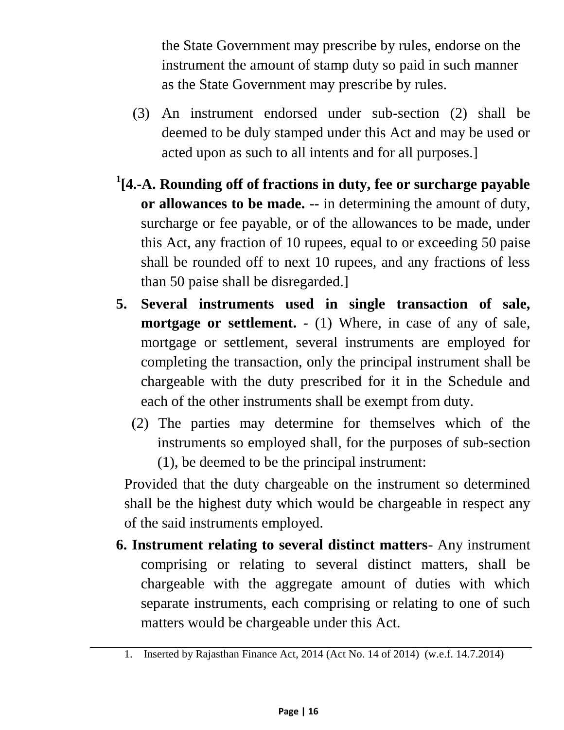the State Government may prescribe by rules, endorse on the instrument the amount of stamp duty so paid in such manner as the State Government may prescribe by rules.

(3) An instrument endorsed under sub-section (2) shall be deemed to be duly stamped under this Act and may be used or acted upon as such to all intents and for all purposes.]

[1][**4.-A. Rounding off of fractions in duty, fee or surcharge payable or allowances to be made. --** in determining the amount of duty, surcharge or fee payable, or of the allowances to be made, under this Act, any fraction of 10 rupees, equal to or exceeding 50 paise shall be rounded off to next 10 rupees, and any fractions of less than 50 paise shall be disregarded.]

**5. Several instruments used in single transaction of sale, mortgage or settlement.** - (1) Where, in case of any of sale, mortgage or settlement, several instruments are employed for completing the transaction, only the principal instrument shall be chargeable with the duty prescribed for it in the Schedule and each of the other instruments shall be exempt from duty.

(2) The parties may determine for themselves which of the instruments so employed shall, for the purposes of sub-section (1), be deemed to be the principal instrument:

Provided that the duty chargeable on the instrument so determined shall be the highest duty which would be chargeable in respect any of the said instruments employed.

**6. Instrument relating to several distinct matters**- Any instrument comprising or relating to several distinct matters, shall be chargeable with the aggregate amount of duties with which separate instruments, each comprising or relating to one of such matters would be chargeable under this Act.

---

1. Inserted by Rajasthan Finance Act, 2014 (Act No. 14 of 2014) (w.e.f. 14.7.2014)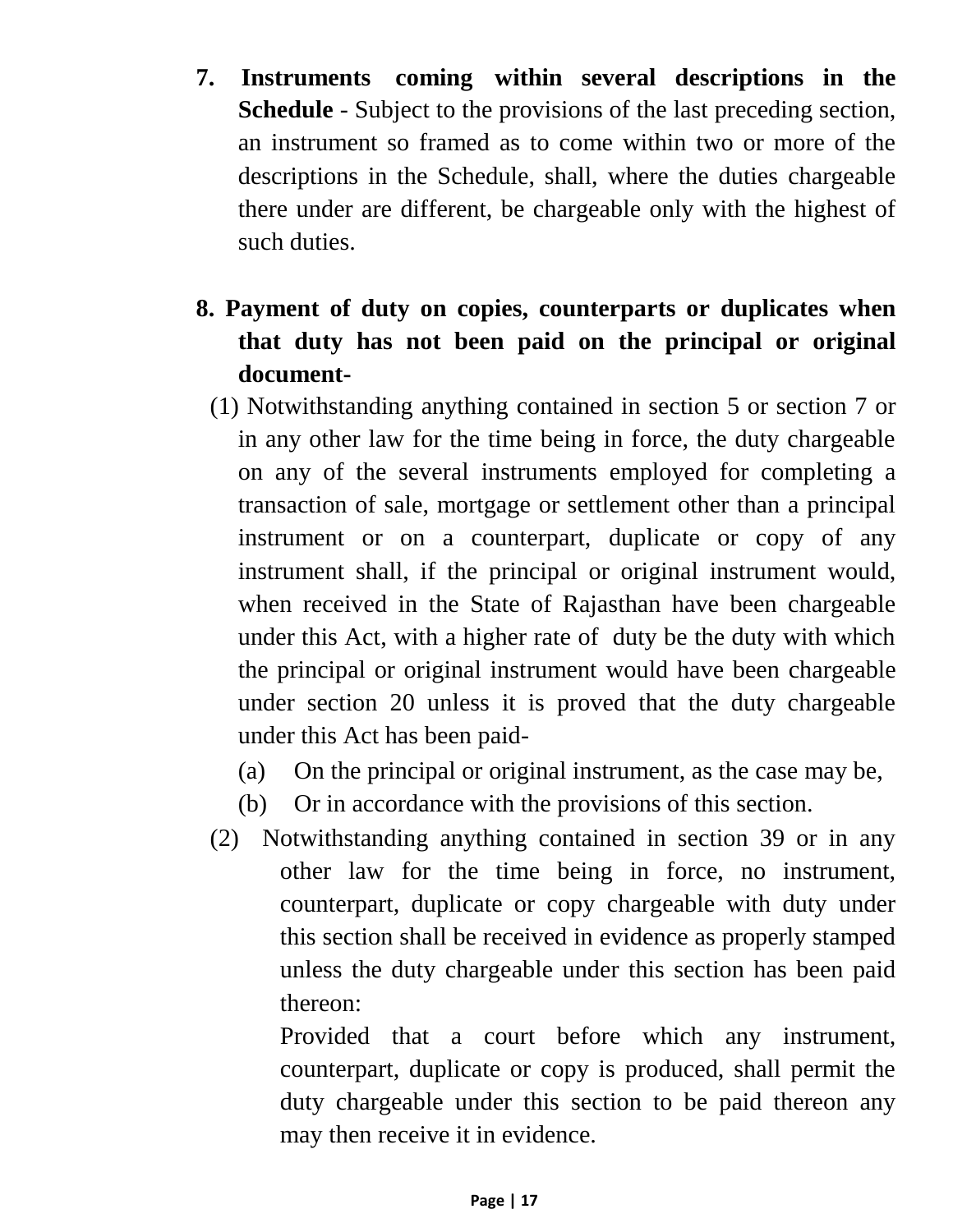**7. Instruments coming within several descriptions in the Schedule** - Subject to the provisions of the last preceding section, an instrument so framed as to come within two or more of the descriptions in the Schedule, shall, where the duties chargeable there under are different, be chargeable only with the highest of such duties.

**8. Payment of duty on copies, counterparts or duplicates when that duty has not been paid on the principal or original document-**

(1) Notwithstanding anything contained in section 5 or section 7 or in any other law for the time being in force, the duty chargeable on any of the several instruments employed for completing a transaction of sale, mortgage or settlement other than a principal instrument or on a counterpart, duplicate or copy of any instrument shall, if the principal or original instrument would, when received in the State of Rajasthan have been chargeable under this Act, with a higher rate of duty be the duty with which the principal or original instrument would have been chargeable under section 20 unless it is proved that the duty chargeable under this Act has been paid-

(a) On the principal or original instrument, as the case may be,

(b) Or in accordance with the provisions of this section.

(2) Notwithstanding anything contained in section 39 or in any other law for the time being in force, no instrument, counterpart, duplicate or copy chargeable with duty under this section shall be received in evidence as properly stamped unless the duty chargeable under this section has been paid thereon:

Provided that a court before which any instrument, counterpart, duplicate or copy is produced, shall permit the duty chargeable under this section to be paid thereon any may then receive it in evidence.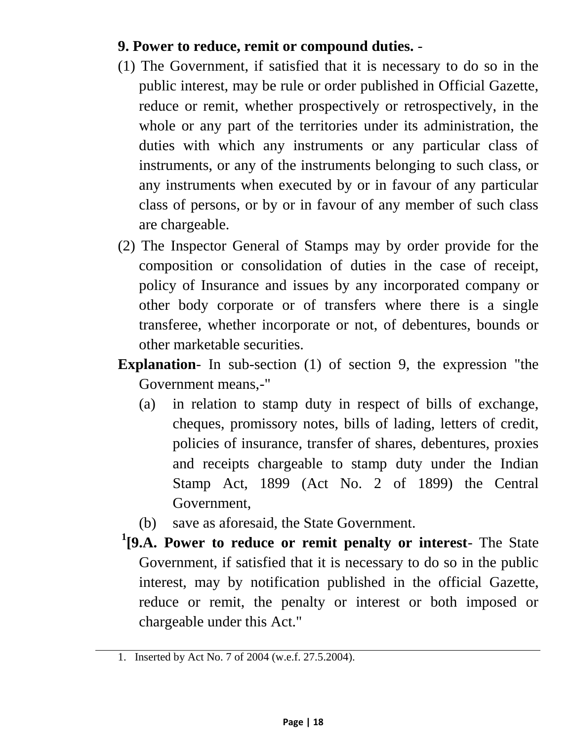**9. Power to reduce, remit or compound duties.** -

(1) The Government, if satisfied that it is necessary to do so in the public interest, may be rule or order published in Official Gazette, reduce or remit, whether prospectively or retrospectively, in the whole or any part of the territories under its administration, the duties with which any instruments or any particular class of instruments, or any of the instruments belonging to such class, or any instruments when executed by or in favour of any particular class of persons, or by or in favour of any member of such class are chargeable.

(2) The Inspector General of Stamps may by order provide for the composition or consolidation of duties in the case of receipt, policy of Insurance and issues by any incorporated company or other body corporate or of transfers where there is a single transferee, whether incorporate or not, of debentures, bounds or other marketable securities.

**Explanation**- In sub-section (1) of section 9, the expression "the Government means,-"

(a) in relation to stamp duty in respect of bills of exchange, cheques, promissory notes, bills of lading, letters of credit, policies of insurance, transfer of shares, debentures, proxies and receipts chargeable to stamp duty under the Indian Stamp Act, 1899 (Act No. 2 of 1899) the Central Government,

(b) save as aforesaid, the State Government.

[1]**[9.A. Power to reduce or remit penalty or interest**- The State Government, if satisfied that it is necessary to do so in the public interest, may by notification published in the official Gazette, reduce or remit, the penalty or interest or both imposed or chargeable under this Act."

---

1. Inserted by Act No. 7 of 2004 (w.e.f. 27.5.2004).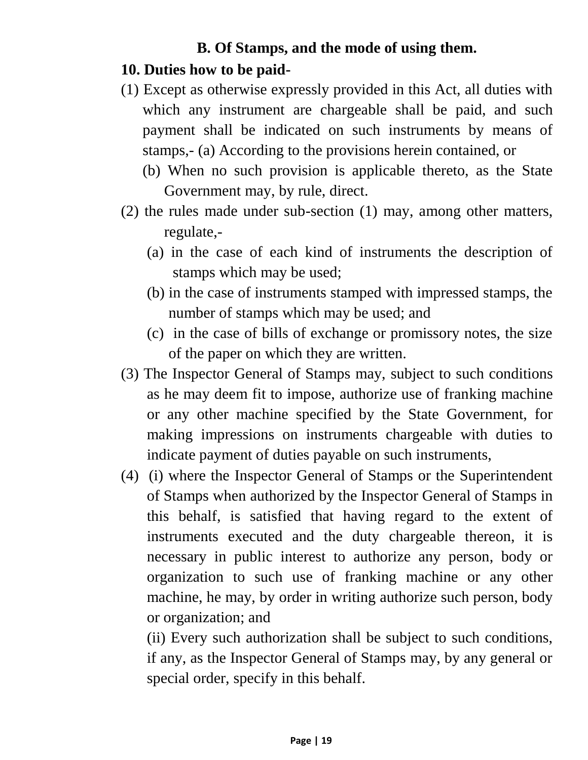## B. Of Stamps, and the mode of using them.

**10. Duties how to be paid-**

(1) Except as otherwise expressly provided in this Act, all duties with which any instrument are chargeable shall be paid, and such payment shall be indicated on such instruments by means of stamps,- (a) According to the provisions herein contained, or

(b) When no such provision is applicable thereto, as the State Government may, by rule, direct.

(2) the rules made under sub-section (1) may, among other matters, regulate,-

(a) in the case of each kind of instruments the description of stamps which may be used;

(b) in the case of instruments stamped with impressed stamps, the number of stamps which may be used; and

(c) in the case of bills of exchange or promissory notes, the size of the paper on which they are written.

(3) The Inspector General of Stamps may, subject to such conditions as he may deem fit to impose, authorize use of franking machine or any other machine specified by the State Government, for making impressions on instruments chargeable with duties to indicate payment of duties payable on such instruments,

(4) (i) where the Inspector General of Stamps or the Superintendent of Stamps when authorized by the Inspector General of Stamps in this behalf, is satisfied that having regard to the extent of instruments executed and the duty chargeable thereon, it is necessary in public interest to authorize any person, body or organization to such use of franking machine or any other machine, he may, by order in writing authorize such person, body or organization; and

(ii) Every such authorization shall be subject to such conditions, if any, as the Inspector General of Stamps may, by any general or special order, specify in this behalf.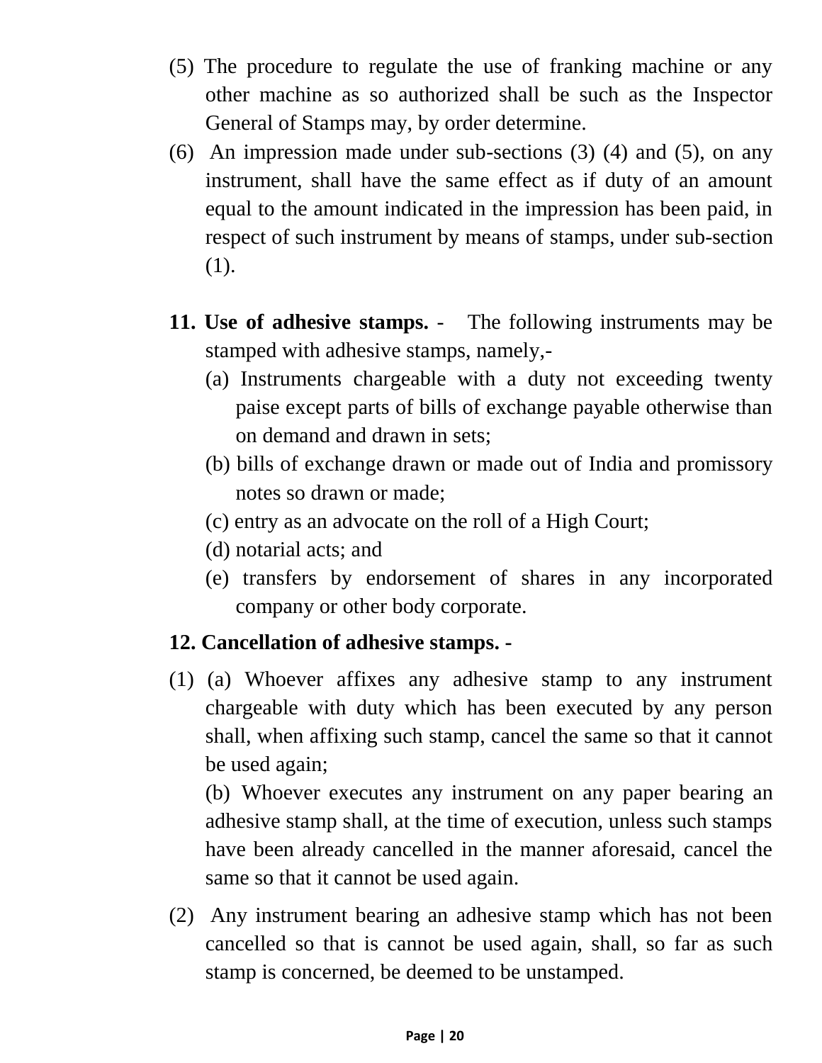(5) The procedure to regulate the use of franking machine or any other machine as so authorized shall be such as the Inspector General of Stamps may, by order determine.

(6) An impression made under sub-sections (3) (4) and (5), on any instrument, shall have the same effect as if duty of an amount equal to the amount indicated in the impression has been paid, in respect of such instrument by means of stamps, under sub-section (1).

**11. Use of adhesive stamps.** - The following instruments may be stamped with adhesive stamps, namely,-

(a) Instruments chargeable with a duty not exceeding twenty paise except parts of bills of exchange payable otherwise than on demand and drawn in sets;

(b) bills of exchange drawn or made out of India and promissory notes so drawn or made;

(c) entry as an advocate on the roll of a High Court;

(d) notarial acts; and

(e) transfers by endorsement of shares in any incorporated company or other body corporate.

**12. Cancellation of adhesive stamps. -**

(1) (a) Whoever affixes any adhesive stamp to any instrument chargeable with duty which has been executed by any person shall, when affixing such stamp, cancel the same so that it cannot be used again;

(b) Whoever executes any instrument on any paper bearing an adhesive stamp shall, at the time of execution, unless such stamps have been already cancelled in the manner aforesaid, cancel the same so that it cannot be used again.

(2) Any instrument bearing an adhesive stamp which has not been cancelled so that is cannot be used again, shall, so far as such stamp is concerned, be deemed to be unstamped.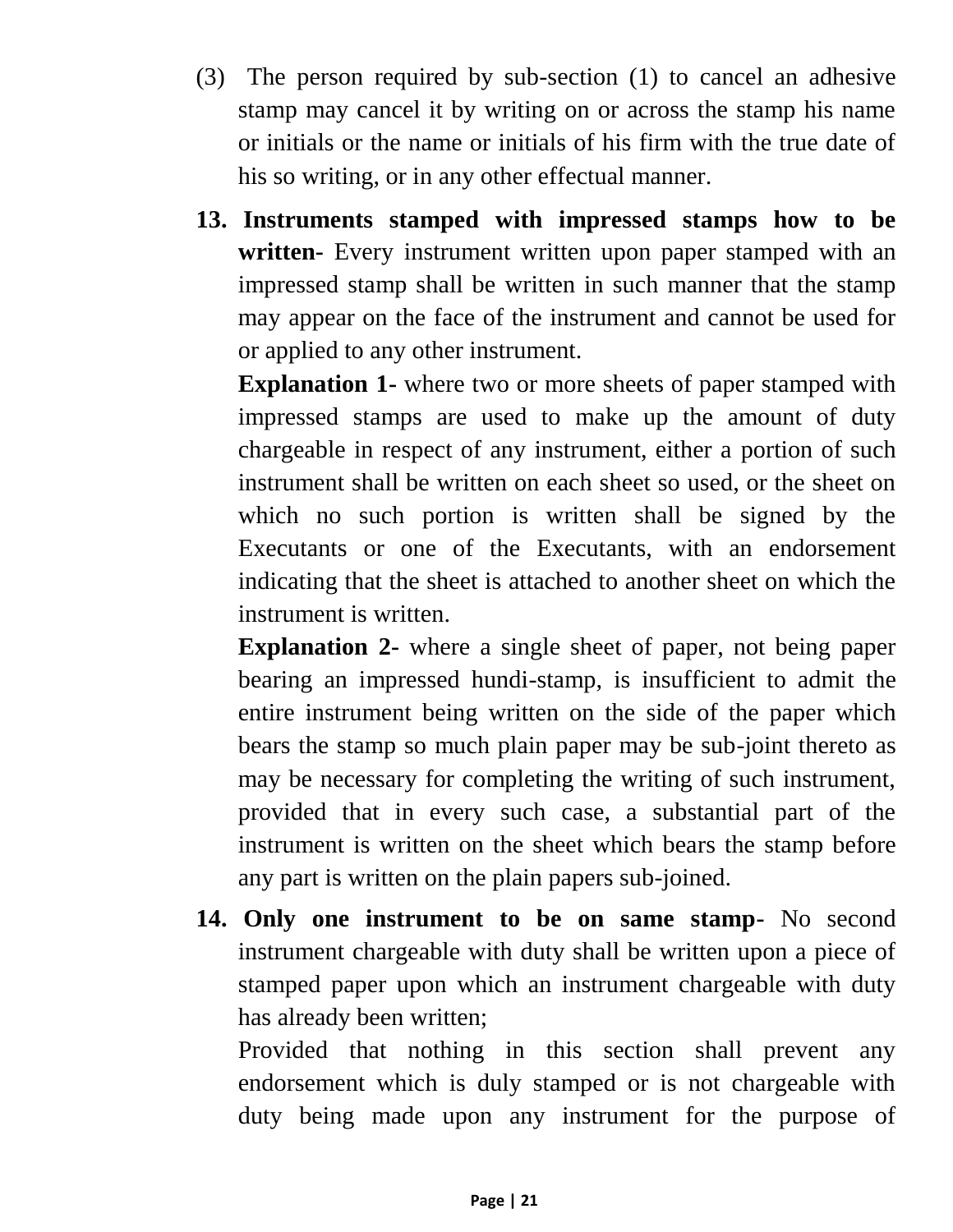(3) The person required by sub-section (1) to cancel an adhesive stamp may cancel it by writing on or across the stamp his name or initials or the name or initials of his firm with the true date of his so writing, or in any other effectual manner.

**13. Instruments stamped with impressed stamps how to be written-** Every instrument written upon paper stamped with an impressed stamp shall be written in such manner that the stamp may appear on the face of the instrument and cannot be used for or applied to any other instrument.

**Explanation 1-** where two or more sheets of paper stamped with impressed stamps are used to make up the amount of duty chargeable in respect of any instrument, either a portion of such instrument shall be written on each sheet so used, or the sheet on which no such portion is written shall be signed by the Executants or one of the Executants, with an endorsement indicating that the sheet is attached to another sheet on which the instrument is written.

**Explanation 2-** where a single sheet of paper, not being paper bearing an impressed hundi-stamp, is insufficient to admit the entire instrument being written on the side of the paper which bears the stamp so much plain paper may be sub-joint thereto as may be necessary for completing the writing of such instrument, provided that in every such case, a substantial part of the instrument is written on the sheet which bears the stamp before any part is written on the plain papers sub-joined.

**14. Only one instrument to be on same stamp-** No second instrument chargeable with duty shall be written upon a piece of stamped paper upon which an instrument chargeable with duty has already been written;

Provided that nothing in this section shall prevent any endorsement which is duly stamped or is not chargeable with duty being made upon any instrument for the purpose of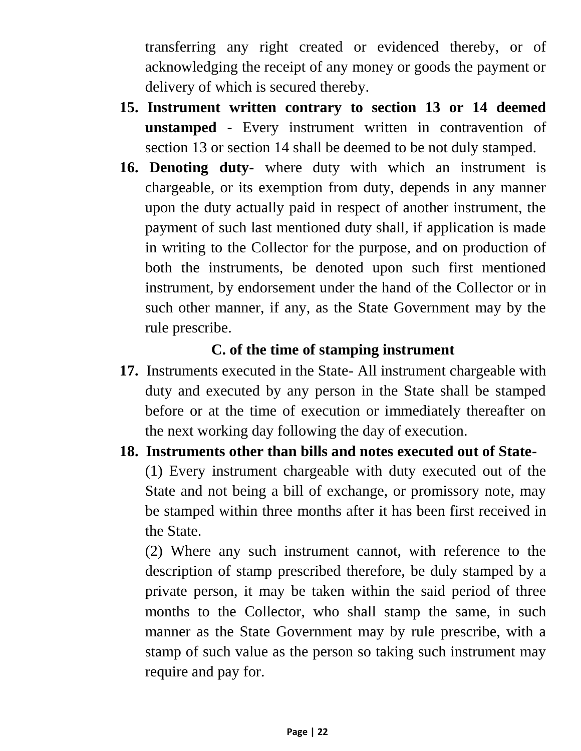transferring any right created or evidenced thereby, or of acknowledging the receipt of any money or goods the payment or delivery of which is secured thereby.

**15. Instrument written contrary to section 13 or 14 deemed unstamped** - Every instrument written in contravention of section 13 or section 14 shall be deemed to be not duly stamped.

**16. Denoting duty-** where duty with which an instrument is chargeable, or its exemption from duty, depends in any manner upon the duty actually paid in respect of another instrument, the payment of such last mentioned duty shall, if application is made in writing to the Collector for the purpose, and on production of both the instruments, be denoted upon such first mentioned instrument, by endorsement under the hand of the Collector or in such other manner, if any, as the State Government may by the rule prescribe.

### C. of the time of stamping instrument

**17.** Instruments executed in the State- All instrument chargeable with duty and executed by any person in the State shall be stamped before or at the time of execution or immediately thereafter on the next working day following the day of execution.

**18. Instruments other than bills and notes executed out of State-**

(1) Every instrument chargeable with duty executed out of the State and not being a bill of exchange, or promissory note, may be stamped within three months after it has been first received in the State.

(2) Where any such instrument cannot, with reference to the description of stamp prescribed therefore, be duly stamped by a private person, it may be taken within the said period of three months to the Collector, who shall stamp the same, in such manner as the State Government may by rule prescribe, with a stamp of such value as the person so taking such instrument may require and pay for.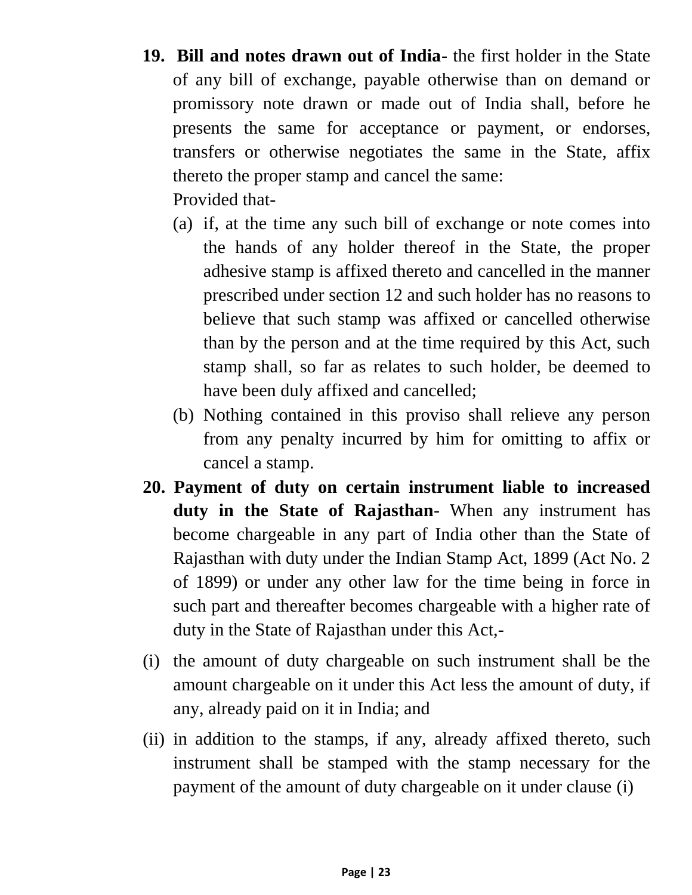**19. Bill and notes drawn out of India**- the first holder in the State of any bill of exchange, payable otherwise than on demand or promissory note drawn or made out of India shall, before he presents the same for acceptance or payment, or endorses, transfers or otherwise negotiates the same in the State, affix thereto the proper stamp and cancel the same:

Provided that-

(a) if, at the time any such bill of exchange or note comes into the hands of any holder thereof in the State, the proper adhesive stamp is affixed thereto and cancelled in the manner prescribed under section 12 and such holder has no reasons to believe that such stamp was affixed or cancelled otherwise than by the person and at the time required by this Act, such stamp shall, so far as relates to such holder, be deemed to have been duly affixed and cancelled;

(b) Nothing contained in this proviso shall relieve any person from any penalty incurred by him for omitting to affix or cancel a stamp.

**20. Payment of duty on certain instrument liable to increased duty in the State of Rajasthan**- When any instrument has become chargeable in any part of India other than the State of Rajasthan with duty under the Indian Stamp Act, 1899 (Act No. 2 of 1899) or under any other law for the time being in force in such part and thereafter becomes chargeable with a higher rate of duty in the State of Rajasthan under this Act,-

(i) the amount of duty chargeable on such instrument shall be the amount chargeable on it under this Act less the amount of duty, if any, already paid on it in India; and

(ii) in addition to the stamps, if any, already affixed thereto, such instrument shall be stamped with the stamp necessary for the payment of the amount of duty chargeable on it under clause (i)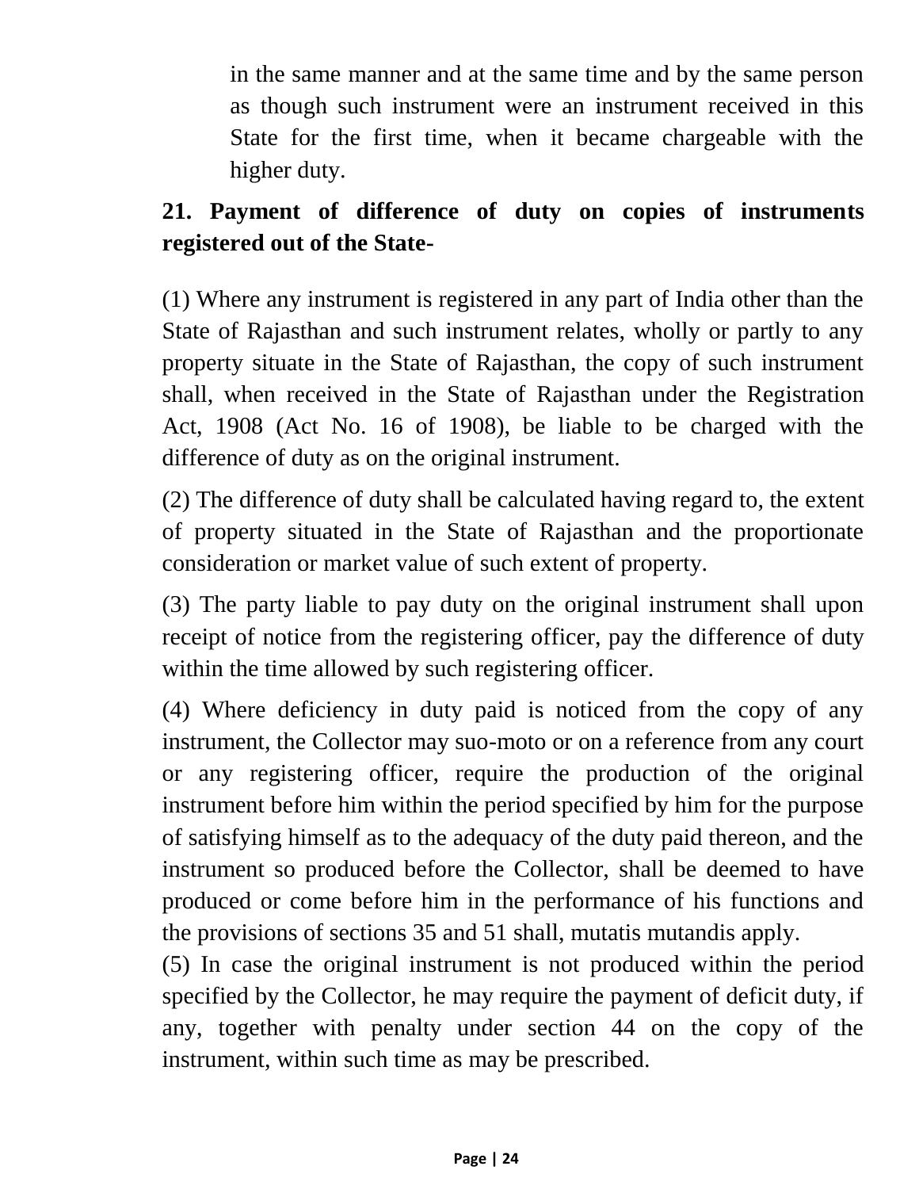in the same manner and at the same time and by the same person as though such instrument were an instrument received in this State for the first time, when it became chargeable with the higher duty.

**21. Payment of difference of duty on copies of instruments registered out of the State-**

(1) Where any instrument is registered in any part of India other than the State of Rajasthan and such instrument relates, wholly or partly to any property situate in the State of Rajasthan, the copy of such instrument shall, when received in the State of Rajasthan under the Registration Act, 1908 (Act No. 16 of 1908), be liable to be charged with the difference of duty as on the original instrument.

(2) The difference of duty shall be calculated having regard to, the extent of property situated in the State of Rajasthan and the proportionate consideration or market value of such extent of property.

(3) The party liable to pay duty on the original instrument shall upon receipt of notice from the registering officer, pay the difference of duty within the time allowed by such registering officer.

(4) Where deficiency in duty paid is noticed from the copy of any instrument, the Collector may suo-moto or on a reference from any court or any registering officer, require the production of the original instrument before him within the period specified by him for the purpose of satisfying himself as to the adequacy of the duty paid thereon, and the instrument so produced before the Collector, shall be deemed to have produced or come before him in the performance of his functions and the provisions of sections 35 and 51 shall, mutatis mutandis apply.

(5) In case the original instrument is not produced within the period specified by the Collector, he may require the payment of deficit duty, if any, together with penalty under section 44 on the copy of the instrument, within such time as may be prescribed.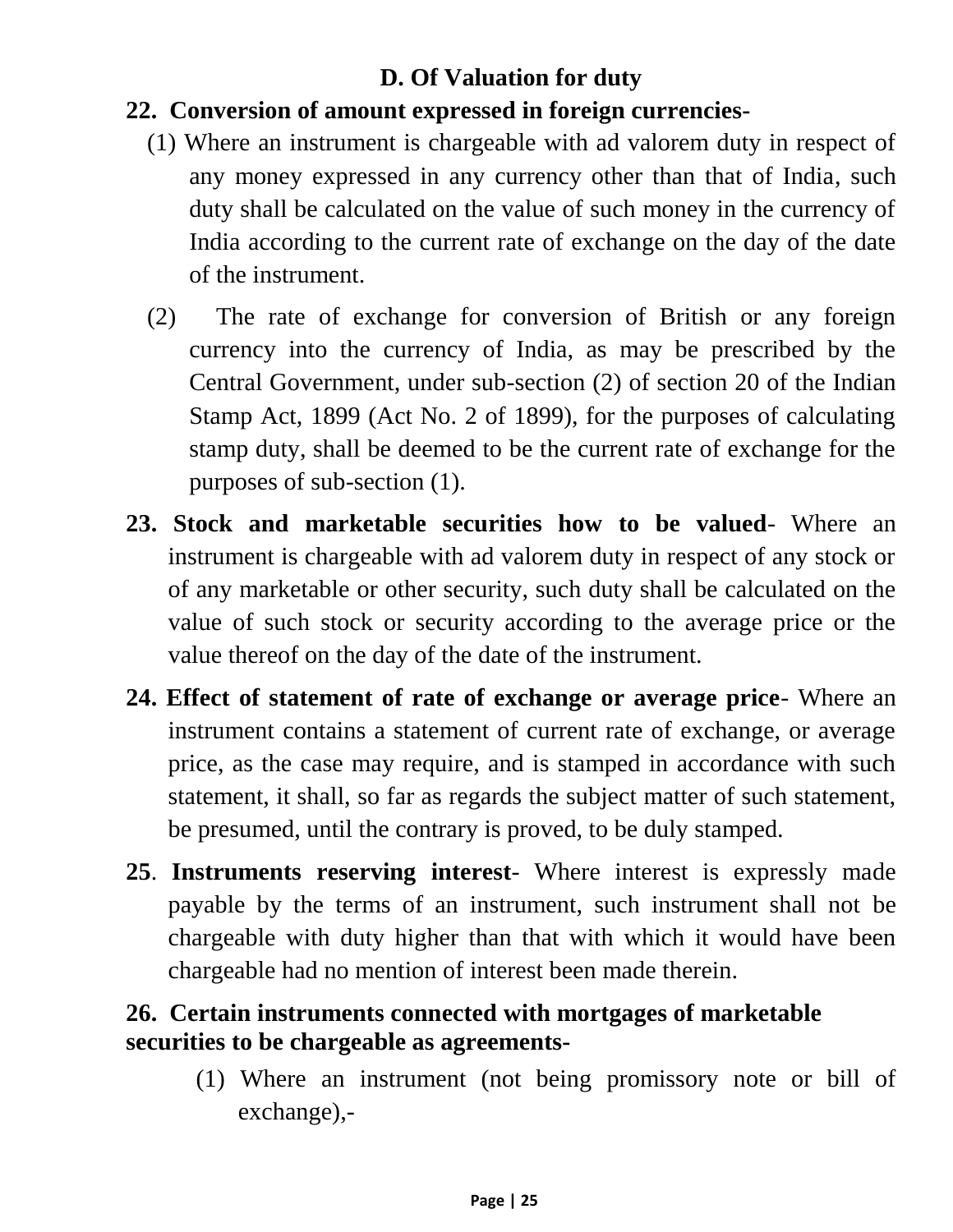## D. Of Valuation for duty

**22. Conversion of amount expressed in foreign currencies-**

(1) Where an instrument is chargeable with ad valorem duty in respect of any money expressed in any currency other than that of India, such duty shall be calculated on the value of such money in the currency of India according to the current rate of exchange on the day of the date of the instrument.

(2) The rate of exchange for conversion of British or any foreign currency into the currency of India, as may be prescribed by the Central Government, under sub-section (2) of section 20 of the Indian Stamp Act, 1899 (Act No. 2 of 1899), for the purposes of calculating stamp duty, shall be deemed to be the current rate of exchange for the purposes of sub-section (1).

**23. Stock and marketable securities how to be valued**- Where an instrument is chargeable with ad valorem duty in respect of any stock or of any marketable or other security, such duty shall be calculated on the value of such stock or security according to the average price or the value thereof on the day of the date of the instrument.

**24. Effect of statement of rate of exchange or average price**- Where an instrument contains a statement of current rate of exchange, or average price, as the case may require, and is stamped in accordance with such statement, it shall, so far as regards the subject matter of such statement, be presumed, until the contrary is proved, to be duly stamped.

**25**. **Instruments reserving interest**- Where interest is expressly made payable by the terms of an instrument, such instrument shall not be chargeable with duty higher than that with which it would have been chargeable had no mention of interest been made therein.

**26. Certain instruments connected with mortgages of marketable securities to be chargeable as agreements-**

(1) Where an instrument (not being promissory note or bill of exchange),-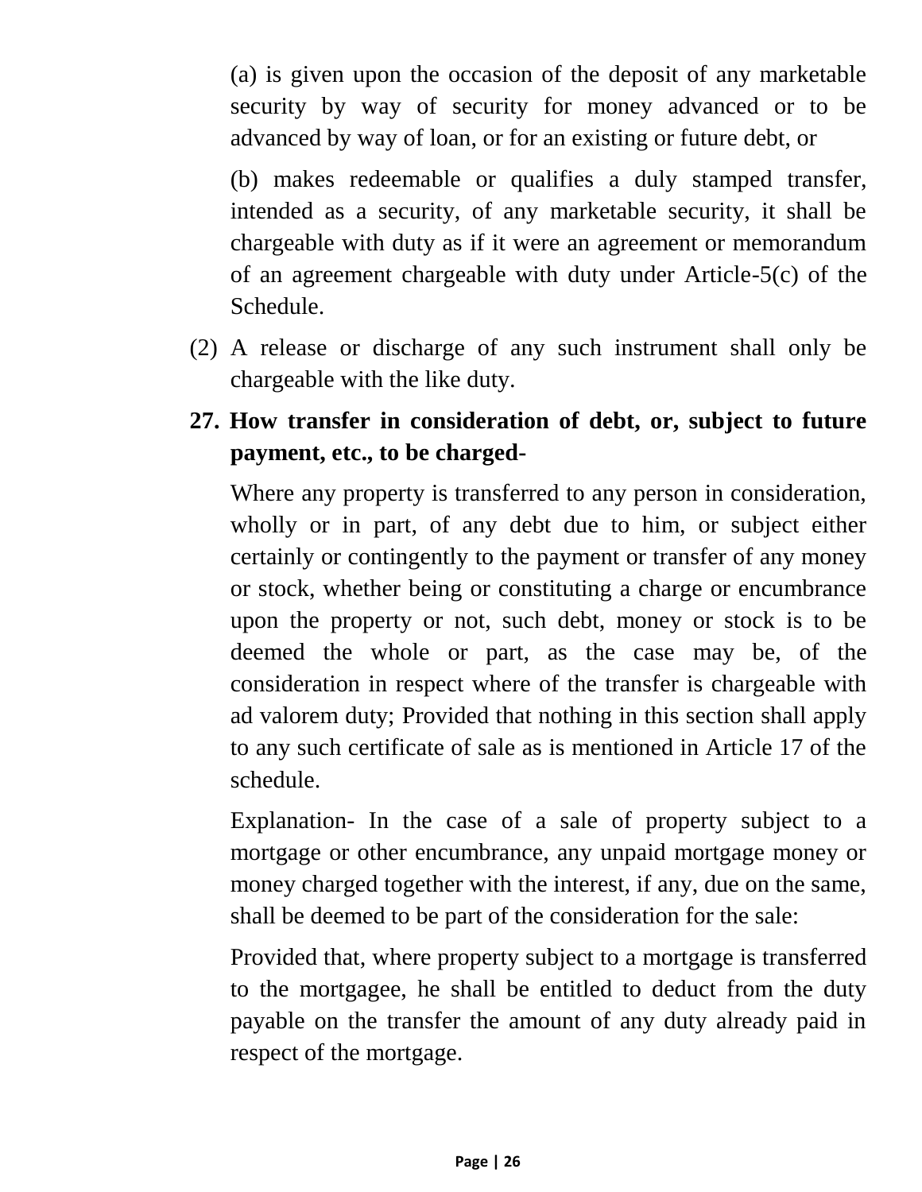(a) is given upon the occasion of the deposit of any marketable security by way of security for money advanced or to be advanced by way of loan, or for an existing or future debt, or

(b) makes redeemable or qualifies a duly stamped transfer, intended as a security, of any marketable security, it shall be chargeable with duty as if it were an agreement or memorandum of an agreement chargeable with duty under Article-5(c) of the Schedule.

(2) A release or discharge of any such instrument shall only be chargeable with the like duty.

**27. How transfer in consideration of debt, or, subject to future payment, etc., to be charged-**

Where any property is transferred to any person in consideration, wholly or in part, of any debt due to him, or subject either certainly or contingently to the payment or transfer of any money or stock, whether being or constituting a charge or encumbrance upon the property or not, such debt, money or stock is to be deemed the whole or part, as the case may be, of the consideration in respect where of the transfer is chargeable with ad valorem duty; Provided that nothing in this section shall apply to any such certificate of sale as is mentioned in Article 17 of the schedule.

Explanation- In the case of a sale of property subject to a mortgage or other encumbrance, any unpaid mortgage money or money charged together with the interest, if any, due on the same, shall be deemed to be part of the consideration for the sale:

Provided that, where property subject to a mortgage is transferred to the mortgagee, he shall be entitled to deduct from the duty payable on the transfer the amount of any duty already paid in respect of the mortgage.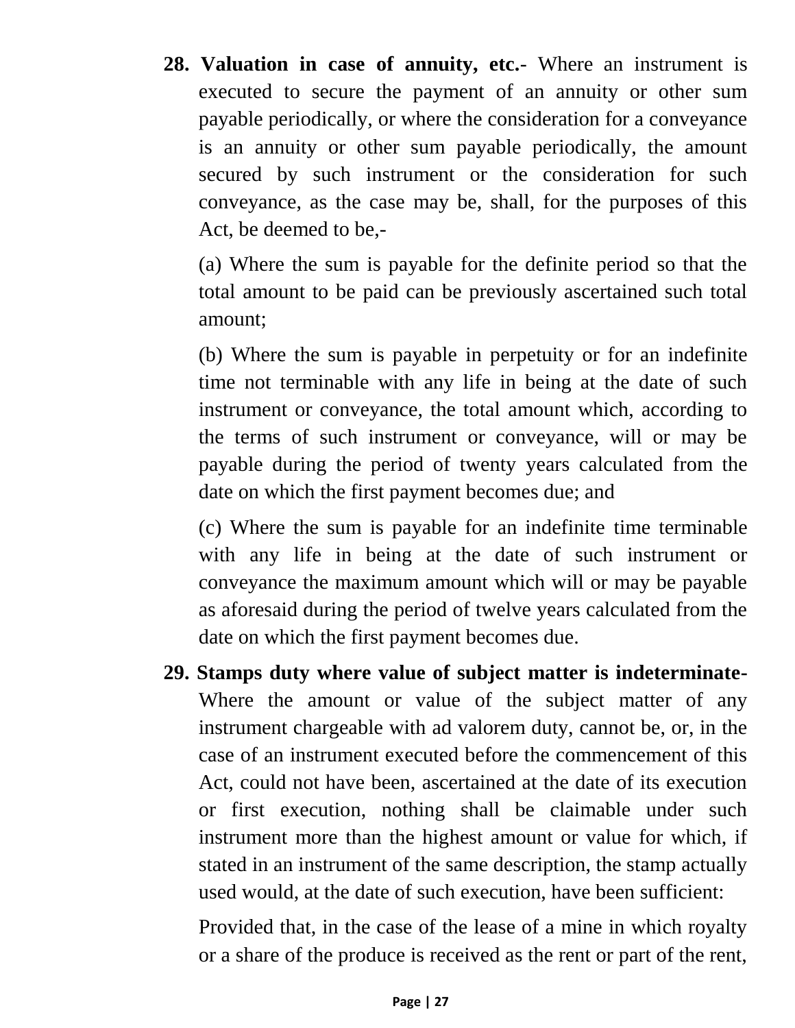**28. Valuation in case of annuity, etc.**- Where an instrument is executed to secure the payment of an annuity or other sum payable periodically, or where the consideration for a conveyance is an annuity or other sum payable periodically, the amount secured by such instrument or the consideration for such conveyance, as the case may be, shall, for the purposes of this Act, be deemed to be,-

(a) Where the sum is payable for the definite period so that the total amount to be paid can be previously ascertained such total amount;

(b) Where the sum is payable in perpetuity or for an indefinite time not terminable with any life in being at the date of such instrument or conveyance, the total amount which, according to the terms of such instrument or conveyance, will or may be payable during the period of twenty years calculated from the date on which the first payment becomes due; and

(c) Where the sum is payable for an indefinite time terminable with any life in being at the date of such instrument or conveyance the maximum amount which will or may be payable as aforesaid during the period of twelve years calculated from the date on which the first payment becomes due.

**29. Stamps duty where value of subject matter is indeterminate-** Where the amount or value of the subject matter of any instrument chargeable with ad valorem duty, cannot be, or, in the case of an instrument executed before the commencement of this Act, could not have been, ascertained at the date of its execution or first execution, nothing shall be claimable under such instrument more than the highest amount or value for which, if stated in an instrument of the same description, the stamp actually used would, at the date of such execution, have been sufficient:

Provided that, in the case of the lease of a mine in which royalty or a share of the produce is received as the rent or part of the rent,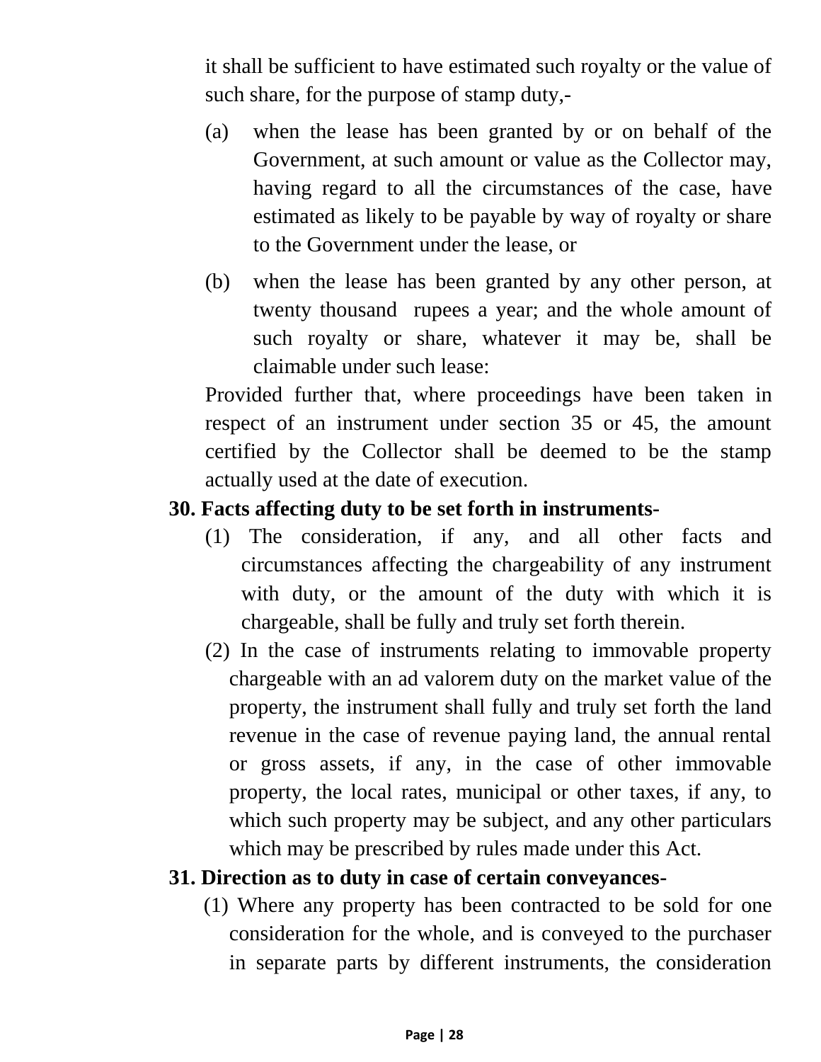it shall be sufficient to have estimated such royalty or the value of such share, for the purpose of stamp duty,-

(a) when the lease has been granted by or on behalf of the Government, at such amount or value as the Collector may, having regard to all the circumstances of the case, have estimated as likely to be payable by way of royalty or share to the Government under the lease, or

(b) when the lease has been granted by any other person, at twenty thousand rupees a year; and the whole amount of such royalty or share, whatever it may be, shall be claimable under such lease:

Provided further that, where proceedings have been taken in respect of an instrument under section 35 or 45, the amount certified by the Collector shall be deemed to be the stamp actually used at the date of execution.

**30. Facts affecting duty to be set forth in instruments-**

(1) The consideration, if any, and all other facts and circumstances affecting the chargeability of any instrument with duty, or the amount of the duty with which it is chargeable, shall be fully and truly set forth therein.

(2) In the case of instruments relating to immovable property chargeable with an ad valorem duty on the market value of the property, the instrument shall fully and truly set forth the land revenue in the case of revenue paying land, the annual rental or gross assets, if any, in the case of other immovable property, the local rates, municipal or other taxes, if any, to which such property may be subject, and any other particulars which may be prescribed by rules made under this Act.

**31. Direction as to duty in case of certain conveyances-**

(1) Where any property has been contracted to be sold for one consideration for the whole, and is conveyed to the purchaser in separate parts by different instruments, the consideration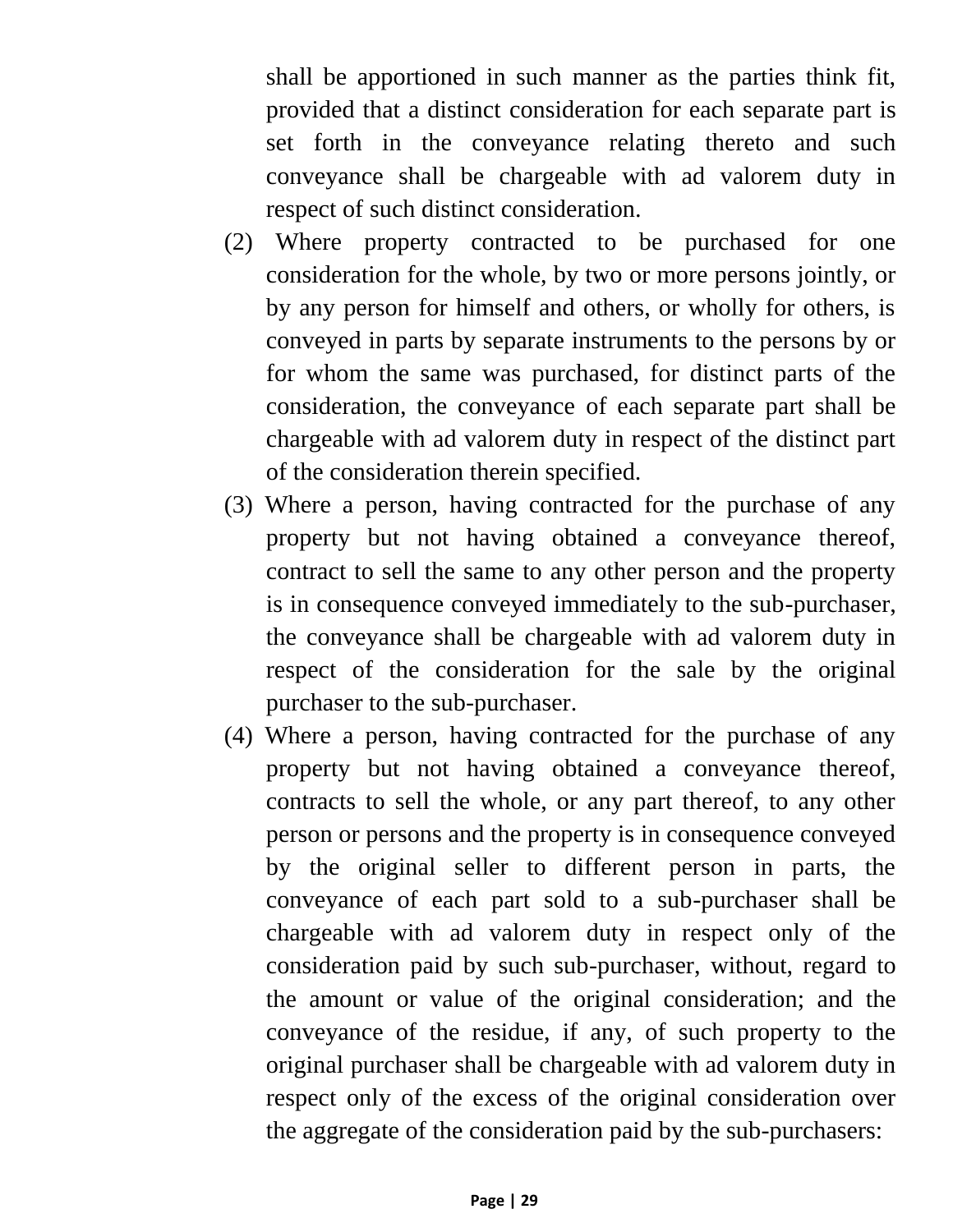shall be apportioned in such manner as the parties think fit, provided that a distinct consideration for each separate part is set forth in the conveyance relating thereto and such conveyance shall be chargeable with ad valorem duty in respect of such distinct consideration.

(2) Where property contracted to be purchased for one consideration for the whole, by two or more persons jointly, or by any person for himself and others, or wholly for others, is conveyed in parts by separate instruments to the persons by or for whom the same was purchased, for distinct parts of the consideration, the conveyance of each separate part shall be chargeable with ad valorem duty in respect of the distinct part of the consideration therein specified.

(3) Where a person, having contracted for the purchase of any property but not having obtained a conveyance thereof, contract to sell the same to any other person and the property is in consequence conveyed immediately to the sub-purchaser, the conveyance shall be chargeable with ad valorem duty in respect of the consideration for the sale by the original purchaser to the sub-purchaser.

(4) Where a person, having contracted for the purchase of any property but not having obtained a conveyance thereof, contracts to sell the whole, or any part thereof, to any other person or persons and the property is in consequence conveyed by the original seller to different person in parts, the conveyance of each part sold to a sub-purchaser shall be chargeable with ad valorem duty in respect only of the consideration paid by such sub-purchaser, without, regard to the amount or value of the original consideration; and the conveyance of the residue, if any, of such property to the original purchaser shall be chargeable with ad valorem duty in respect only of the excess of the original consideration over the aggregate of the consideration paid by the sub-purchasers: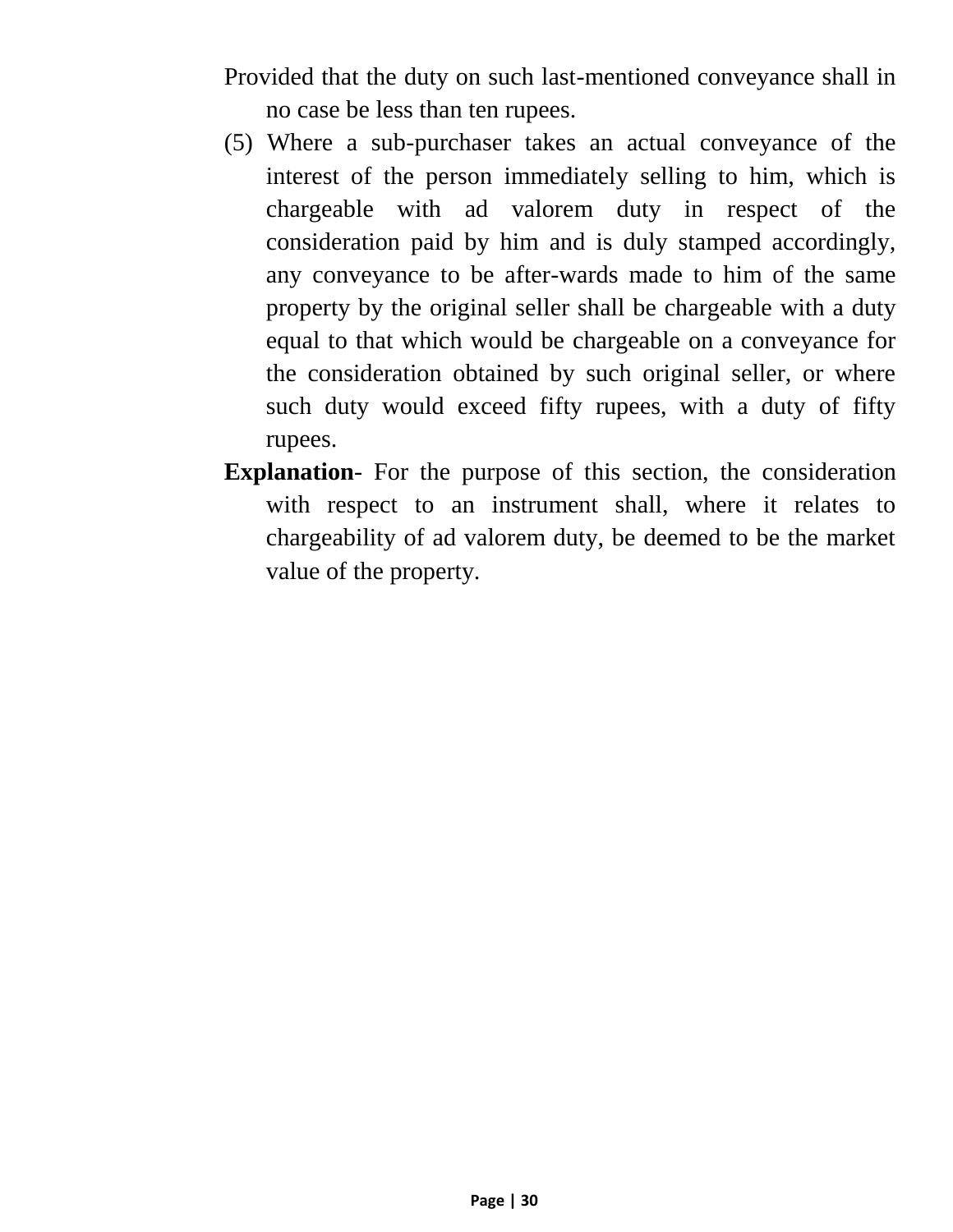Provided that the duty on such last-mentioned conveyance shall in no case be less than ten rupees.

(5) Where a sub-purchaser takes an actual conveyance of the interest of the person immediately selling to him, which is chargeable with ad valorem duty in respect of the consideration paid by him and is duly stamped accordingly, any conveyance to be after-wards made to him of the same property by the original seller shall be chargeable with a duty equal to that which would be chargeable on a conveyance for the consideration obtained by such original seller, or where such duty would exceed fifty rupees, with a duty of fifty rupees.

**Explanation**- For the purpose of this section, the consideration with respect to an instrument shall, where it relates to chargeability of ad valorem duty, be deemed to be the market value of the property.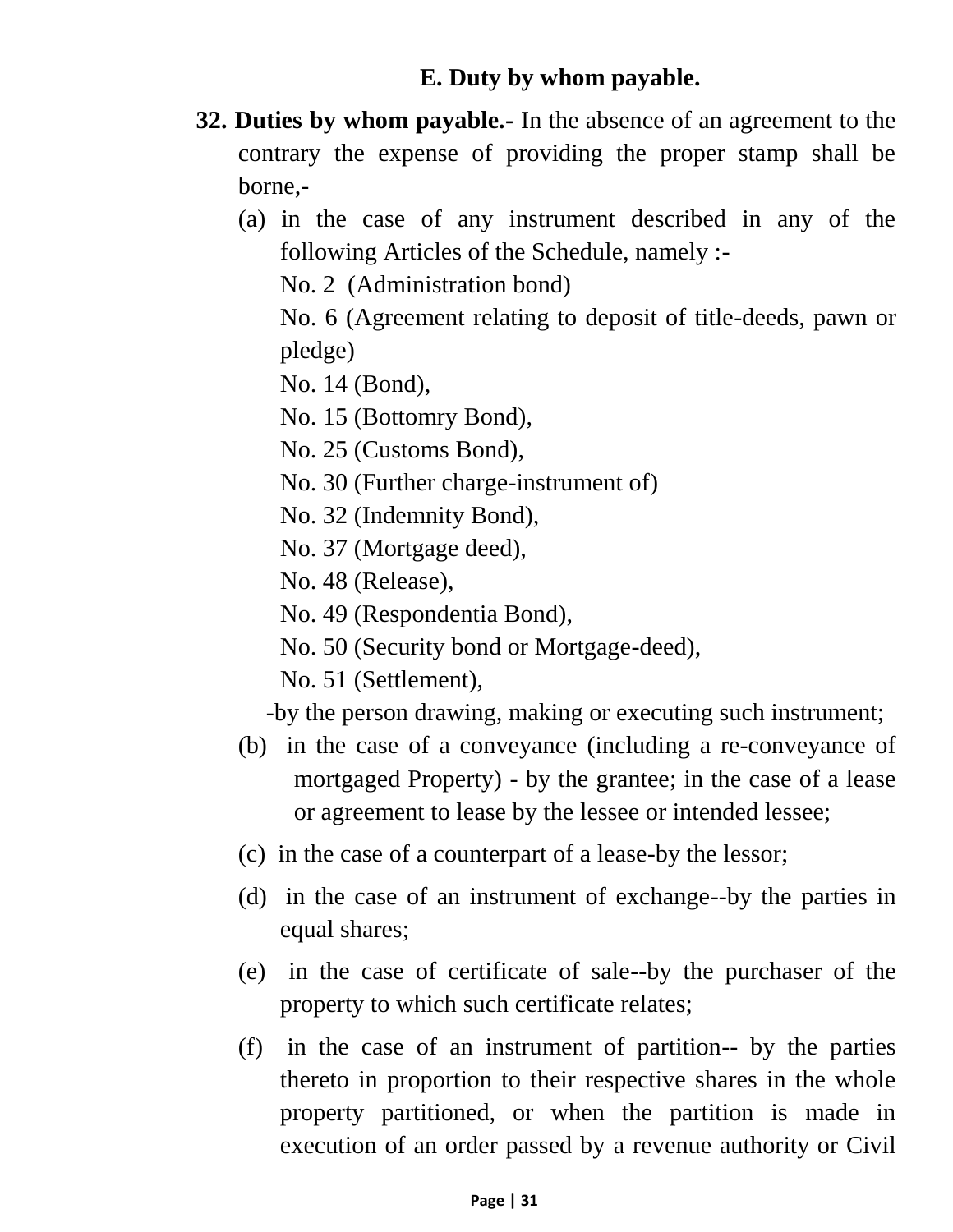### E. Duty by whom payable.

**32. Duties by whom payable.**- In the absence of an agreement to the contrary the expense of providing the proper stamp shall be borne,-

(a) in the case of any instrument described in any of the following Articles of the Schedule, namely :-

No. 2 (Administration bond)

No. 6 (Agreement relating to deposit of title-deeds, pawn or pledge)

No. 14 (Bond),

No. 15 (Bottomry Bond),

No. 25 (Customs Bond),

No. 30 (Further charge-instrument of)

No. 32 (Indemnity Bond),

No. 37 (Mortgage deed),

No. 48 (Release),

No. 49 (Respondentia Bond),

No. 50 (Security bond or Mortgage-deed),

No. 51 (Settlement),

-by the person drawing, making or executing such instrument;

(b) in the case of a conveyance (including a re-conveyance of mortgaged Property) - by the grantee; in the case of a lease or agreement to lease by the lessee or intended lessee;

(c) in the case of a counterpart of a lease-by the lessor;

(d) in the case of an instrument of exchange--by the parties in equal shares;

(e) in the case of certificate of sale--by the purchaser of the property to which such certificate relates;

(f) in the case of an instrument of partition-- by the parties thereto in proportion to their respective shares in the whole property partitioned, or when the partition is made in execution of an order passed by a revenue authority or Civil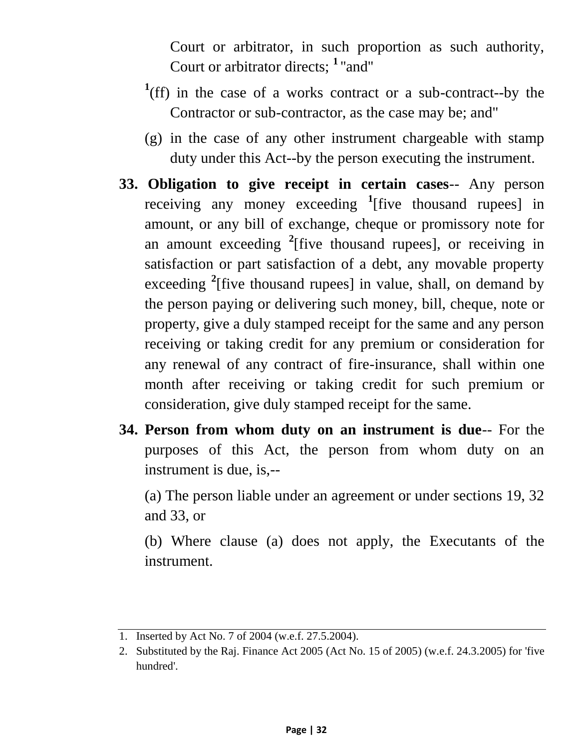Court or arbitrator, in such proportion as such authority, Court or arbitrator directs; [1] "and"

[1](ff) in the case of a works contract or a sub-contract--by the Contractor or sub-contractor, as the case may be; and"

(g) in the case of any other instrument chargeable with stamp duty under this Act--by the person executing the instrument.

**33. Obligation to give receipt in certain cases**-- Any person receiving any money exceeding [1][five thousand rupees] in amount, or any bill of exchange, cheque or promissory note for an amount exceeding [2][five thousand rupees], or receiving in satisfaction or part satisfaction of a debt, any movable property exceeding [2][five thousand rupees] in value, shall, on demand by the person paying or delivering such money, bill, cheque, note or property, give a duly stamped receipt for the same and any person receiving or taking credit for any premium or consideration for any renewal of any contract of fire-insurance, shall within one month after receiving or taking credit for such premium or consideration, give duly stamped receipt for the same.

**34. Person from whom duty on an instrument is due**-- For the purposes of this Act, the person from whom duty on an instrument is due, is,--

(a) The person liable under an agreement or under sections 19, 32 and 33, or

(b) Where clause (a) does not apply, the Executants of the instrument.

---

1. Inserted by Act No. 7 of 2004 (w.e.f. 27.5.2004).
2. Substituted by the Raj. Finance Act 2005 (Act No. 15 of 2005) (w.e.f. 24.3.2005) for 'five hundred'.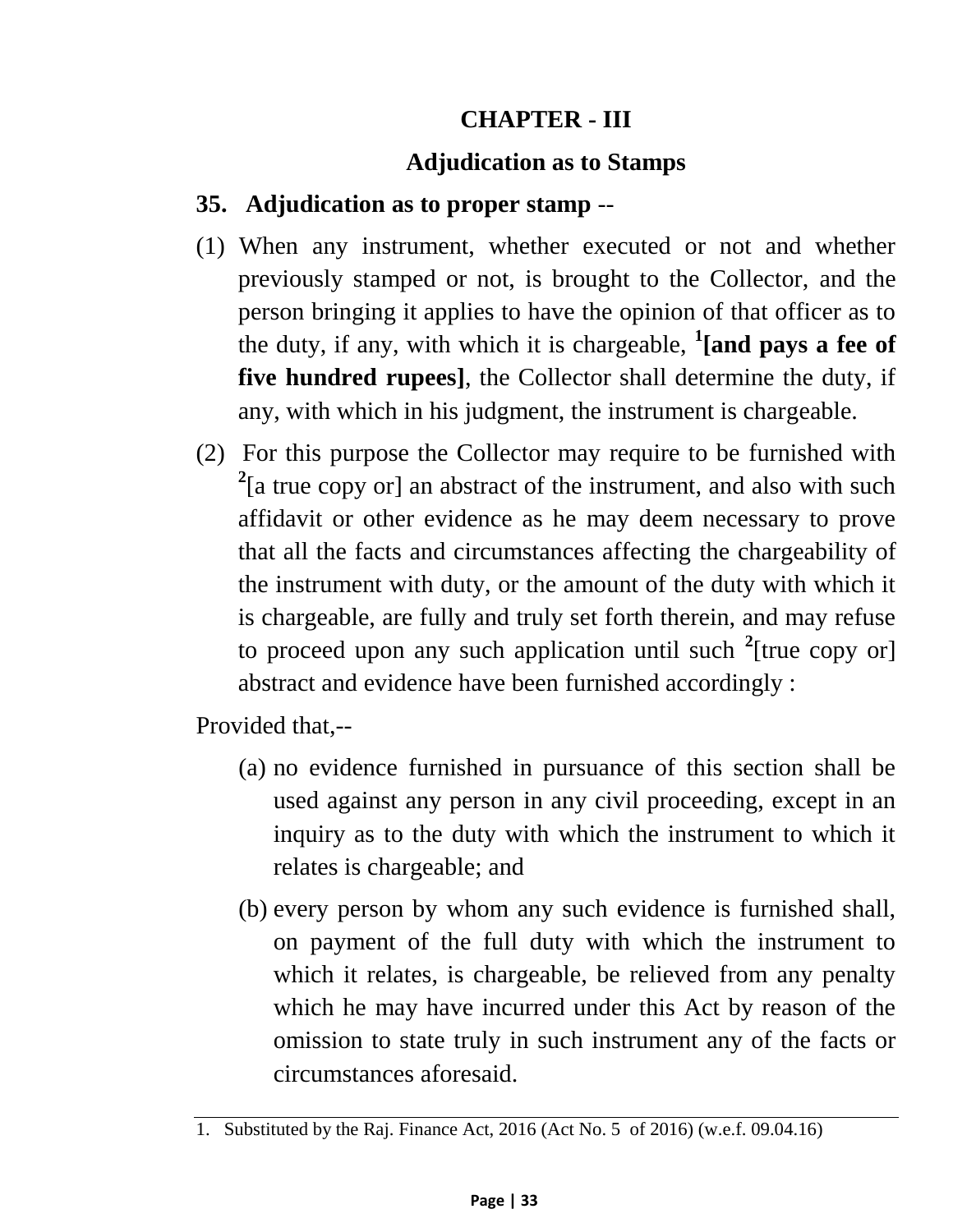# CHAPTER - III

## Adjudication as to Stamps

### 35. Adjudication as to proper stamp --

(1) When any instrument, whether executed or not and whether previously stamped or not, is brought to the Collector, and the person bringing it applies to have the opinion of that officer as to the duty, if any, with which it is chargeable, [1]**[and pays a fee of five hundred rupees]**, the Collector shall determine the duty, if any, with which in his judgment, the instrument is chargeable.

(2) For this purpose the Collector may require to be furnished with [2][a true copy or] an abstract of the instrument, and also with such affidavit or other evidence as he may deem necessary to prove that all the facts and circumstances affecting the chargeability of the instrument with duty, or the amount of the duty with which it is chargeable, are fully and truly set forth therein, and may refuse to proceed upon any such application until such [2][true copy or] abstract and evidence have been furnished accordingly :

Provided that,--

(a) no evidence furnished in pursuance of this section shall be used against any person in any civil proceeding, except in an inquiry as to the duty with which the instrument to which it relates is chargeable; and

(b) every person by whom any such evidence is furnished shall, on payment of the full duty with which the instrument to which it relates, is chargeable, be relieved from any penalty which he may have incurred under this Act by reason of the omission to state truly in such instrument any of the facts or circumstances aforesaid.

---

1. Substituted by the Raj. Finance Act, 2016 (Act No. 5 of 2016) (w.e.f. 09.04.16)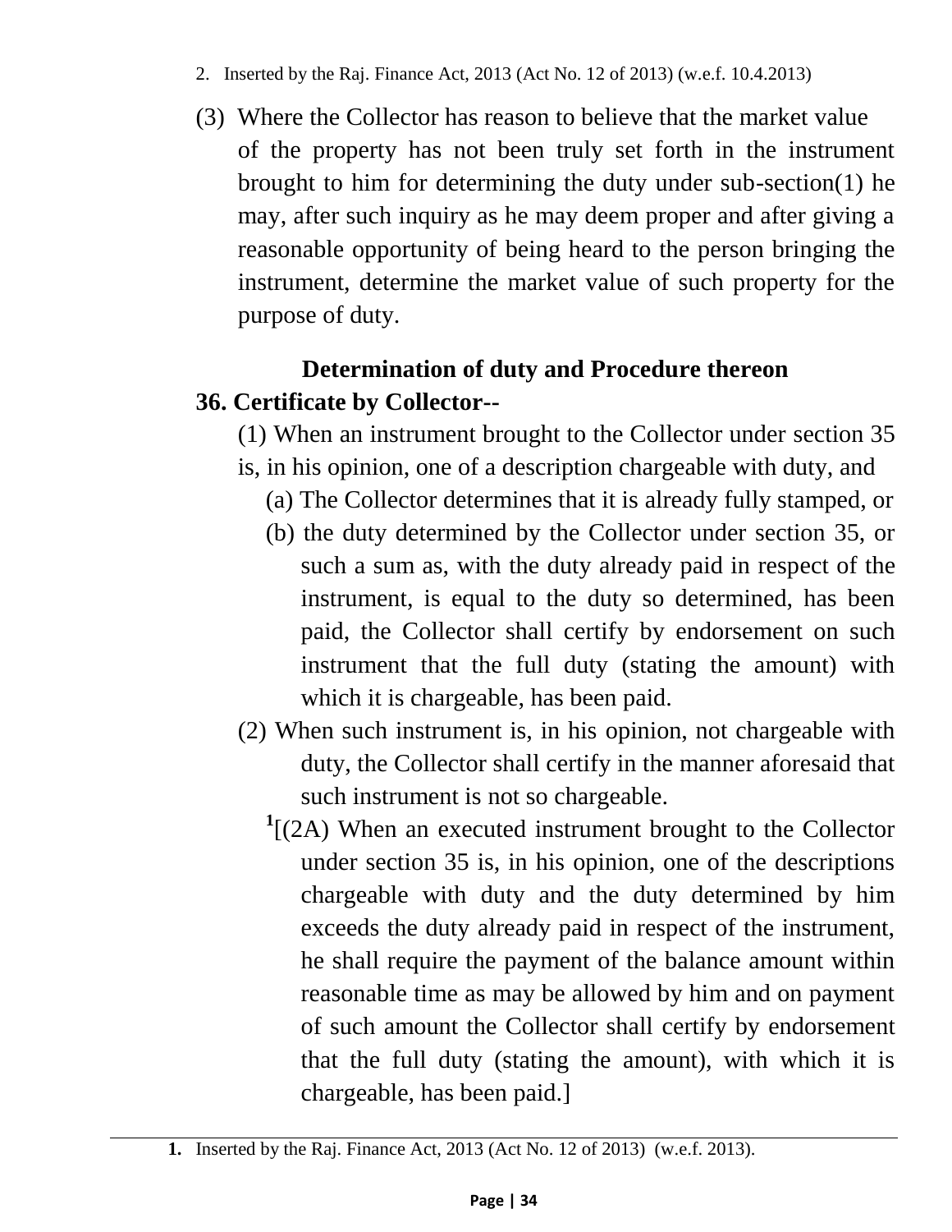2. Inserted by the Raj. Finance Act, 2013 (Act No. 12 of 2013) (w.e.f. 10.4.2013)

(3) Where the Collector has reason to believe that the market value of the property has not been truly set forth in the instrument brought to him for determining the duty under sub-section(1) he may, after such inquiry as he may deem proper and after giving a reasonable opportunity of being heard to the person bringing the instrument, determine the market value of such property for the purpose of duty.

### Determination of duty and Procedure thereon

**36. Certificate by Collector--**

(1) When an instrument brought to the Collector under section 35 is, in his opinion, one of a description chargeable with duty, and

(a) The Collector determines that it is already fully stamped, or

(b) the duty determined by the Collector under section 35, or such a sum as, with the duty already paid in respect of the instrument, is equal to the duty so determined, has been paid, the Collector shall certify by endorsement on such instrument that the full duty (stating the amount) with which it is chargeable, has been paid.

(2) When such instrument is, in his opinion, not chargeable with duty, the Collector shall certify in the manner aforesaid that such instrument is not so chargeable.

[1][(2A) When an executed instrument brought to the Collector under section 35 is, in his opinion, one of the descriptions chargeable with duty and the duty determined by him exceeds the duty already paid in respect of the instrument, he shall require the payment of the balance amount within reasonable time as may be allowed by him and on payment of such amount the Collector shall certify by endorsement that the full duty (stating the amount), with which it is chargeable, has been paid.]

---

**1.** Inserted by the Raj. Finance Act, 2013 (Act No. 12 of 2013) (w.e.f. 2013).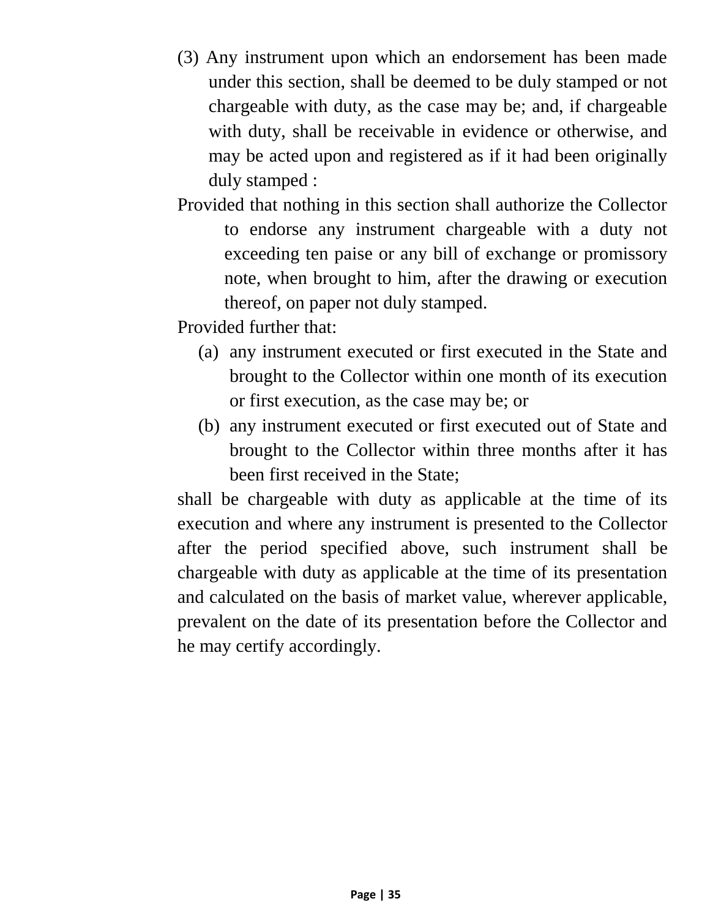(3) Any instrument upon which an endorsement has been made under this section, shall be deemed to be duly stamped or not chargeable with duty, as the case may be; and, if chargeable with duty, shall be receivable in evidence or otherwise, and may be acted upon and registered as if it had been originally duly stamped :

Provided that nothing in this section shall authorize the Collector to endorse any instrument chargeable with a duty not exceeding ten paise or any bill of exchange or promissory note, when brought to him, after the drawing or execution thereof, on paper not duly stamped.

Provided further that:

(a) any instrument executed or first executed in the State and brought to the Collector within one month of its execution or first execution, as the case may be; or

(b) any instrument executed or first executed out of State and brought to the Collector within three months after it has been first received in the State;

shall be chargeable with duty as applicable at the time of its execution and where any instrument is presented to the Collector after the period specified above, such instrument shall be chargeable with duty as applicable at the time of its presentation and calculated on the basis of market value, wherever applicable, prevalent on the date of its presentation before the Collector and he may certify accordingly.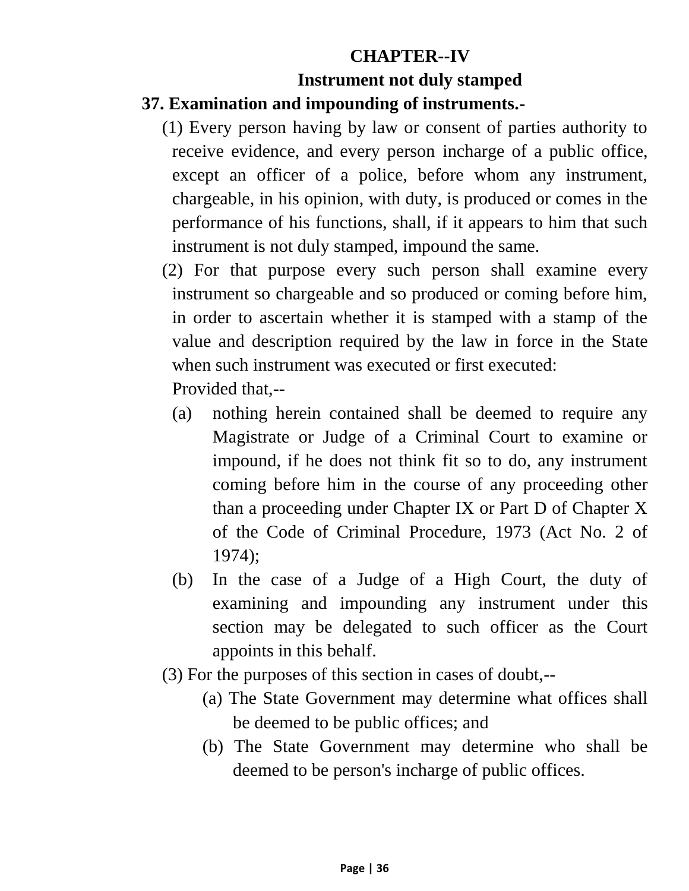## CHAPTER--IV

## Instrument not duly stamped

**37. Examination and impounding of instruments.-**

(1) Every person having by law or consent of parties authority to receive evidence, and every person incharge of a public office, except an officer of a police, before whom any instrument, chargeable, in his opinion, with duty, is produced or comes in the performance of his functions, shall, if it appears to him that such instrument is not duly stamped, impound the same.

(2) For that purpose every such person shall examine every instrument so chargeable and so produced or coming before him, in order to ascertain whether it is stamped with a stamp of the value and description required by the law in force in the State when such instrument was executed or first executed:

Provided that,--

(a) nothing herein contained shall be deemed to require any Magistrate or Judge of a Criminal Court to examine or impound, if he does not think fit so to do, any instrument coming before him in the course of any proceeding other than a proceeding under Chapter IX or Part D of Chapter X of the Code of Criminal Procedure, 1973 (Act No. 2 of 1974);

(b) In the case of a Judge of a High Court, the duty of examining and impounding any instrument under this section may be delegated to such officer as the Court appoints in this behalf.

(3) For the purposes of this section in cases of doubt,--

(a) The State Government may determine what offices shall be deemed to be public offices; and

(b) The State Government may determine who shall be deemed to be person's incharge of public offices.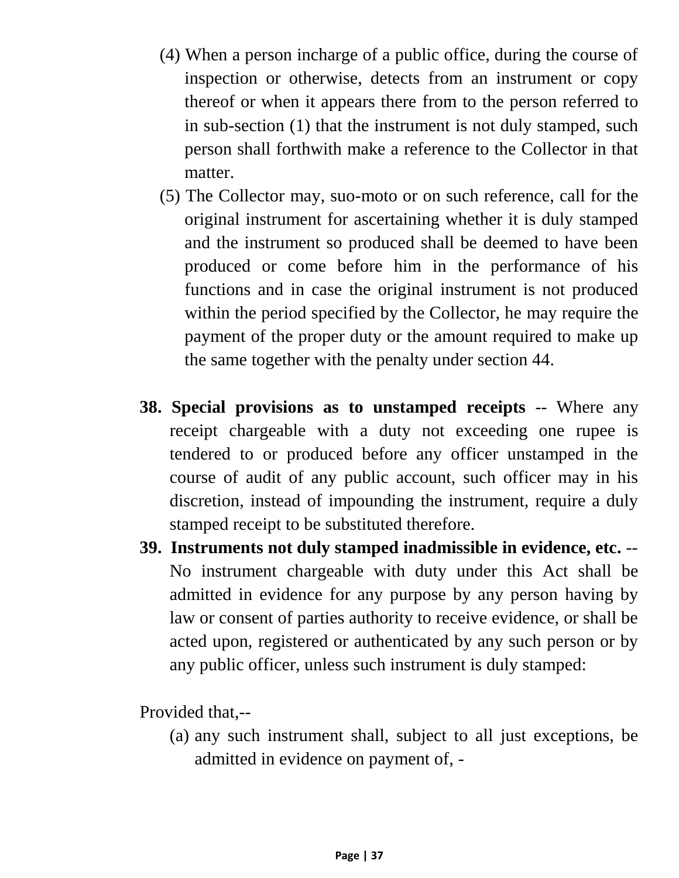(4) When a person incharge of a public office, during the course of inspection or otherwise, detects from an instrument or copy thereof or when it appears there from to the person referred to in sub-section (1) that the instrument is not duly stamped, such person shall forthwith make a reference to the Collector in that matter.

(5) The Collector may, suo-moto or on such reference, call for the original instrument for ascertaining whether it is duly stamped and the instrument so produced shall be deemed to have been produced or come before him in the performance of his functions and in case the original instrument is not produced within the period specified by the Collector, he may require the payment of the proper duty or the amount required to make up the same together with the penalty under section 44.

**38. Special provisions as to unstamped receipts** -- Where any receipt chargeable with a duty not exceeding one rupee is tendered to or produced before any officer unstamped in the course of audit of any public account, such officer may in his discretion, instead of impounding the instrument, require a duly stamped receipt to be substituted therefore.

**39. Instruments not duly stamped inadmissible in evidence, etc.** -- No instrument chargeable with duty under this Act shall be admitted in evidence for any purpose by any person having by law or consent of parties authority to receive evidence, or shall be acted upon, registered or authenticated by any such person or by any public officer, unless such instrument is duly stamped:

Provided that,--

(a) any such instrument shall, subject to all just exceptions, be admitted in evidence on payment of, -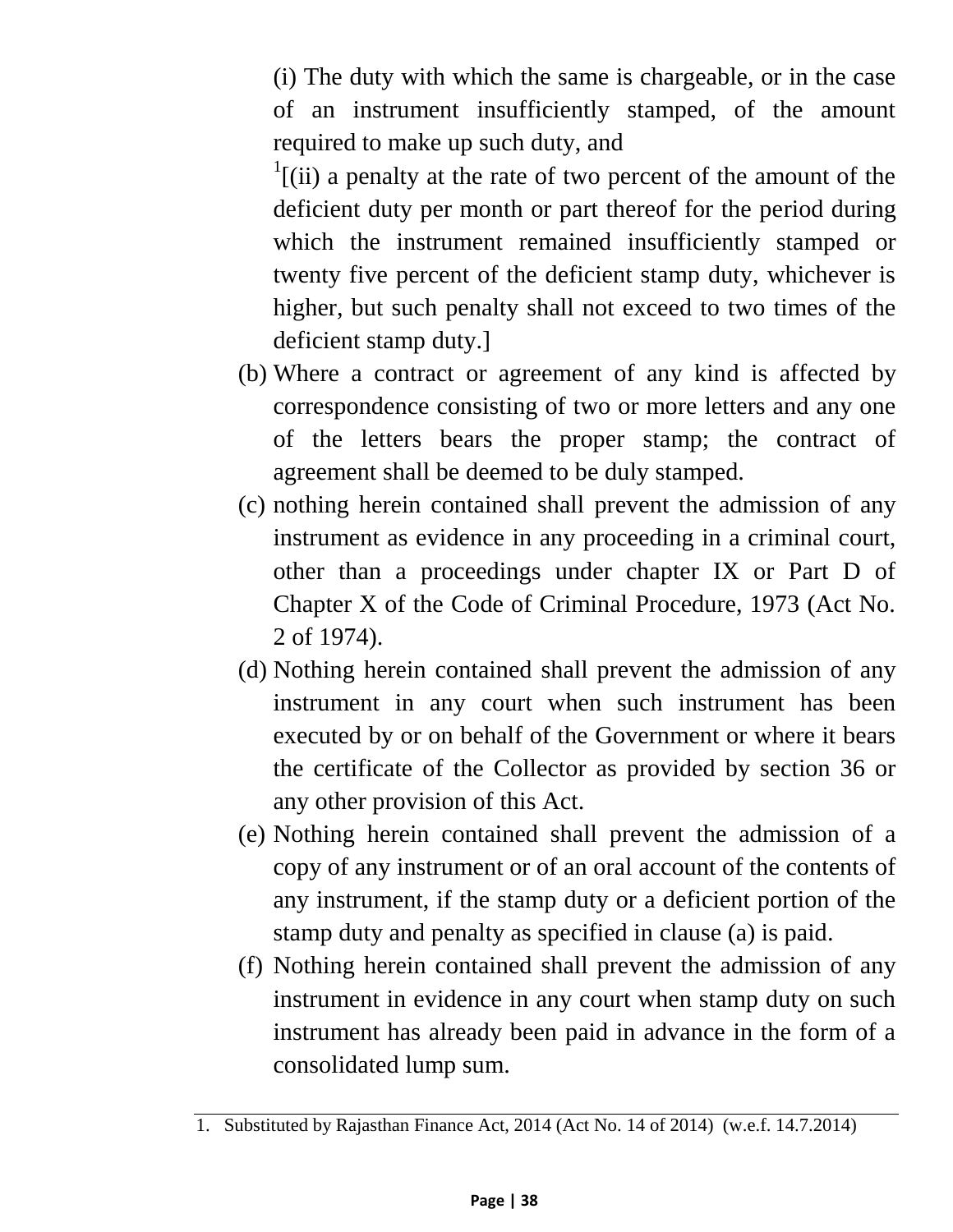(i) The duty with which the same is chargeable, or in the case of an instrument insufficiently stamped, of the amount required to make up such duty, and

[1][(ii) a penalty at the rate of two percent of the amount of the deficient duty per month or part thereof for the period during which the instrument remained insufficiently stamped or twenty five percent of the deficient stamp duty, whichever is higher, but such penalty shall not exceed to two times of the deficient stamp duty.]

(b) Where a contract or agreement of any kind is affected by correspondence consisting of two or more letters and any one of the letters bears the proper stamp; the contract of agreement shall be deemed to be duly stamped.

(c) nothing herein contained shall prevent the admission of any instrument as evidence in any proceeding in a criminal court, other than a proceedings under chapter IX or Part D of Chapter X of the Code of Criminal Procedure, 1973 (Act No. 2 of 1974).

(d) Nothing herein contained shall prevent the admission of any instrument in any court when such instrument has been executed by or on behalf of the Government or where it bears the certificate of the Collector as provided by section 36 or any other provision of this Act.

(e) Nothing herein contained shall prevent the admission of a copy of any instrument or of an oral account of the contents of any instrument, if the stamp duty or a deficient portion of the stamp duty and penalty as specified in clause (a) is paid.

(f) Nothing herein contained shall prevent the admission of any instrument in evidence in any court when stamp duty on such instrument has already been paid in advance in the form of a consolidated lump sum.

---

1. Substituted by Rajasthan Finance Act, 2014 (Act No. 14 of 2014) (w.e.f. 14.7.2014)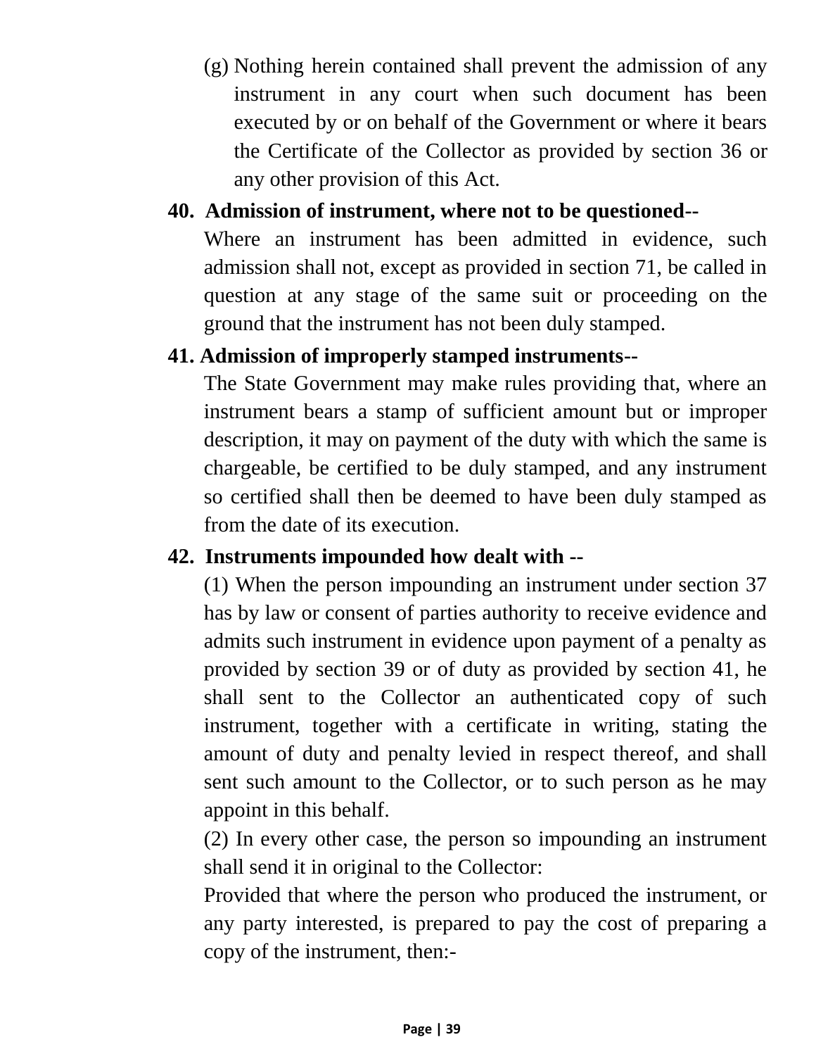(g) Nothing herein contained shall prevent the admission of any instrument in any court when such document has been executed by or on behalf of the Government or where it bears the Certificate of the Collector as provided by section 36 or any other provision of this Act.

**40. Admission of instrument, where not to be questioned**--

Where an instrument has been admitted in evidence, such admission shall not, except as provided in section 71, be called in question at any stage of the same suit or proceeding on the ground that the instrument has not been duly stamped.

**41. Admission of improperly stamped instruments--**

The State Government may make rules providing that, where an instrument bears a stamp of sufficient amount but or improper description, it may on payment of the duty with which the same is chargeable, be certified to be duly stamped, and any instrument so certified shall then be deemed to have been duly stamped as from the date of its execution.

**42. Instruments impounded how dealt with --**

(1) When the person impounding an instrument under section 37 has by law or consent of parties authority to receive evidence and admits such instrument in evidence upon payment of a penalty as provided by section 39 or of duty as provided by section 41, he shall sent to the Collector an authenticated copy of such instrument, together with a certificate in writing, stating the amount of duty and penalty levied in respect thereof, and shall sent such amount to the Collector, or to such person as he may appoint in this behalf.

(2) In every other case, the person so impounding an instrument shall send it in original to the Collector:

Provided that where the person who produced the instrument, or any party interested, is prepared to pay the cost of preparing a copy of the instrument, then:-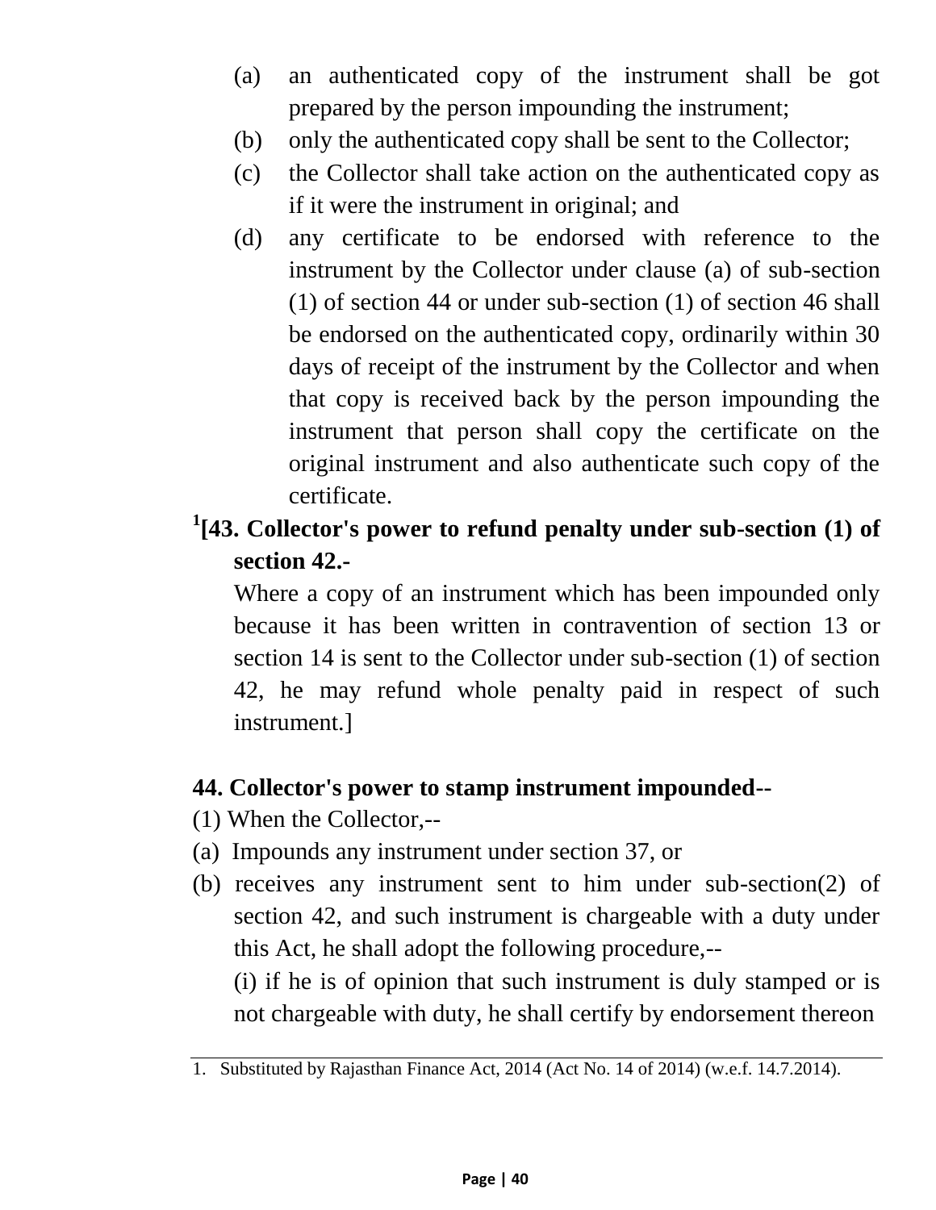(a) an authenticated copy of the instrument shall be got prepared by the person impounding the instrument;

(b) only the authenticated copy shall be sent to the Collector;

(c) the Collector shall take action on the authenticated copy as if it were the instrument in original; and

(d) any certificate to be endorsed with reference to the instrument by the Collector under clause (a) of sub-section (1) of section 44 or under sub-section (1) of section 46 shall be endorsed on the authenticated copy, ordinarily within 30 days of receipt of the instrument by the Collector and when that copy is received back by the person impounding the instrument that person shall copy the certificate on the original instrument and also authenticate such copy of the certificate.

**[1][43. Collector's power to refund penalty under sub-section (1) of section 42.-**

Where a copy of an instrument which has been impounded only because it has been written in contravention of section 13 or section 14 is sent to the Collector under sub-section (1) of section 42, he may refund whole penalty paid in respect of such instrument.]

**44. Collector's power to stamp instrument impounded--**

(1) When the Collector,--

(a) Impounds any instrument under section 37, or

(b) receives any instrument sent to him under sub-section(2) of section 42, and such instrument is chargeable with a duty under this Act, he shall adopt the following procedure,--

(i) if he is of opinion that such instrument is duly stamped or is not chargeable with duty, he shall certify by endorsement thereon

---

1. Substituted by Rajasthan Finance Act, 2014 (Act No. 14 of 2014) (w.e.f. 14.7.2014).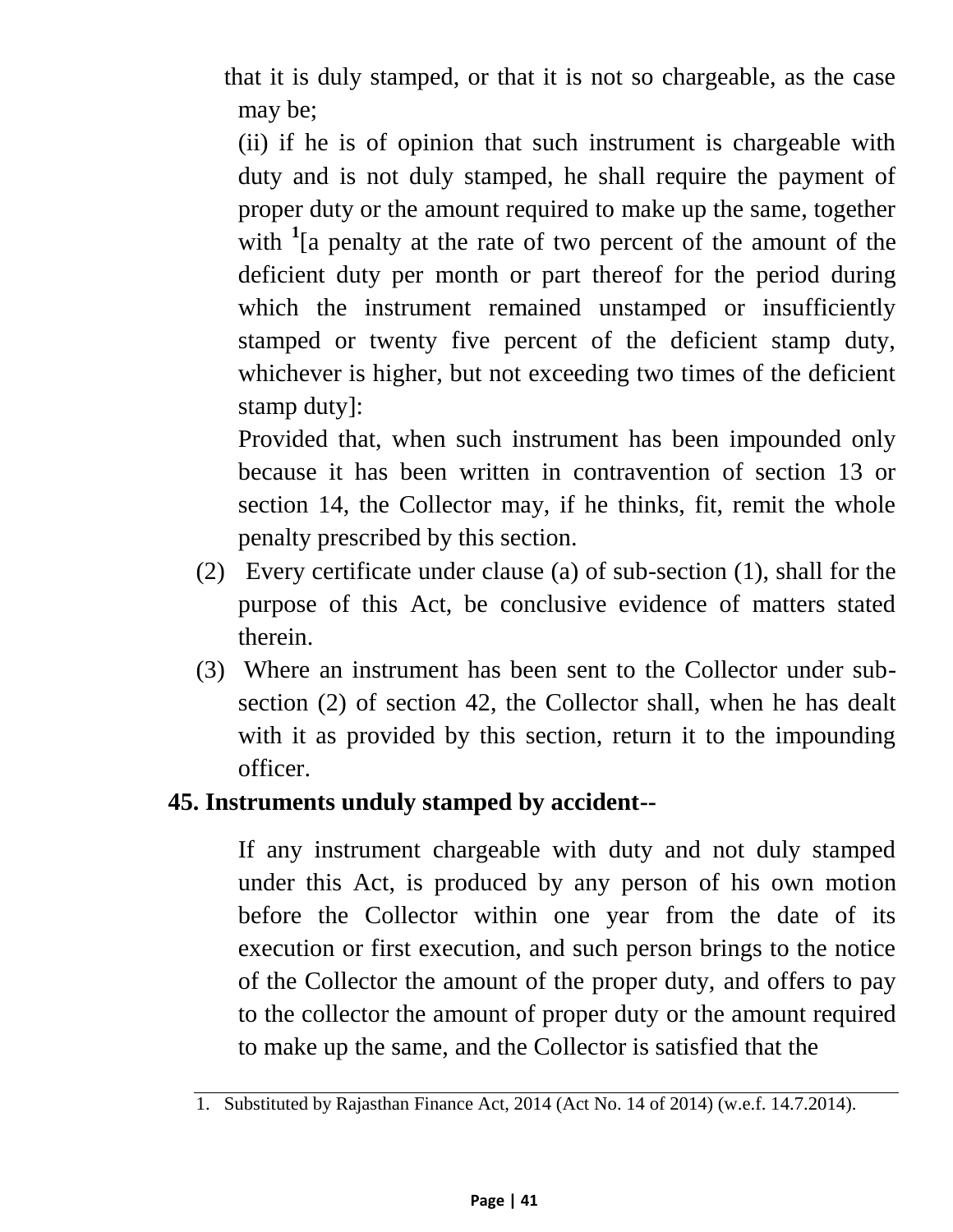that it is duly stamped, or that it is not so chargeable, as the case may be;

(ii) if he is of opinion that such instrument is chargeable with duty and is not duly stamped, he shall require the payment of proper duty or the amount required to make up the same, together with [1][a penalty at the rate of two percent of the amount of the deficient duty per month or part thereof for the period during which the instrument remained unstamped or insufficiently stamped or twenty five percent of the deficient stamp duty, whichever is higher, but not exceeding two times of the deficient stamp duty]:

Provided that, when such instrument has been impounded only because it has been written in contravention of section 13 or section 14, the Collector may, if he thinks, fit, remit the whole penalty prescribed by this section.

(2) Every certificate under clause (a) of sub-section (1), shall for the purpose of this Act, be conclusive evidence of matters stated therein.

(3) Where an instrument has been sent to the Collector under sub-section (2) of section 42, the Collector shall, when he has dealt with it as provided by this section, return it to the impounding officer.

**45. Instruments unduly stamped by accident--**

If any instrument chargeable with duty and not duly stamped under this Act, is produced by any person of his own motion before the Collector within one year from the date of its execution or first execution, and such person brings to the notice of the Collector the amount of the proper duty, and offers to pay to the collector the amount of proper duty or the amount required to make up the same, and the Collector is satisfied that the

---

1. Substituted by Rajasthan Finance Act, 2014 (Act No. 14 of 2014) (w.e.f. 14.7.2014).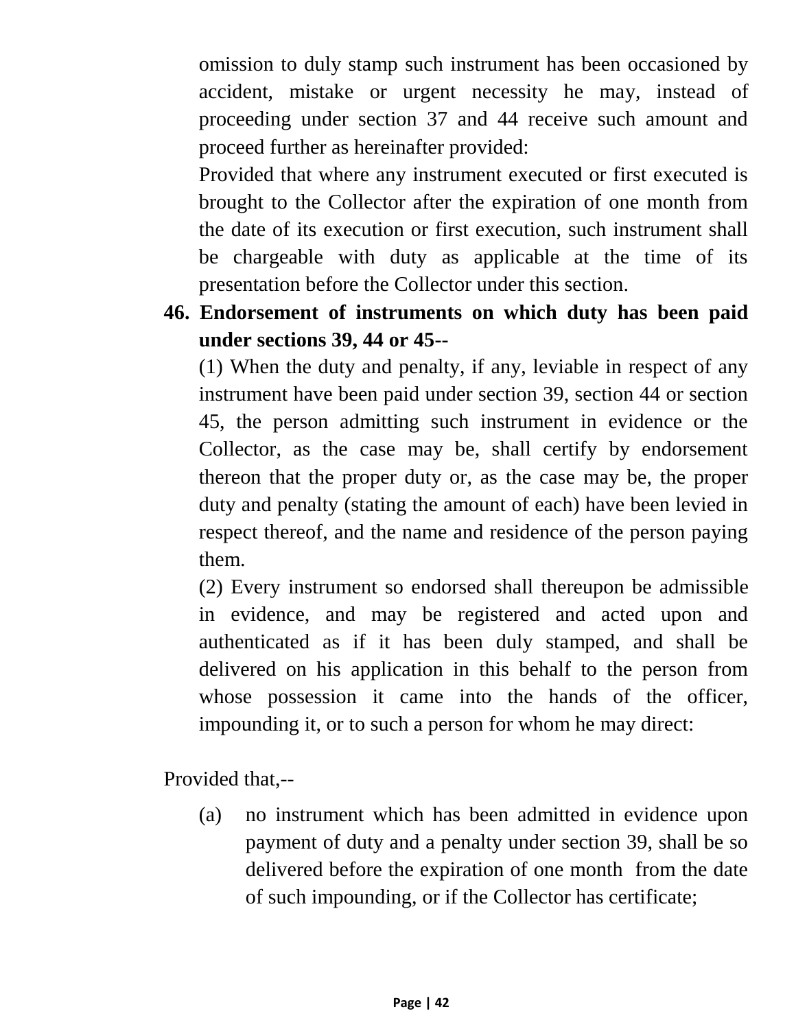omission to duly stamp such instrument has been occasioned by accident, mistake or urgent necessity he may, instead of proceeding under section 37 and 44 receive such amount and proceed further as hereinafter provided:

Provided that where any instrument executed or first executed is brought to the Collector after the expiration of one month from the date of its execution or first execution, such instrument shall be chargeable with duty as applicable at the time of its presentation before the Collector under this section.

**46. Endorsement of instruments on which duty has been paid under sections 39, 44 or 45--**

(1) When the duty and penalty, if any, leviable in respect of any instrument have been paid under section 39, section 44 or section 45, the person admitting such instrument in evidence or the Collector, as the case may be, shall certify by endorsement thereon that the proper duty or, as the case may be, the proper duty and penalty (stating the amount of each) have been levied in respect thereof, and the name and residence of the person paying them.

(2) Every instrument so endorsed shall thereupon be admissible in evidence, and may be registered and acted upon and authenticated as if it has been duly stamped, and shall be delivered on his application in this behalf to the person from whose possession it came into the hands of the officer, impounding it, or to such a person for whom he may direct:

Provided that,--

(a) no instrument which has been admitted in evidence upon payment of duty and a penalty under section 39, shall be so delivered before the expiration of one month from the date of such impounding, or if the Collector has certificate;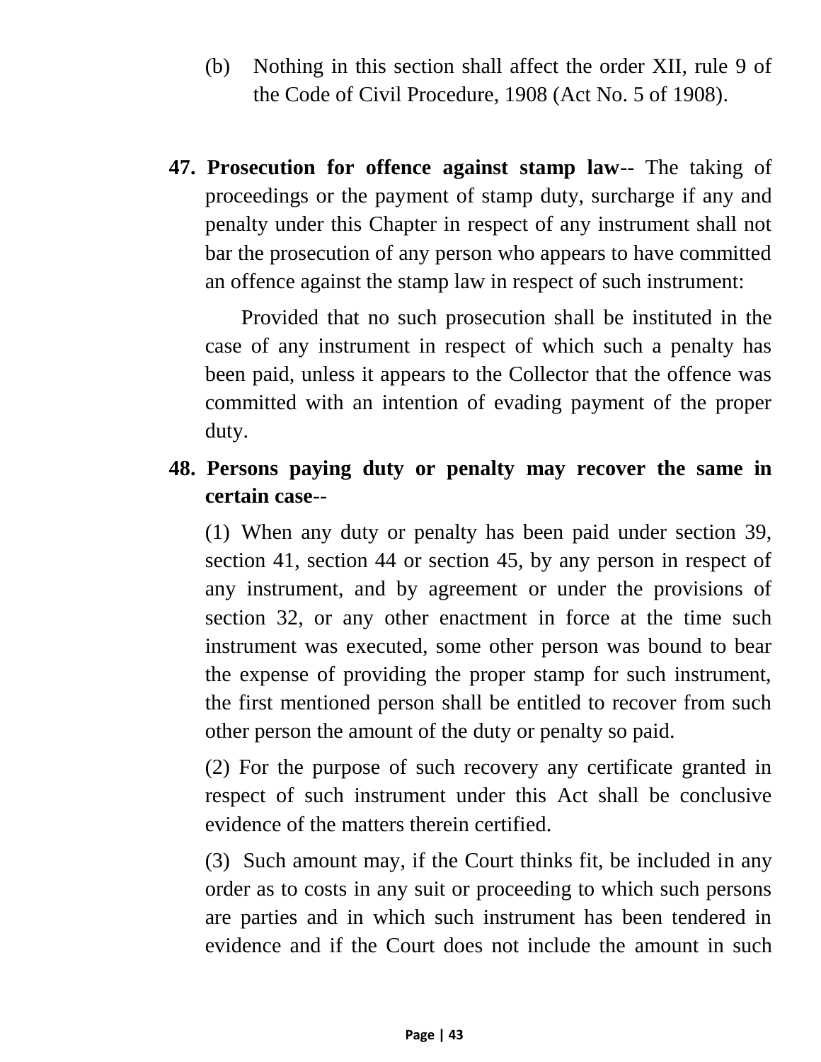(b) Nothing in this section shall affect the order XII, rule 9 of the Code of Civil Procedure, 1908 (Act No. 5 of 1908).

**47. Prosecution for offence against stamp law**-- The taking of proceedings or the payment of stamp duty, surcharge if any and penalty under this Chapter in respect of any instrument shall not bar the prosecution of any person who appears to have committed an offence against the stamp law in respect of such instrument:

Provided that no such prosecution shall be instituted in the case of any instrument in respect of which such a penalty has been paid, unless it appears to the Collector that the offence was committed with an intention of evading payment of the proper duty.

**48. Persons paying duty or penalty may recover the same in certain case**--

(1) When any duty or penalty has been paid under section 39, section 41, section 44 or section 45, by any person in respect of any instrument, and by agreement or under the provisions of section 32, or any other enactment in force at the time such instrument was executed, some other person was bound to bear the expense of providing the proper stamp for such instrument, the first mentioned person shall be entitled to recover from such other person the amount of the duty or penalty so paid.

(2) For the purpose of such recovery any certificate granted in respect of such instrument under this Act shall be conclusive evidence of the matters therein certified.

(3) Such amount may, if the Court thinks fit, be included in any order as to costs in any suit or proceeding to which such persons are parties and in which such instrument has been tendered in evidence and if the Court does not include the amount in such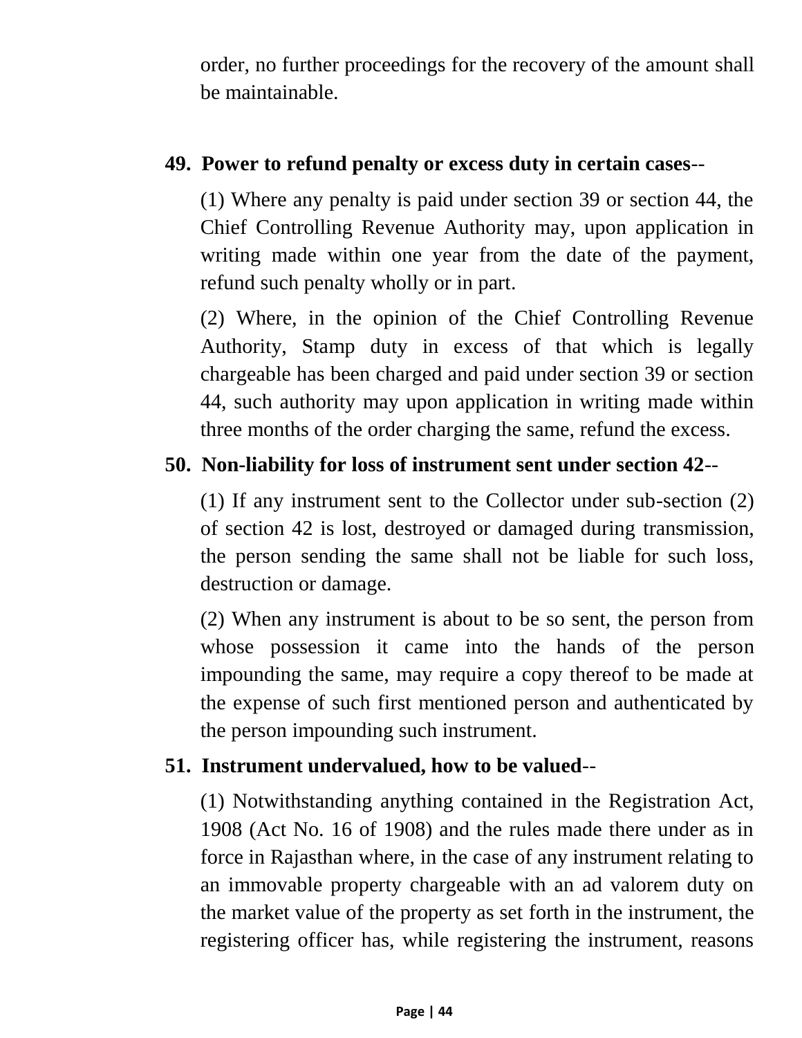order, no further proceedings for the recovery of the amount shall be maintainable.

**49. Power to refund penalty or excess duty in certain cases**--

(1) Where any penalty is paid under section 39 or section 44, the Chief Controlling Revenue Authority may, upon application in writing made within one year from the date of the payment, refund such penalty wholly or in part.

(2) Where, in the opinion of the Chief Controlling Revenue Authority, Stamp duty in excess of that which is legally chargeable has been charged and paid under section 39 or section 44, such authority may upon application in writing made within three months of the order charging the same, refund the excess.

**50. Non-liability for loss of instrument sent under section 42**--

(1) If any instrument sent to the Collector under sub-section (2) of section 42 is lost, destroyed or damaged during transmission, the person sending the same shall not be liable for such loss, destruction or damage.

(2) When any instrument is about to be so sent, the person from whose possession it came into the hands of the person impounding the same, may require a copy thereof to be made at the expense of such first mentioned person and authenticated by the person impounding such instrument.

**51. Instrument undervalued, how to be valued**--

(1) Notwithstanding anything contained in the Registration Act, 1908 (Act No. 16 of 1908) and the rules made there under as in force in Rajasthan where, in the case of any instrument relating to an immovable property chargeable with an ad valorem duty on the market value of the property as set forth in the instrument, the registering officer has, while registering the instrument, reasons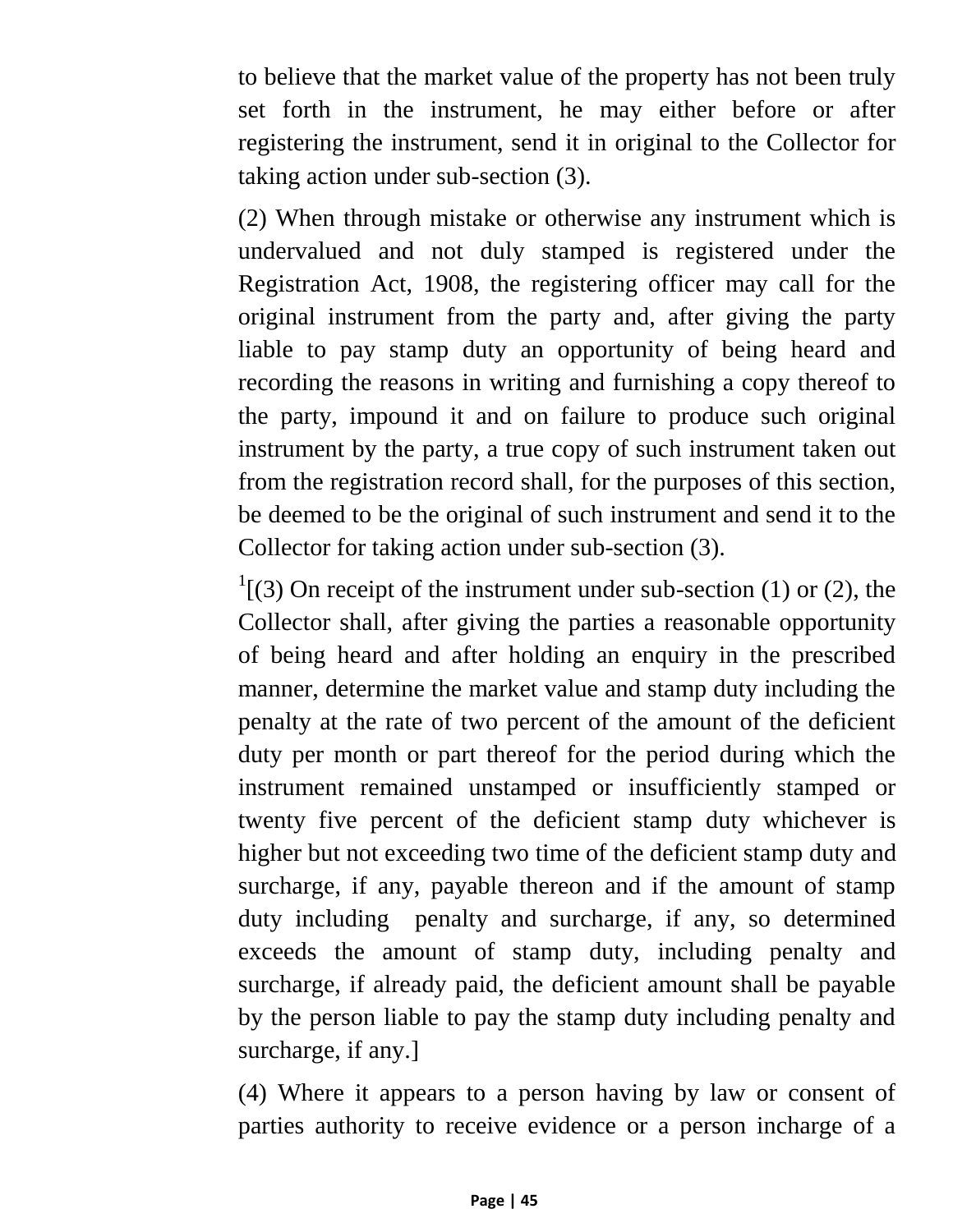to believe that the market value of the property has not been truly set forth in the instrument, he may either before or after registering the instrument, send it in original to the Collector for taking action under sub-section (3).

(2) When through mistake or otherwise any instrument which is undervalued and not duly stamped is registered under the Registration Act, 1908, the registering officer may call for the original instrument from the party and, after giving the party liable to pay stamp duty an opportunity of being heard and recording the reasons in writing and furnishing a copy thereof to the party, impound it and on failure to produce such original instrument by the party, a true copy of such instrument taken out from the registration record shall, for the purposes of this section, be deemed to be the original of such instrument and send it to the Collector for taking action under sub-section (3).

[1][(3) On receipt of the instrument under sub-section (1) or (2), the Collector shall, after giving the parties a reasonable opportunity of being heard and after holding an enquiry in the prescribed manner, determine the market value and stamp duty including the penalty at the rate of two percent of the amount of the deficient duty per month or part thereof for the period during which the instrument remained unstamped or insufficiently stamped or twenty five percent of the deficient stamp duty whichever is higher but not exceeding two time of the deficient stamp duty and surcharge, if any, payable thereon and if the amount of stamp duty including penalty and surcharge, if any, so determined exceeds the amount of stamp duty, including penalty and surcharge, if already paid, the deficient amount shall be payable by the person liable to pay the stamp duty including penalty and surcharge, if any.]

(4) Where it appears to a person having by law or consent of parties authority to receive evidence or a person incharge of a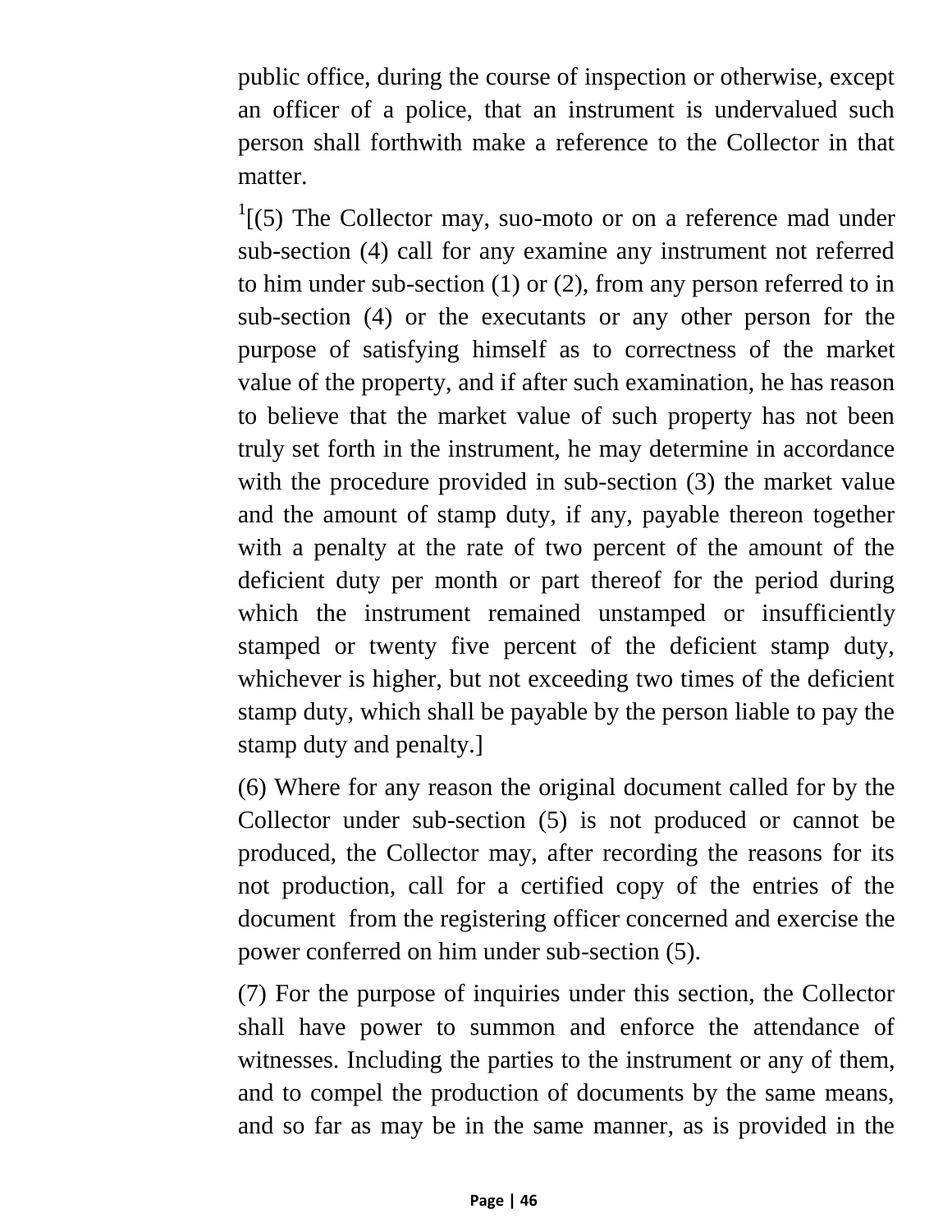public office, during the course of inspection or otherwise, except an officer of a police, that an instrument is undervalued such person shall forthwith make a reference to the Collector in that matter.

[1][(5) The Collector may, suo-moto or on a reference mad under sub-section (4) call for any examine any instrument not referred to him under sub-section (1) or (2), from any person referred to in sub-section (4) or the executants or any other person for the purpose of satisfying himself as to correctness of the market value of the property, and if after such examination, he has reason to believe that the market value of such property has not been truly set forth in the instrument, he may determine in accordance with the procedure provided in sub-section (3) the market value and the amount of stamp duty, if any, payable thereon together with a penalty at the rate of two percent of the amount of the deficient duty per month or part thereof for the period during which the instrument remained unstamped or insufficiently stamped or twenty five percent of the deficient stamp duty, whichever is higher, but not exceeding two times of the deficient stamp duty, which shall be payable by the person liable to pay the stamp duty and penalty.]

(6) Where for any reason the original document called for by the Collector under sub-section (5) is not produced or cannot be produced, the Collector may, after recording the reasons for its not production, call for a certified copy of the entries of the document from the registering officer concerned and exercise the power conferred on him under sub-section (5).

(7) For the purpose of inquiries under this section, the Collector shall have power to summon and enforce the attendance of witnesses. Including the parties to the instrument or any of them, and to compel the production of documents by the same means, and so far as may be in the same manner, as is provided in the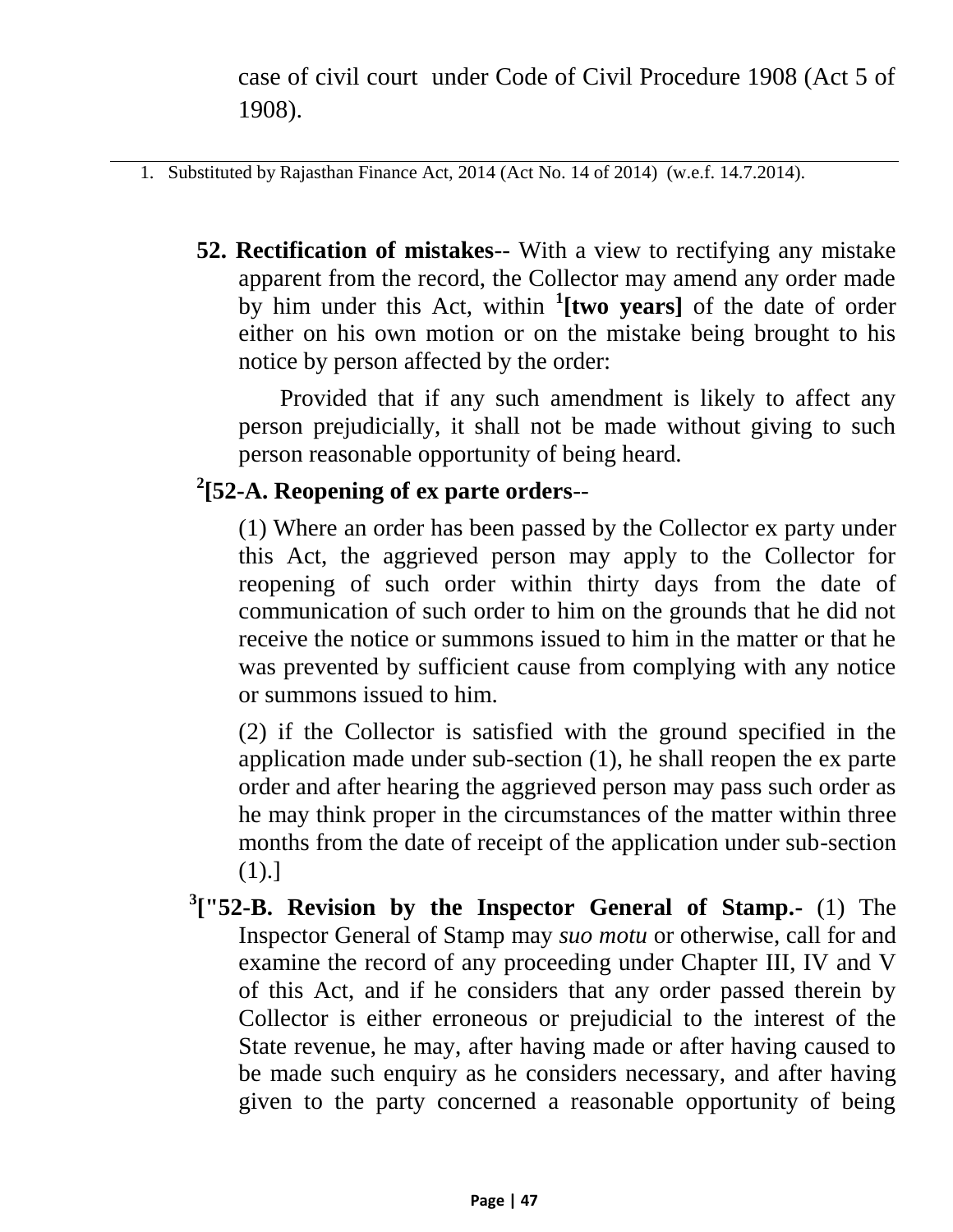case of civil court under Code of Civil Procedure 1908 (Act 5 of 1908).

1. Substituted by Rajasthan Finance Act, 2014 (Act No. 14 of 2014) (w.e.f. 14.7.2014).

**52. Rectification of mistakes**-- With a view to rectifying any mistake apparent from the record, the Collector may amend any order made by him under this Act, within [1]**[two years]** of the date of order either on his own motion or on the mistake being brought to his notice by person affected by the order:

Provided that if any such amendment is likely to affect any person prejudicially, it shall not be made without giving to such person reasonable opportunity of being heard.

[2]**[52-A. Reopening of ex parte orders**--

(1) Where an order has been passed by the Collector ex party under this Act, the aggrieved person may apply to the Collector for reopening of such order within thirty days from the date of communication of such order to him on the grounds that he did not receive the notice or summons issued to him in the matter or that he was prevented by sufficient cause from complying with any notice or summons issued to him.

(2) if the Collector is satisfied with the ground specified in the application made under sub-section (1), he shall reopen the ex parte order and after hearing the aggrieved person may pass such order as he may think proper in the circumstances of the matter within three months from the date of receipt of the application under sub-section (1).]

[3]**["52-B. Revision by the Inspector General of Stamp.-** (1) The Inspector General of Stamp may *suo motu* or otherwise, call for and examine the record of any proceeding under Chapter III, IV and V of this Act, and if he considers that any order passed therein by Collector is either erroneous or prejudicial to the interest of the State revenue, he may, after having made or after having caused to be made such enquiry as he considers necessary, and after having given to the party concerned a reasonable opportunity of being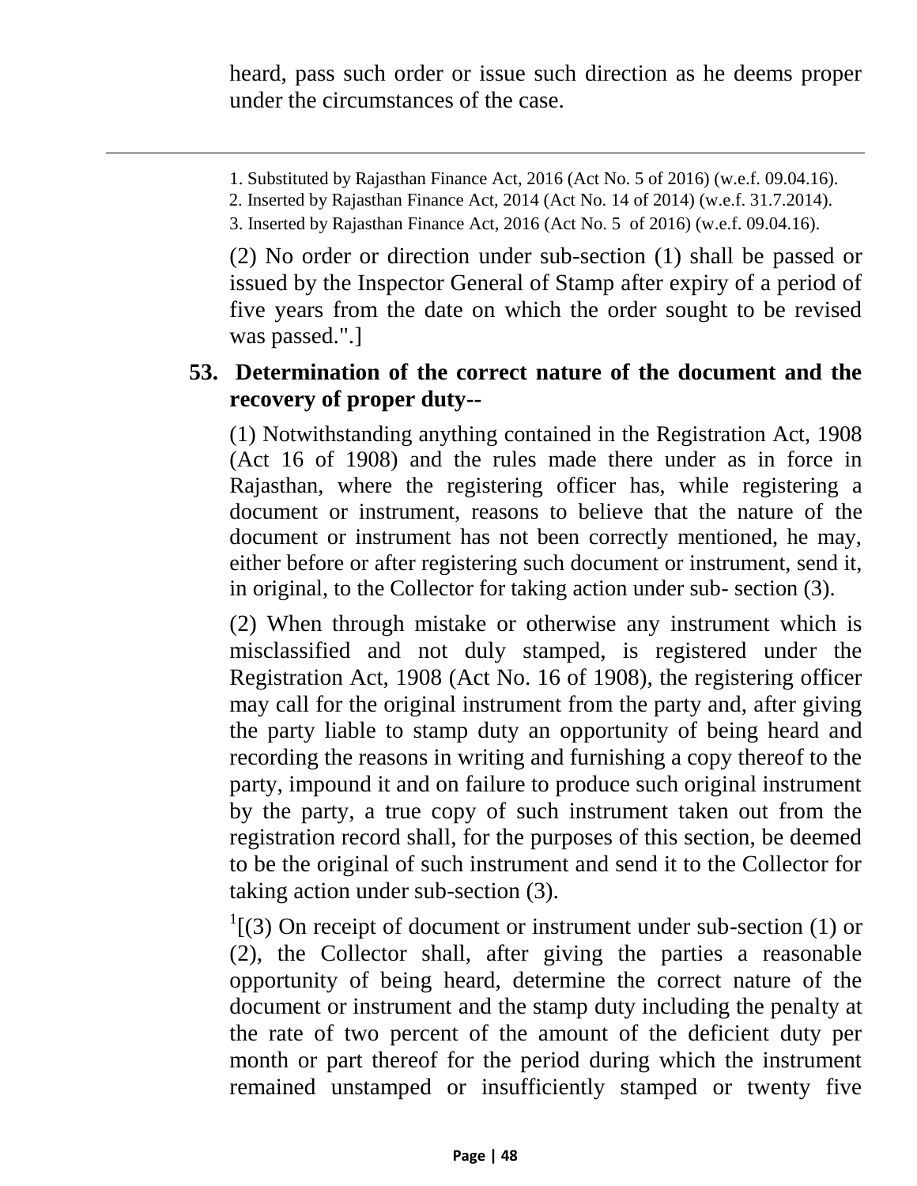heard, pass such order or issue such direction as he deems proper under the circumstances of the case.

---

1. Substituted by Rajasthan Finance Act, 2016 (Act No. 5 of 2016) (w.e.f. 09.04.16).
2. Inserted by Rajasthan Finance Act, 2014 (Act No. 14 of 2014) (w.e.f. 31.7.2014).
3. Inserted by Rajasthan Finance Act, 2016 (Act No. 5 of 2016) (w.e.f. 09.04.16).

(2) No order or direction under sub-section (1) shall be passed or issued by the Inspector General of Stamp after expiry of a period of five years from the date on which the order sought to be revised was passed.".]

**53. Determination of the correct nature of the document and the recovery of proper duty--**

(1) Notwithstanding anything contained in the Registration Act, 1908 (Act 16 of 1908) and the rules made there under as in force in Rajasthan, where the registering officer has, while registering a document or instrument, reasons to believe that the nature of the document or instrument has not been correctly mentioned, he may, either before or after registering such document or instrument, send it, in original, to the Collector for taking action under sub- section (3).

(2) When through mistake or otherwise any instrument which is misclassified and not duly stamped, is registered under the Registration Act, 1908 (Act No. 16 of 1908), the registering officer may call for the original instrument from the party and, after giving the party liable to stamp duty an opportunity of being heard and recording the reasons in writing and furnishing a copy thereof to the party, impound it and on failure to produce such original instrument by the party, a true copy of such instrument taken out from the registration record shall, for the purposes of this section, be deemed to be the original of such instrument and send it to the Collector for taking action under sub-section (3).

[1][(3) On receipt of document or instrument under sub-section (1) or (2), the Collector shall, after giving the parties a reasonable opportunity of being heard, determine the correct nature of the document or instrument and the stamp duty including the penalty at the rate of two percent of the amount of the deficient duty per month or part thereof for the period during which the instrument remained unstamped or insufficiently stamped or twenty five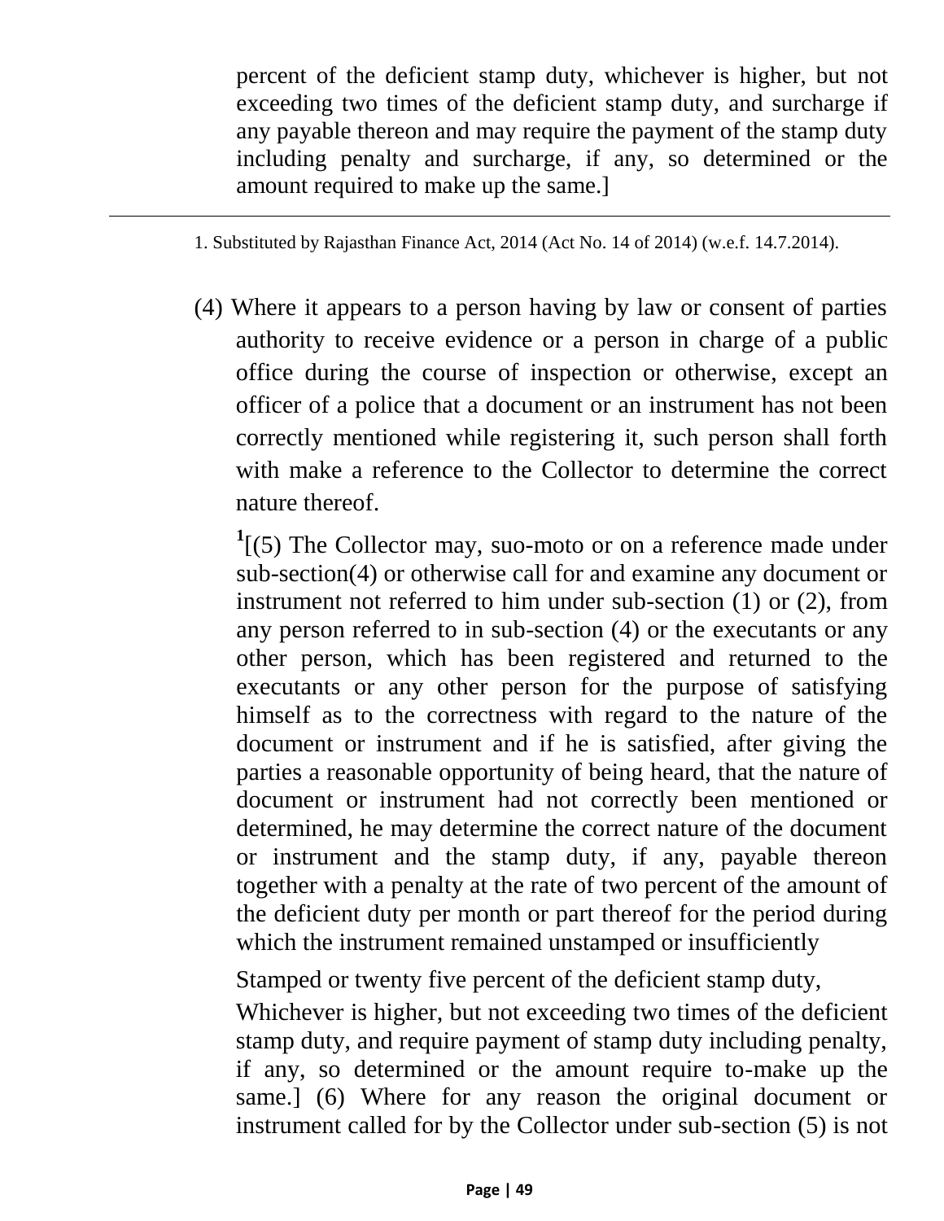percent of the deficient stamp duty, whichever is higher, but not exceeding two times of the deficient stamp duty, and surcharge if any payable thereon and may require the payment of the stamp duty including penalty and surcharge, if any, so determined or the amount required to make up the same.]

---

1. Substituted by Rajasthan Finance Act, 2014 (Act No. 14 of 2014) (w.e.f. 14.7.2014).

(4) Where it appears to a person having by law or consent of parties authority to receive evidence or a person in charge of a public office during the course of inspection or otherwise, except an officer of a police that a document or an instrument has not been correctly mentioned while registering it, such person shall forth with make a reference to the Collector to determine the correct nature thereof.

[1][(5) The Collector may, suo-moto or on a reference made under sub-section(4) or otherwise call for and examine any document or instrument not referred to him under sub-section (1) or (2), from any person referred to in sub-section (4) or the executants or any other person, which has been registered and returned to the executants or any other person for the purpose of satisfying himself as to the correctness with regard to the nature of the document or instrument and if he is satisfied, after giving the parties a reasonable opportunity of being heard, that the nature of document or instrument had not correctly been mentioned or determined, he may determine the correct nature of the document or instrument and the stamp duty, if any, payable thereon together with a penalty at the rate of two percent of the amount of the deficient duty per month or part thereof for the period during which the instrument remained unstamped or insufficiently

Stamped or twenty five percent of the deficient stamp duty,

Whichever is higher, but not exceeding two times of the deficient stamp duty, and require payment of stamp duty including penalty, if any, so determined or the amount require to-make up the same.] (6) Where for any reason the original document or instrument called for by the Collector under sub-section (5) is not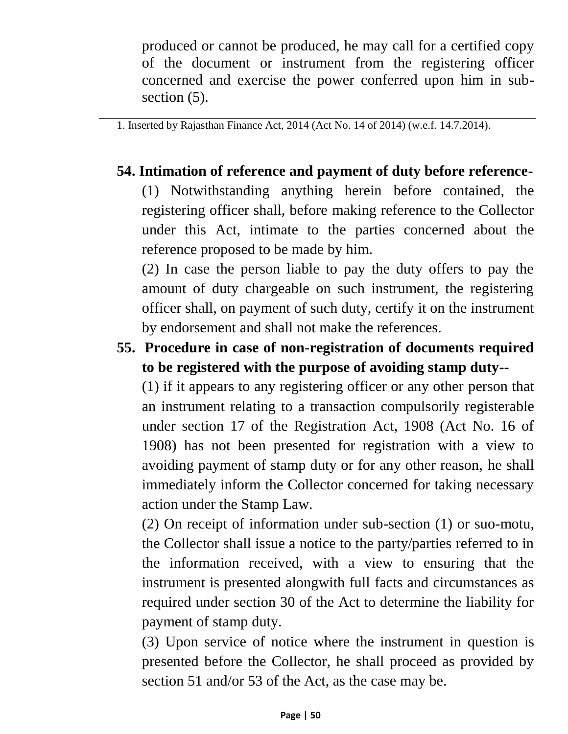produced or cannot be produced, he may call for a certified copy of the document or instrument from the registering officer concerned and exercise the power conferred upon him in sub-section (5).

---

1. Inserted by Rajasthan Finance Act, 2014 (Act No. 14 of 2014) (w.e.f. 14.7.2014).

**54. Intimation of reference and payment of duty before reference-**

(1) Notwithstanding anything herein before contained, the registering officer shall, before making reference to the Collector under this Act, intimate to the parties concerned about the reference proposed to be made by him.

(2) In case the person liable to pay the duty offers to pay the amount of duty chargeable on such instrument, the registering officer shall, on payment of such duty, certify it on the instrument by endorsement and shall not make the references.

**55. Procedure in case of non-registration of documents required to be registered with the purpose of avoiding stamp duty--**

(1) if it appears to any registering officer or any other person that an instrument relating to a transaction compulsorily registerable under section 17 of the Registration Act, 1908 (Act No. 16 of 1908) has not been presented for registration with a view to avoiding payment of stamp duty or for any other reason, he shall immediately inform the Collector concerned for taking necessary action under the Stamp Law.

(2) On receipt of information under sub-section (1) or suo-motu, the Collector shall issue a notice to the party/parties referred to in the information received, with a view to ensuring that the instrument is presented alongwith full facts and circumstances as required under section 30 of the Act to determine the liability for payment of stamp duty.

(3) Upon service of notice where the instrument in question is presented before the Collector, he shall proceed as provided by section 51 and/or 53 of the Act, as the case may be.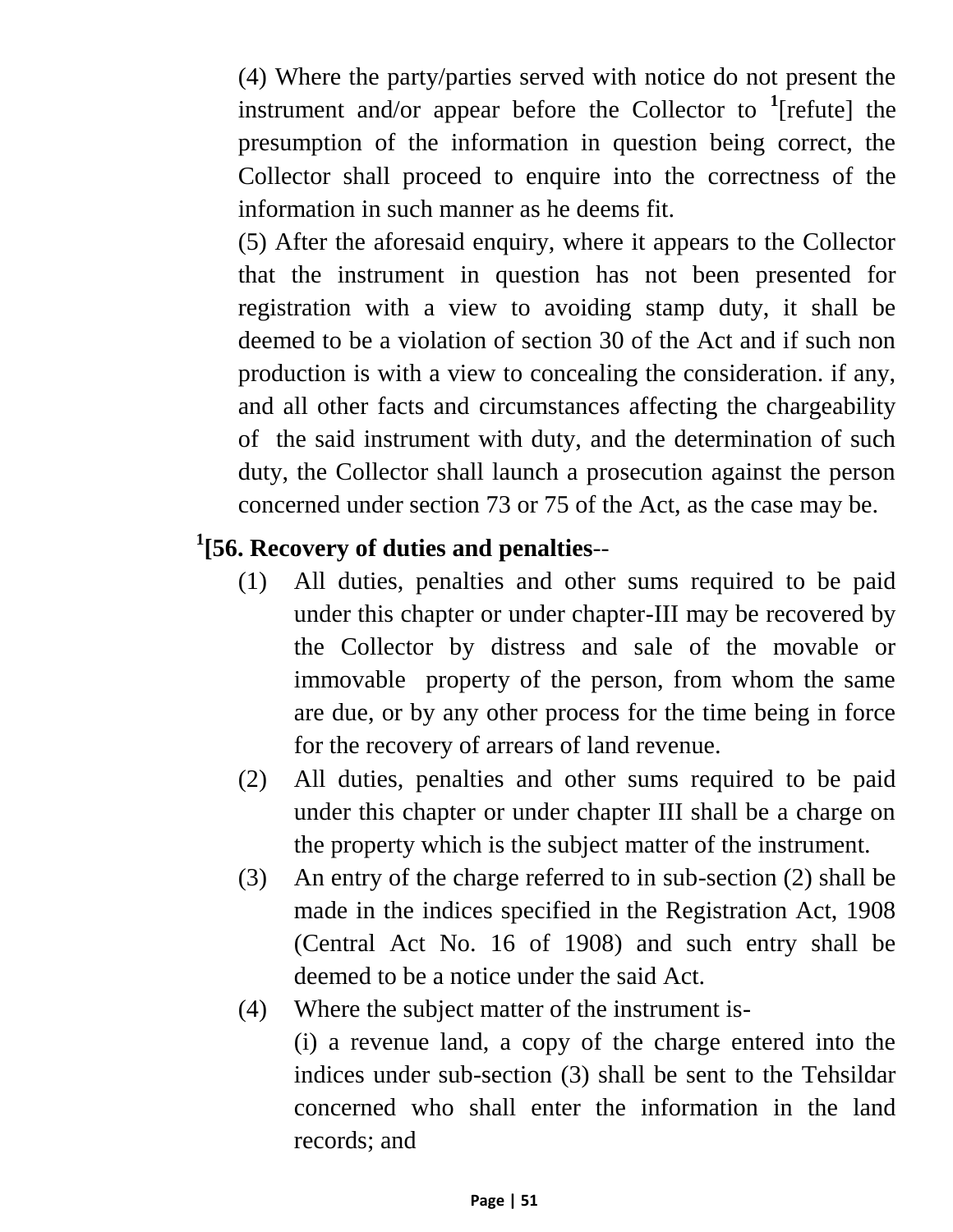(4) Where the party/parties served with notice do not present the instrument and/or appear before the Collector to [1][refute] the presumption of the information in question being correct, the Collector shall proceed to enquire into the correctness of the information in such manner as he deems fit.

(5) After the aforesaid enquiry, where it appears to the Collector that the instrument in question has not been presented for registration with a view to avoiding stamp duty, it shall be deemed to be a violation of section 30 of the Act and if such non production is with a view to concealing the consideration. if any, and all other facts and circumstances affecting the chargeability of the said instrument with duty, and the determination of such duty, the Collector shall launch a prosecution against the person concerned under section 73 or 75 of the Act, as the case may be.

**[1][56. Recovery of duties and penalties**--

(1) All duties, penalties and other sums required to be paid under this chapter or under chapter-III may be recovered by the Collector by distress and sale of the movable or immovable property of the person, from whom the same are due, or by any other process for the time being in force for the recovery of arrears of land revenue.

(2) All duties, penalties and other sums required to be paid under this chapter or under chapter III shall be a charge on the property which is the subject matter of the instrument.

(3) An entry of the charge referred to in sub-section (2) shall be made in the indices specified in the Registration Act, 1908 (Central Act No. 16 of 1908) and such entry shall be deemed to be a notice under the said Act.

(4) Where the subject matter of the instrument is-

(i) a revenue land, a copy of the charge entered into the indices under sub-section (3) shall be sent to the Tehsildar concerned who shall enter the information in the land records; and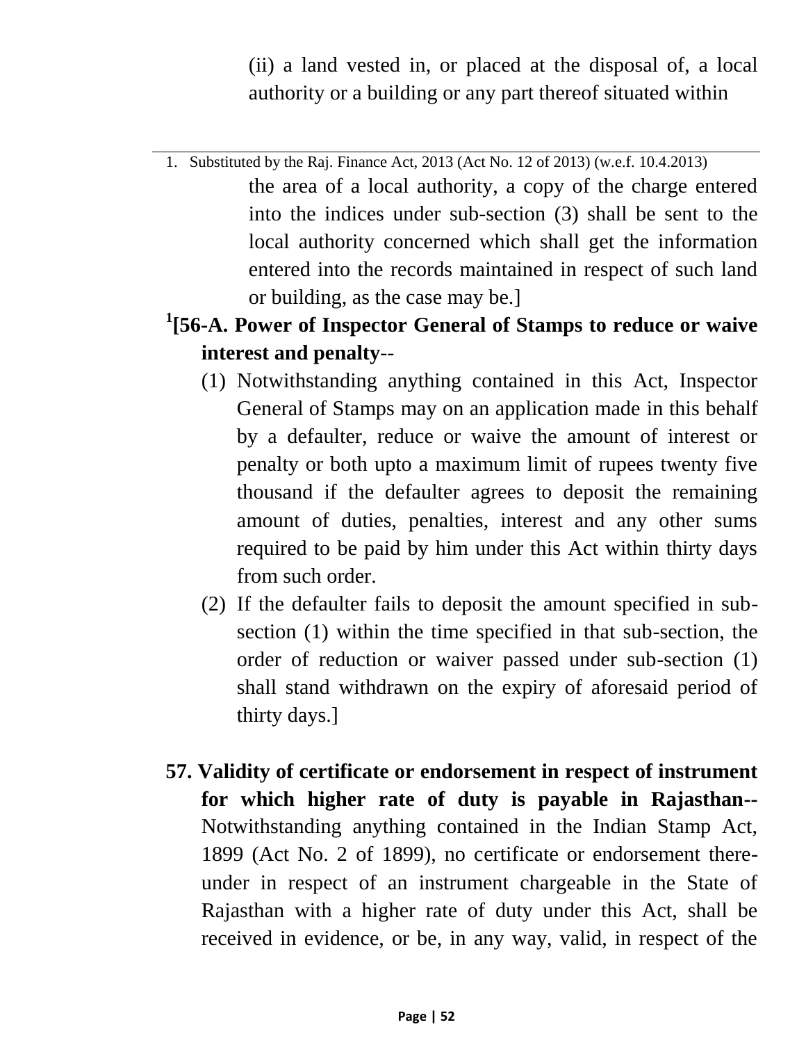(ii) a land vested in, or placed at the disposal of, a local authority or a building or any part thereof situated within the area of a local authority, a copy of the charge entered into the indices under sub-section (3) shall be sent to the local authority concerned which shall get the information entered into the records maintained in respect of such land or building, as the case may be.]

[1][**56-A. Power of Inspector General of Stamps to reduce or waive interest and penalty**--

(1) Notwithstanding anything contained in this Act, Inspector General of Stamps may on an application made in this behalf by a defaulter, reduce or waive the amount of interest or penalty or both upto a maximum limit of rupees twenty five thousand if the defaulter agrees to deposit the remaining amount of duties, penalties, interest and any other sums required to be paid by him under this Act within thirty days from such order.

(2) If the defaulter fails to deposit the amount specified in sub-section (1) within the time specified in that sub-section, the order of reduction or waiver passed under sub-section (1) shall stand withdrawn on the expiry of aforesaid period of thirty days.]

**57. Validity of certificate or endorsement in respect of instrument for which higher rate of duty is payable in Rajasthan**-- Notwithstanding anything contained in the Indian Stamp Act, 1899 (Act No. 2 of 1899), no certificate or endorsement there-under in respect of an instrument chargeable in the State of Rajasthan with a higher rate of duty under this Act, shall be received in evidence, or be, in any way, valid, in respect of the

---

1. Substituted by the Raj. Finance Act, 2013 (Act No. 12 of 2013) (w.e.f. 10.4.2013)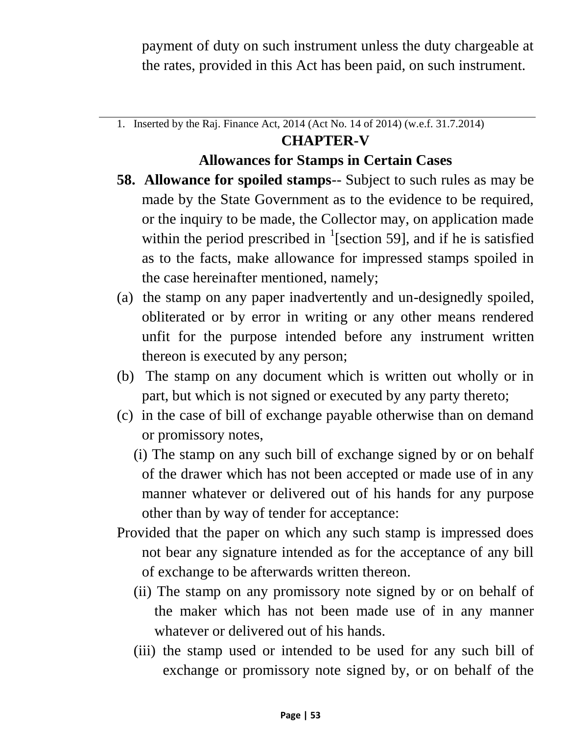payment of duty on such instrument unless the duty chargeable at the rates, provided in this Act has been paid, on such instrument.

---

1. Inserted by the Raj. Finance Act, 2014 (Act No. 14 of 2014) (w.e.f. 31.7.2014)

## CHAPTER-V

## Allowances for Stamps in Certain Cases

**58. Allowance for spoiled stamps**-- Subject to such rules as may be made by the State Government as to the evidence to be required, or the inquiry to be made, the Collector may, on application made within the period prescribed in [1][section 59], and if he is satisfied as to the facts, make allowance for impressed stamps spoiled in the case hereinafter mentioned, namely;

(a) the stamp on any paper inadvertently and un-designedly spoiled, obliterated or by error in writing or any other means rendered unfit for the purpose intended before any instrument written thereon is executed by any person;

(b) The stamp on any document which is written out wholly or in part, but which is not signed or executed by any party thereto;

(c) in the case of bill of exchange payable otherwise than on demand or promissory notes,

(i) The stamp on any such bill of exchange signed by or on behalf of the drawer which has not been accepted or made use of in any manner whatever or delivered out of his hands for any purpose other than by way of tender for acceptance:

Provided that the paper on which any such stamp is impressed does not bear any signature intended as for the acceptance of any bill of exchange to be afterwards written thereon.

(ii) The stamp on any promissory note signed by or on behalf of the maker which has not been made use of in any manner whatever or delivered out of his hands.

(iii) the stamp used or intended to be used for any such bill of exchange or promissory note signed by, or on behalf of the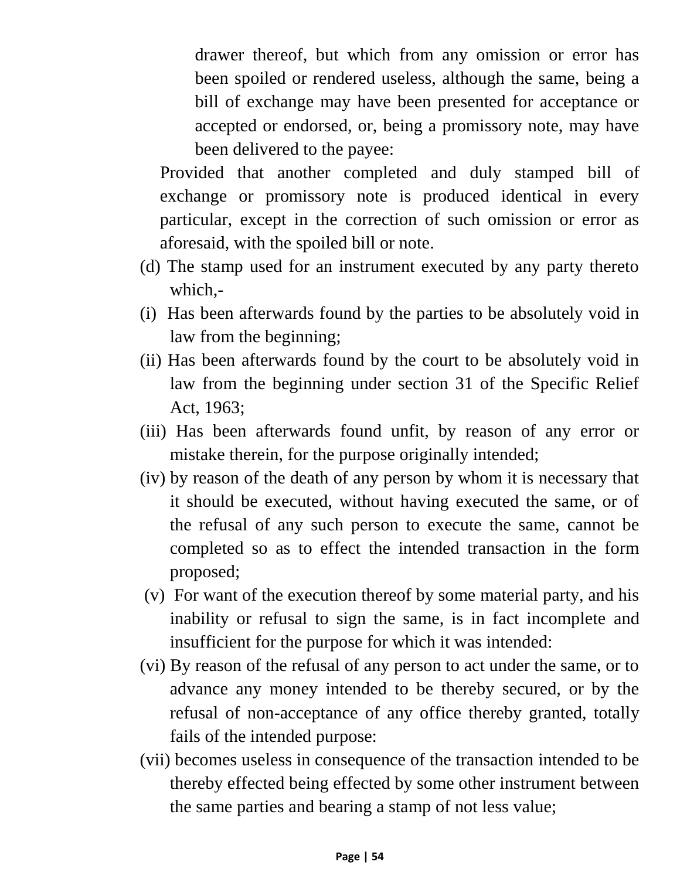drawer thereof, but which from any omission or error has been spoiled or rendered useless, although the same, being a bill of exchange may have been presented for acceptance or accepted or endorsed, or, being a promissory note, may have been delivered to the payee:

Provided that another completed and duly stamped bill of exchange or promissory note is produced identical in every particular, except in the correction of such omission or error as aforesaid, with the spoiled bill or note.

(d) The stamp used for an instrument executed by any party thereto which,-

(i) Has been afterwards found by the parties to be absolutely void in law from the beginning;

(ii) Has been afterwards found by the court to be absolutely void in law from the beginning under section 31 of the Specific Relief Act, 1963;

(iii) Has been afterwards found unfit, by reason of any error or mistake therein, for the purpose originally intended;

(iv) by reason of the death of any person by whom it is necessary that it should be executed, without having executed the same, or of the refusal of any such person to execute the same, cannot be completed so as to effect the intended transaction in the form proposed;

(v) For want of the execution thereof by some material party, and his inability or refusal to sign the same, is in fact incomplete and insufficient for the purpose for which it was intended:

(vi) By reason of the refusal of any person to act under the same, or to advance any money intended to be thereby secured, or by the refusal of non-acceptance of any office thereby granted, totally fails of the intended purpose:

(vii) becomes useless in consequence of the transaction intended to be thereby effected being effected by some other instrument between the same parties and bearing a stamp of not less value;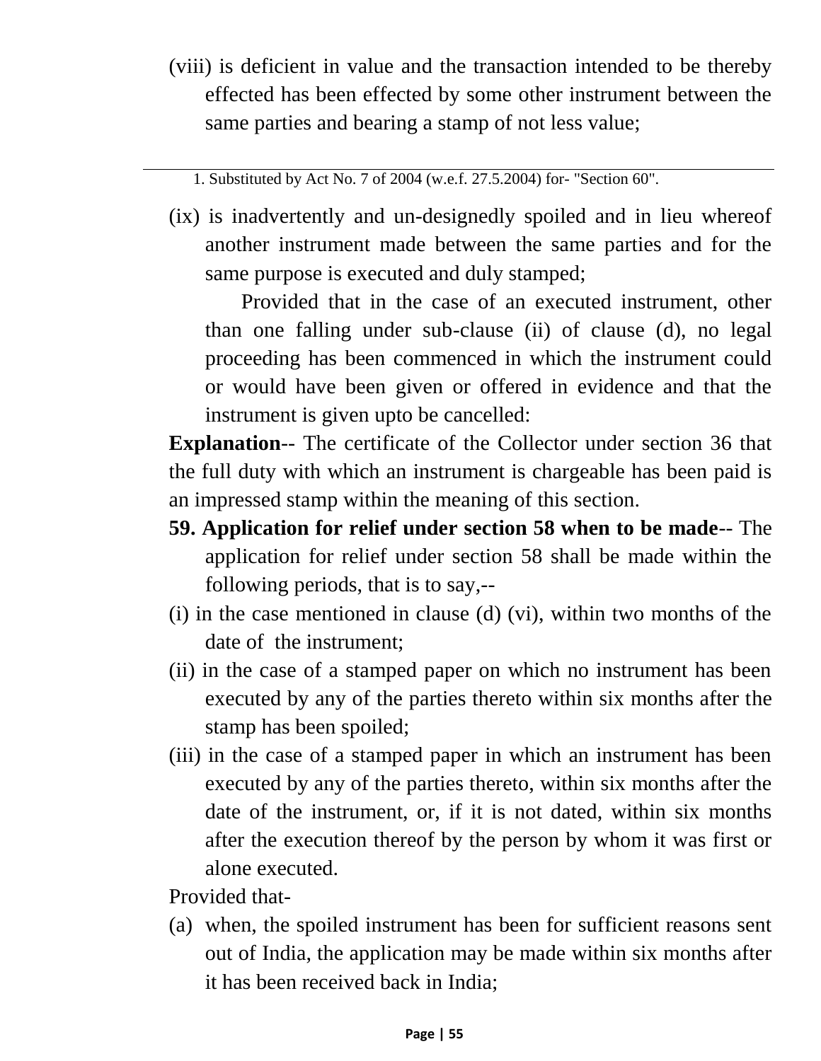(viii) is deficient in value and the transaction intended to be thereby effected has been effected by some other instrument between the same parties and bearing a stamp of not less value;

1. Substituted by Act No. 7 of 2004 (w.e.f. 27.5.2004) for- "Section 60".

(ix) is inadvertently and un-designedly spoiled and in lieu whereof another instrument made between the same parties and for the same purpose is executed and duly stamped;

Provided that in the case of an executed instrument, other than one falling under sub-clause (ii) of clause (d), no legal proceeding has been commenced in which the instrument could or would have been given or offered in evidence and that the instrument is given upto be cancelled:

**Explanation**-- The certificate of the Collector under section 36 that the full duty with which an instrument is chargeable has been paid is an impressed stamp within the meaning of this section.

**59. Application for relief under section 58 when to be made**-- The application for relief under section 58 shall be made within the following periods, that is to say,--

(i) in the case mentioned in clause (d) (vi), within two months of the date of the instrument;

(ii) in the case of a stamped paper on which no instrument has been executed by any of the parties thereto within six months after the stamp has been spoiled;

(iii) in the case of a stamped paper in which an instrument has been executed by any of the parties thereto, within six months after the date of the instrument, or, if it is not dated, within six months after the execution thereof by the person by whom it was first or alone executed.

Provided that-

(a) when, the spoiled instrument has been for sufficient reasons sent out of India, the application may be made within six months after it has been received back in India;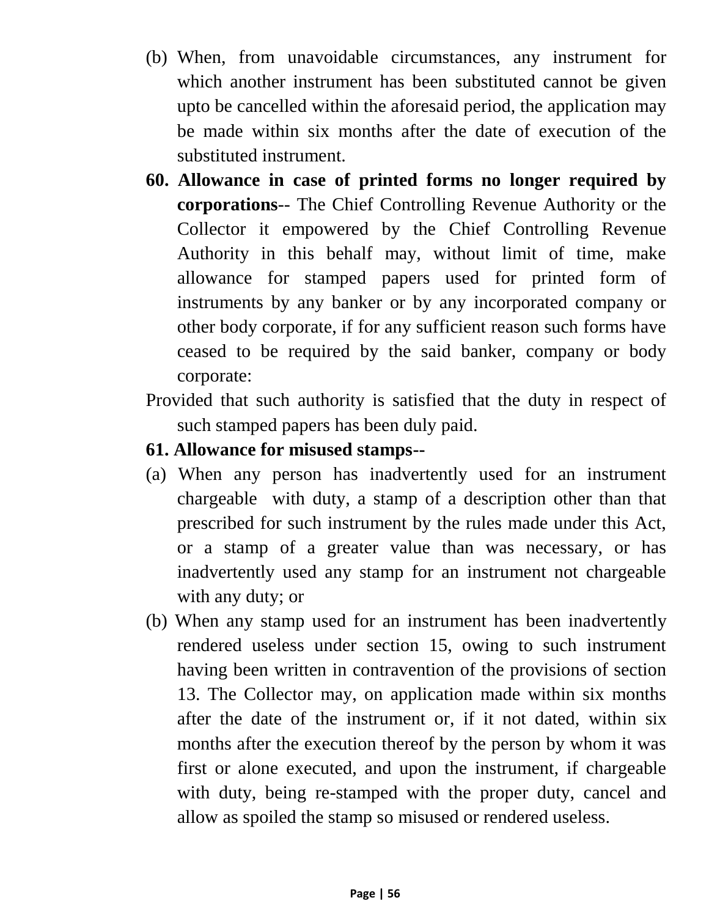(b) When, from unavoidable circumstances, any instrument for which another instrument has been substituted cannot be given upto be cancelled within the aforesaid period, the application may be made within six months after the date of execution of the substituted instrument.

**60. Allowance in case of printed forms no longer required by corporations**-- The Chief Controlling Revenue Authority or the Collector it empowered by the Chief Controlling Revenue Authority in this behalf may, without limit of time, make allowance for stamped papers used for printed form of instruments by any banker or by any incorporated company or other body corporate, if for any sufficient reason such forms have ceased to be required by the said banker, company or body corporate:

Provided that such authority is satisfied that the duty in respect of such stamped papers has been duly paid.

**61. Allowance for misused stamps--**

(a) When any person has inadvertently used for an instrument chargeable with duty, a stamp of a description other than that prescribed for such instrument by the rules made under this Act, or a stamp of a greater value than was necessary, or has inadvertently used any stamp for an instrument not chargeable with any duty; or

(b) When any stamp used for an instrument has been inadvertently rendered useless under section 15, owing to such instrument having been written in contravention of the provisions of section 13. The Collector may, on application made within six months after the date of the instrument or, if it not dated, within six months after the execution thereof by the person by whom it was first or alone executed, and upon the instrument, if chargeable with duty, being re-stamped with the proper duty, cancel and allow as spoiled the stamp so misused or rendered useless.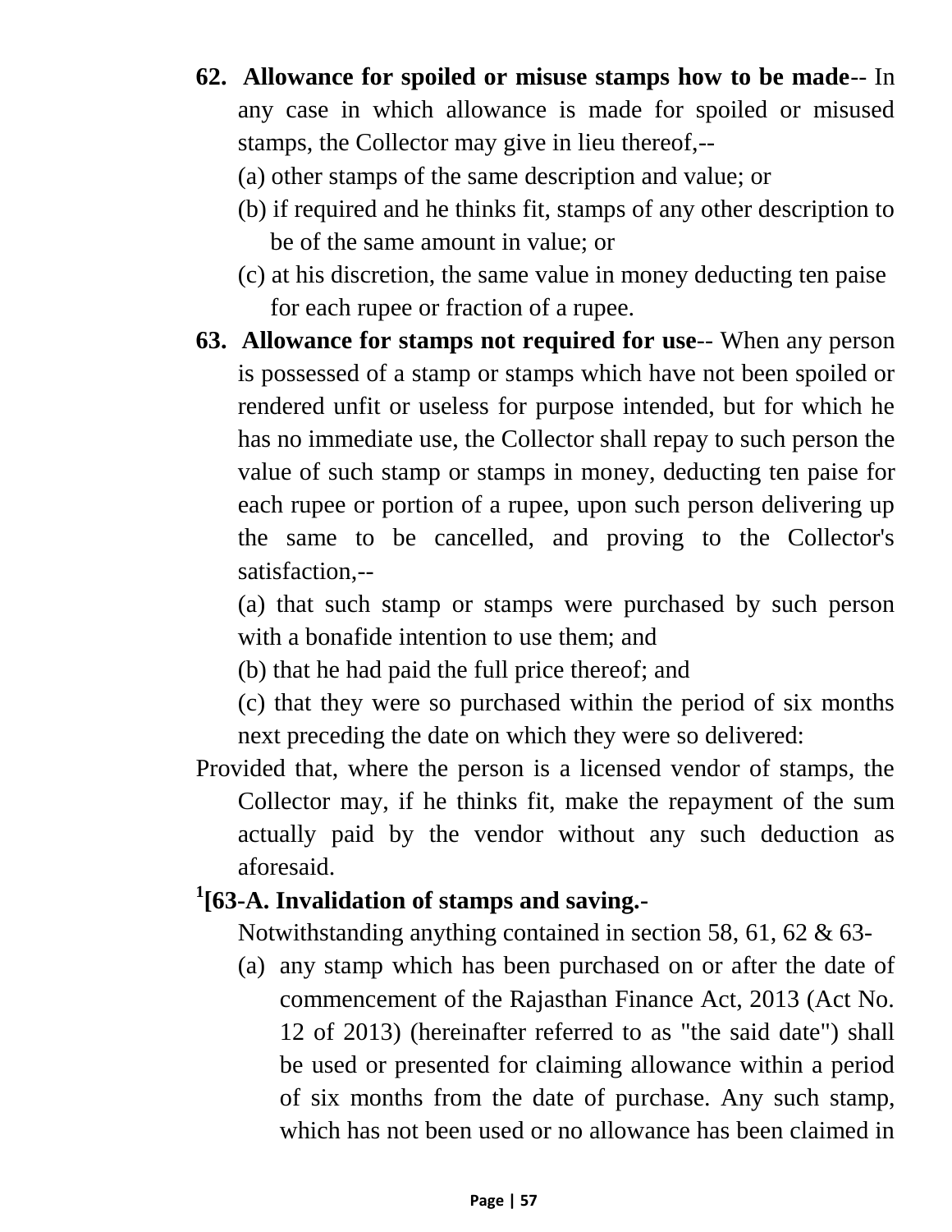**62. Allowance for spoiled or misuse stamps how to be made**-- In any case in which allowance is made for spoiled or misused stamps, the Collector may give in lieu thereof,--

(a) other stamps of the same description and value; or

(b) if required and he thinks fit, stamps of any other description to be of the same amount in value; or

(c) at his discretion, the same value in money deducting ten paise for each rupee or fraction of a rupee.

**63. Allowance for stamps not required for use**-- When any person is possessed of a stamp or stamps which have not been spoiled or rendered unfit or useless for purpose intended, but for which he has no immediate use, the Collector shall repay to such person the value of such stamp or stamps in money, deducting ten paise for each rupee or portion of a rupee, upon such person delivering up the same to be cancelled, and proving to the Collector's satisfaction,--

(a) that such stamp or stamps were purchased by such person with a bonafide intention to use them; and

(b) that he had paid the full price thereof; and

(c) that they were so purchased within the period of six months next preceding the date on which they were so delivered:

Provided that, where the person is a licensed vendor of stamps, the Collector may, if he thinks fit, make the repayment of the sum actually paid by the vendor without any such deduction as aforesaid.

[1][**63-A. Invalidation of stamps and saving.-**

Notwithstanding anything contained in section 58, 61, 62 & 63-

(a) any stamp which has been purchased on or after the date of commencement of the Rajasthan Finance Act, 2013 (Act No. 12 of 2013) (hereinafter referred to as "the said date") shall be used or presented for claiming allowance within a period of six months from the date of purchase. Any such stamp, which has not been used or no allowance has been claimed in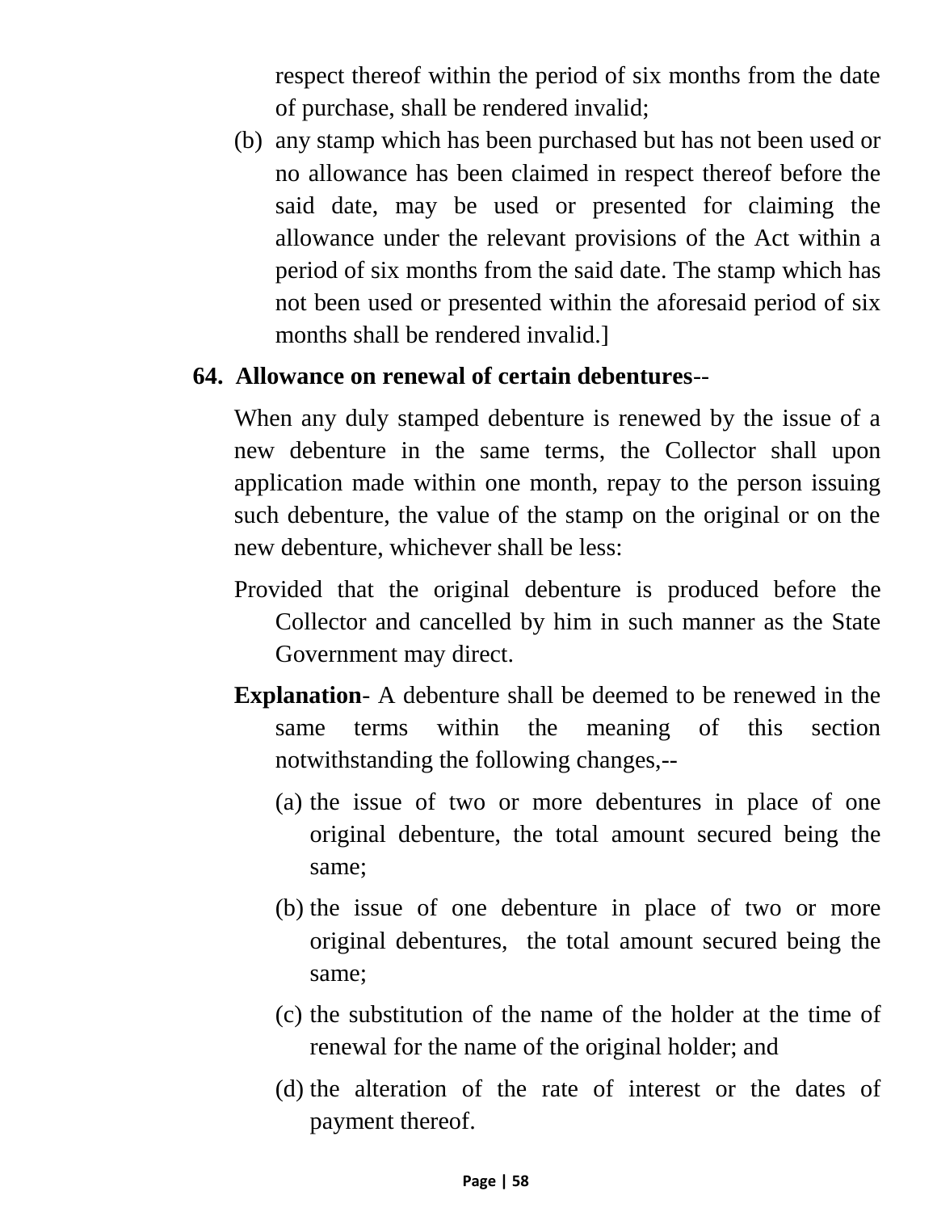respect thereof within the period of six months from the date of purchase, shall be rendered invalid;

(b) any stamp which has been purchased but has not been used or no allowance has been claimed in respect thereof before the said date, may be used or presented for claiming the allowance under the relevant provisions of the Act within a period of six months from the said date. The stamp which has not been used or presented within the aforesaid period of six months shall be rendered invalid.]

**64. Allowance on renewal of certain debentures**--

When any duly stamped debenture is renewed by the issue of a new debenture in the same terms, the Collector shall upon application made within one month, repay to the person issuing such debenture, the value of the stamp on the original or on the new debenture, whichever shall be less:

Provided that the original debenture is produced before the Collector and cancelled by him in such manner as the State Government may direct.

**Explanation**- A debenture shall be deemed to be renewed in the same terms within the meaning of this section notwithstanding the following changes,--

(a) the issue of two or more debentures in place of one original debenture, the total amount secured being the same;

(b) the issue of one debenture in place of two or more original debentures, the total amount secured being the same;

(c) the substitution of the name of the holder at the time of renewal for the name of the original holder; and

(d) the alteration of the rate of interest or the dates of payment thereof.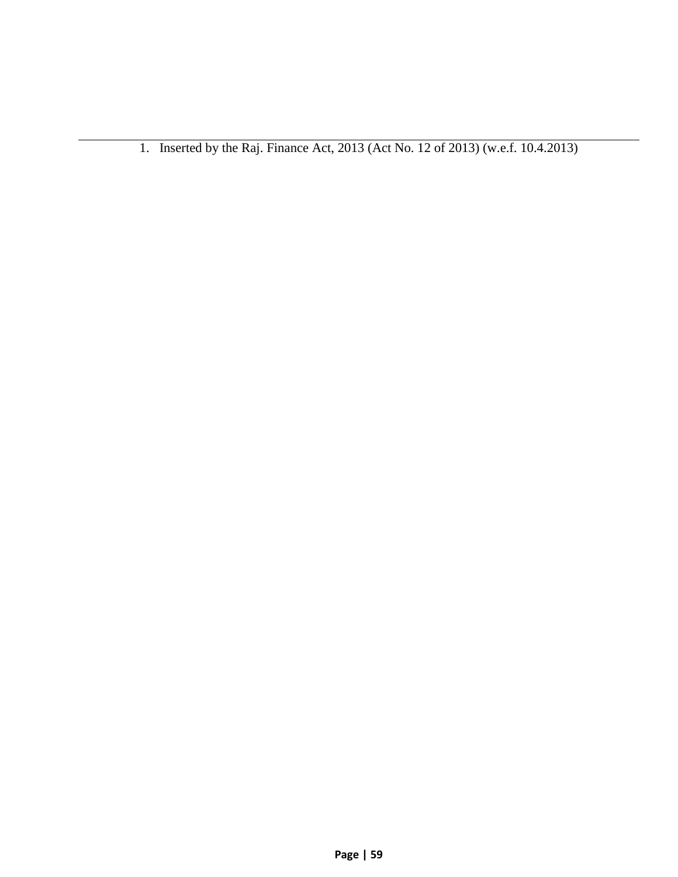---

1. Inserted by the Raj. Finance Act, 2013 (Act No. 12 of 2013) (w.e.f. 10.4.2013)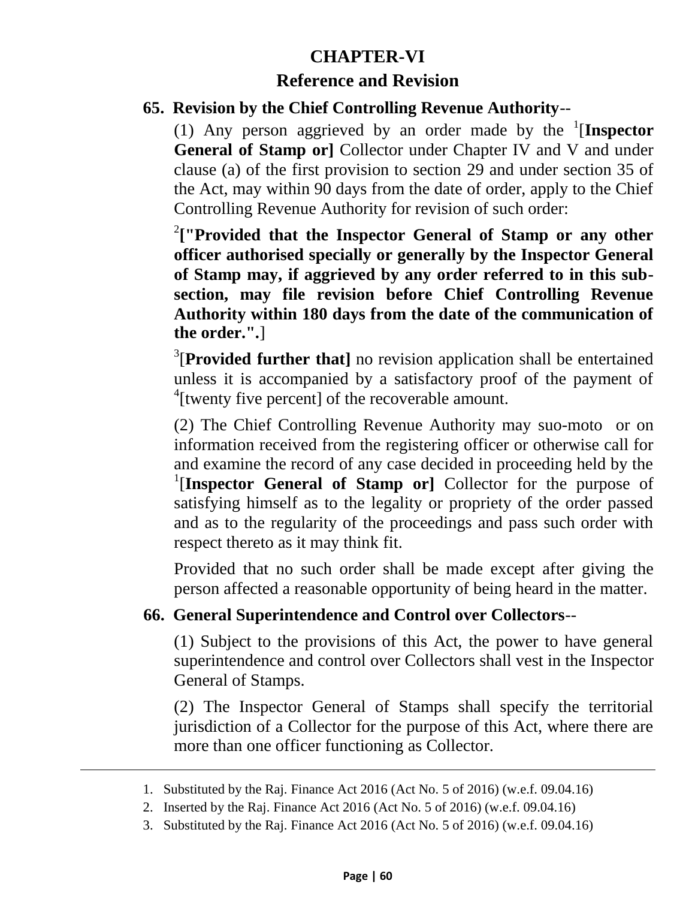# CHAPTER-VI

## Reference and Revision

### 65. Revision by the Chief Controlling Revenue Authority--

(1) Any person aggrieved by an order made by the [1][**Inspector General of Stamp or]** Collector under Chapter IV and V and under clause (a) of the first provision to section 29 and under section 35 of the Act, may within 90 days from the date of order, apply to the Chief Controlling Revenue Authority for revision of such order:

[2]**["Provided that the Inspector General of Stamp or any other officer authorised specially or generally by the Inspector General of Stamp may, if aggrieved by any order referred to in this sub-section, may file revision before Chief Controlling Revenue Authority within 180 days from the date of the communication of the order.".**]

[3][**Provided further that]** no revision application shall be entertained unless it is accompanied by a satisfactory proof of the payment of [4][twenty five percent] of the recoverable amount.

(2) The Chief Controlling Revenue Authority may suo-moto or on information received from the registering officer or otherwise call for and examine the record of any case decided in proceeding held by the [1][**Inspector General of Stamp or]** Collector for the purpose of satisfying himself as to the legality or propriety of the order passed and as to the regularity of the proceedings and pass such order with respect thereto as it may think fit.

Provided that no such order shall be made except after giving the person affected a reasonable opportunity of being heard in the matter.

### 66. General Superintendence and Control over Collectors--

(1) Subject to the provisions of this Act, the power to have general superintendence and control over Collectors shall vest in the Inspector General of Stamps.

(2) The Inspector General of Stamps shall specify the territorial jurisdiction of a Collector for the purpose of this Act, where there are more than one officer functioning as Collector.

---

1. Substituted by the Raj. Finance Act 2016 (Act No. 5 of 2016) (w.e.f. 09.04.16)
2. Inserted by the Raj. Finance Act 2016 (Act No. 5 of 2016) (w.e.f. 09.04.16)
3. Substituted by the Raj. Finance Act 2016 (Act No. 5 of 2016) (w.e.f. 09.04.16)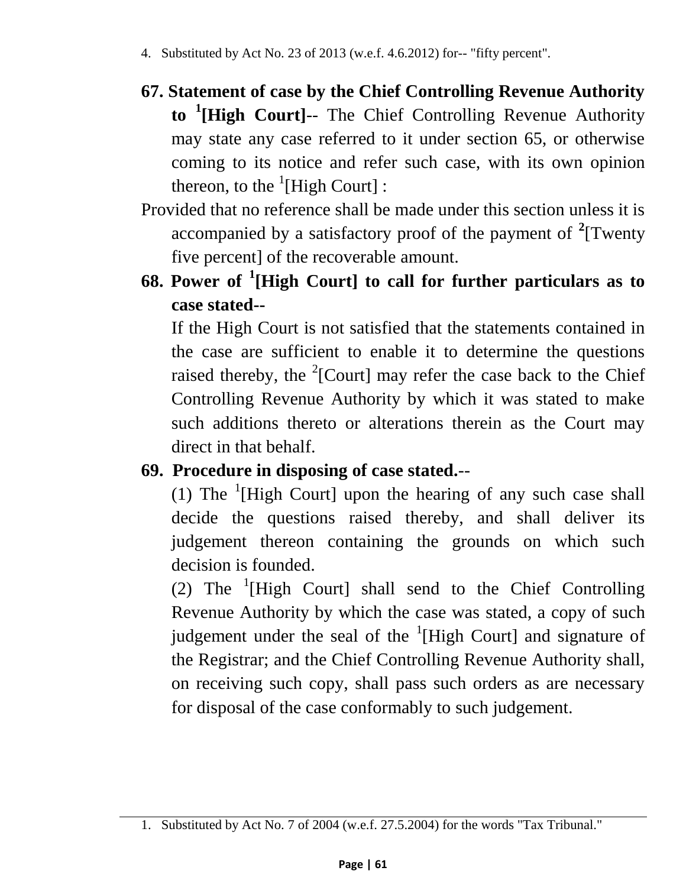4. Substituted by Act No. 23 of 2013 (w.e.f. 4.6.2012) for-- "fifty percent".

**67. Statement of case by the Chief Controlling Revenue Authority to [1][High Court]**-- The Chief Controlling Revenue Authority may state any case referred to it under section 65, or otherwise coming to its notice and refer such case, with its own opinion thereon, to the [1][High Court] :

Provided that no reference shall be made under this section unless it is accompanied by a satisfactory proof of the payment of [2][Twenty five percent] of the recoverable amount.

**68. Power of [1][High Court] to call for further particulars as to case stated--**

If the High Court is not satisfied that the statements contained in the case are sufficient to enable it to determine the questions raised thereby, the [2][Court] may refer the case back to the Chief Controlling Revenue Authority by which it was stated to make such additions thereto or alterations therein as the Court may direct in that behalf.

**69. Procedure in disposing of case stated.--**

(1) The [1][High Court] upon the hearing of any such case shall decide the questions raised thereby, and shall deliver its judgement thereon containing the grounds on which such decision is founded.

(2) The [1][High Court] shall send to the Chief Controlling Revenue Authority by which the case was stated, a copy of such judgement under the seal of the [1][High Court] and signature of the Registrar; and the Chief Controlling Revenue Authority shall, on receiving such copy, shall pass such orders as are necessary for disposal of the case conformably to such judgement.

---

1. Substituted by Act No. 7 of 2004 (w.e.f. 27.5.2004) for the words "Tax Tribunal."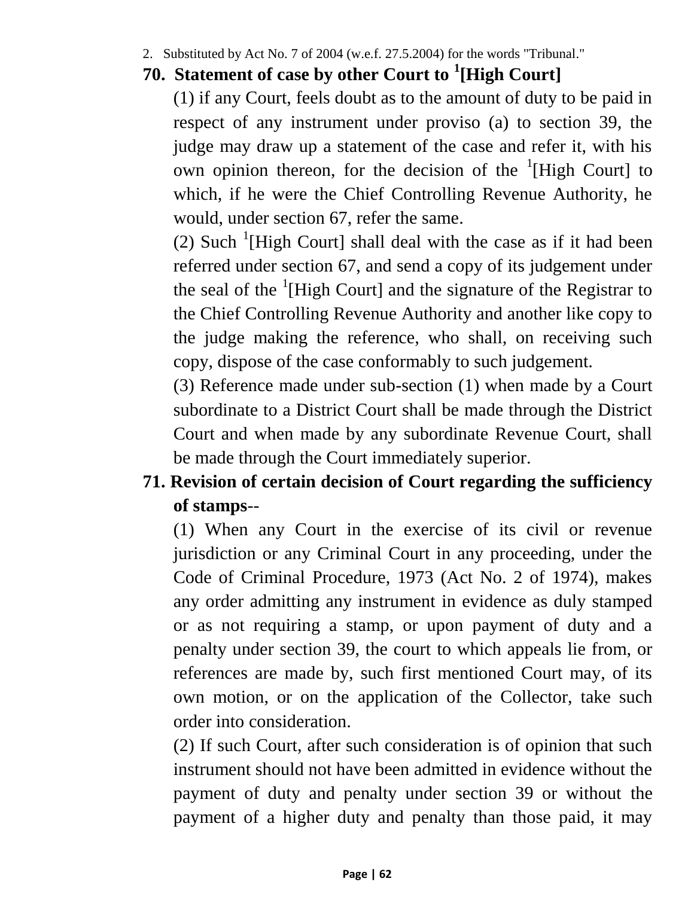2. Substituted by Act No. 7 of 2004 (w.e.f. 27.5.2004) for the words "Tribunal."

### 70. Statement of case by other Court to [1][High Court]

(1) if any Court, feels doubt as to the amount of duty to be paid in respect of any instrument under proviso (a) to section 39, the judge may draw up a statement of the case and refer it, with his own opinion thereon, for the decision of the [1][High Court] to which, if he were the Chief Controlling Revenue Authority, he would, under section 67, refer the same.

(2) Such [1][High Court] shall deal with the case as if it had been referred under section 67, and send a copy of its judgement under the seal of the [1][High Court] and the signature of the Registrar to the Chief Controlling Revenue Authority and another like copy to the judge making the reference, who shall, on receiving such copy, dispose of the case conformably to such judgement.

(3) Reference made under sub-section (1) when made by a Court subordinate to a District Court shall be made through the District Court and when made by any subordinate Revenue Court, shall be made through the Court immediately superior.

### 71. Revision of certain decision of Court regarding the sufficiency of stamps--

(1) When any Court in the exercise of its civil or revenue jurisdiction or any Criminal Court in any proceeding, under the Code of Criminal Procedure, 1973 (Act No. 2 of 1974), makes any order admitting any instrument in evidence as duly stamped or as not requiring a stamp, or upon payment of duty and a penalty under section 39, the court to which appeals lie from, or references are made by, such first mentioned Court may, of its own motion, or on the application of the Collector, take such order into consideration.

(2) If such Court, after such consideration is of opinion that such instrument should not have been admitted in evidence without the payment of duty and penalty under section 39 or without the payment of a higher duty and penalty than those paid, it may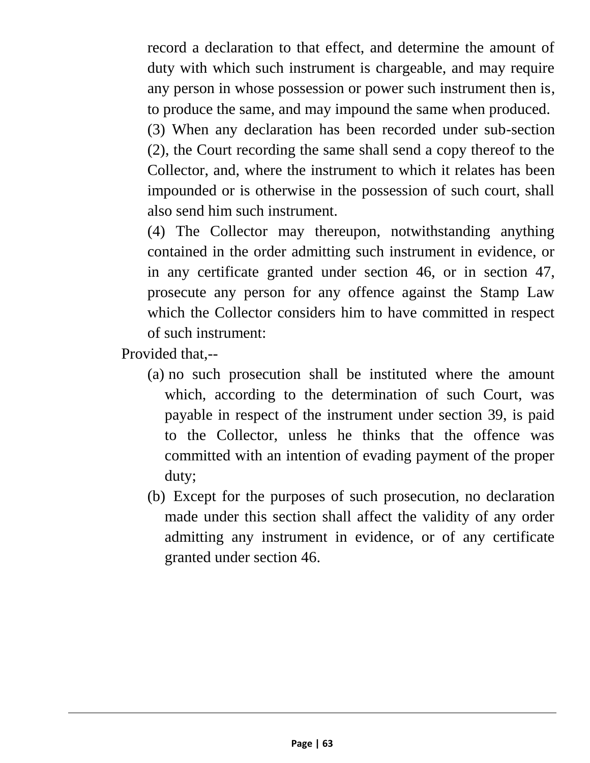record a declaration to that effect, and determine the amount of duty with which such instrument is chargeable, and may require any person in whose possession or power such instrument then is, to produce the same, and may impound the same when produced.

(3) When any declaration has been recorded under sub-section (2), the Court recording the same shall send a copy thereof to the Collector, and, where the instrument to which it relates has been impounded or is otherwise in the possession of such court, shall also send him such instrument.

(4) The Collector may thereupon, notwithstanding anything contained in the order admitting such instrument in evidence, or in any certificate granted under section 46, or in section 47, prosecute any person for any offence against the Stamp Law which the Collector considers him to have committed in respect of such instrument:

Provided that,--

(a) no such prosecution shall be instituted where the amount which, according to the determination of such Court, was payable in respect of the instrument under section 39, is paid to the Collector, unless he thinks that the offence was committed with an intention of evading payment of the proper duty;

(b) Except for the purposes of such prosecution, no declaration made under this section shall affect the validity of any order admitting any instrument in evidence, or of any certificate granted under section 46.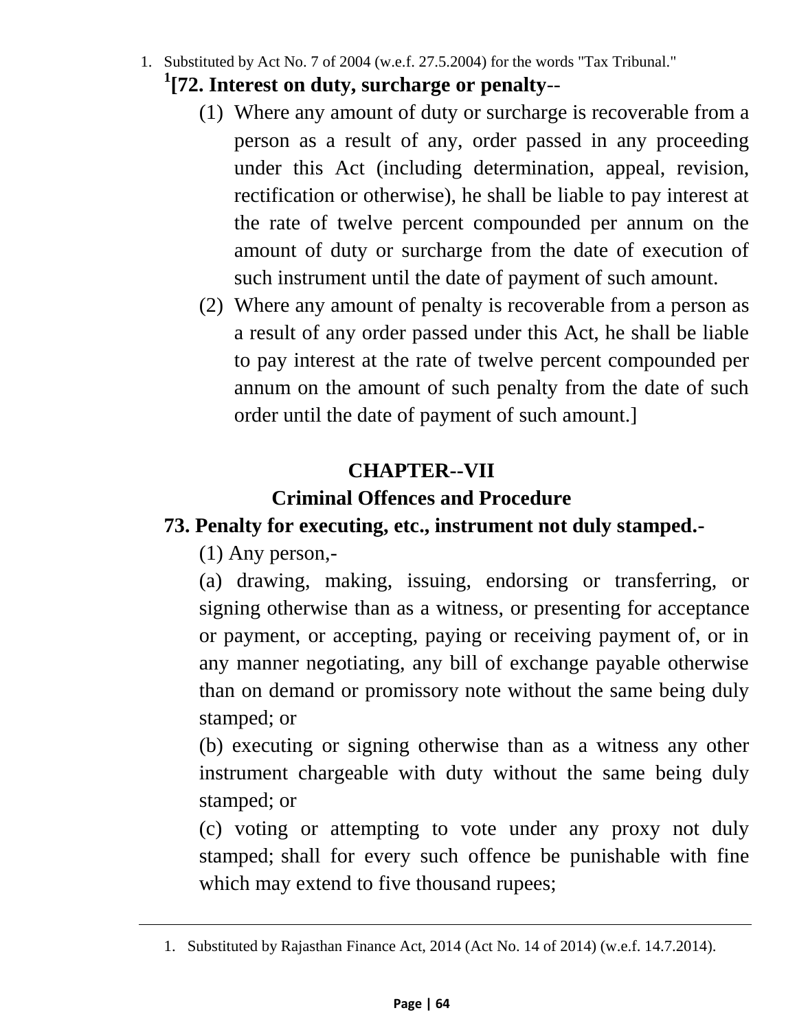1. Substituted by Act No. 7 of 2004 (w.e.f. 27.5.2004) for the words "Tax Tribunal."

[1][72. Interest on duty, surcharge or penalty--

(1) Where any amount of duty or surcharge is recoverable from a person as a result of any, order passed in any proceeding under this Act (including determination, appeal, revision, rectification or otherwise), he shall be liable to pay interest at the rate of twelve percent compounded per annum on the amount of duty or surcharge from the date of execution of such instrument until the date of payment of such amount.

(2) Where any amount of penalty is recoverable from a person as a result of any order passed under this Act, he shall be liable to pay interest at the rate of twelve percent compounded per annum on the amount of such penalty from the date of such order until the date of payment of such amount.]

## CHAPTER--VII

## Criminal Offences and Procedure

**73. Penalty for executing, etc., instrument not duly stamped.-**

(1) Any person,-

(a) drawing, making, issuing, endorsing or transferring, or signing otherwise than as a witness, or presenting for acceptance or payment, or accepting, paying or receiving payment of, or in any manner negotiating, any bill of exchange payable otherwise than on demand or promissory note without the same being duly stamped; or

(b) executing or signing otherwise than as a witness any other instrument chargeable with duty without the same being duly stamped; or

(c) voting or attempting to vote under any proxy not duly stamped; shall for every such offence be punishable with fine which may extend to five thousand rupees;

---

1. Substituted by Rajasthan Finance Act, 2014 (Act No. 14 of 2014) (w.e.f. 14.7.2014).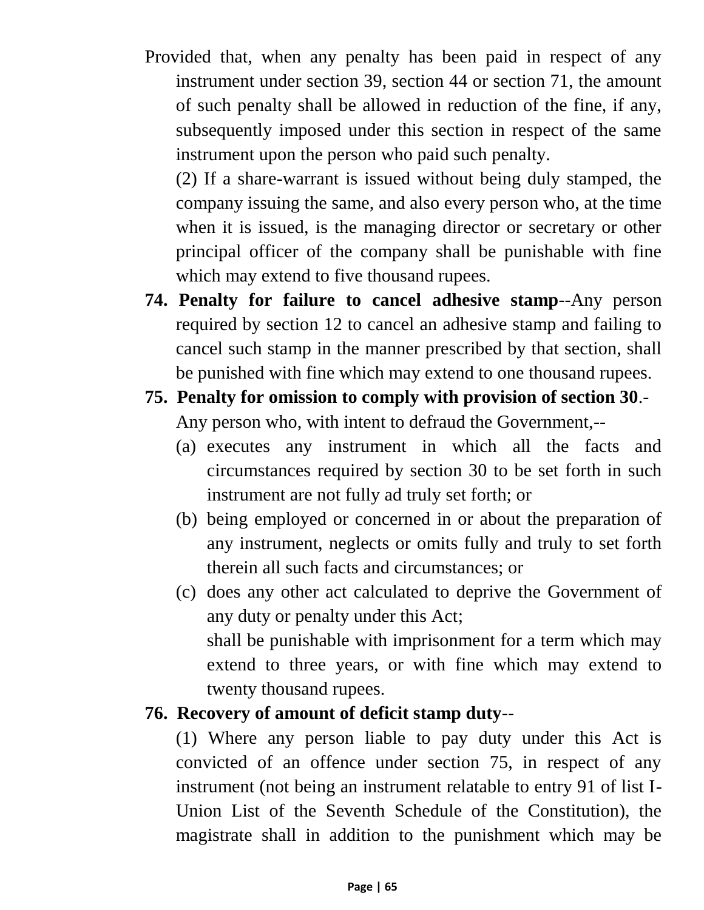Provided that, when any penalty has been paid in respect of any instrument under section 39, section 44 or section 71, the amount of such penalty shall be allowed in reduction of the fine, if any, subsequently imposed under this section in respect of the same instrument upon the person who paid such penalty.

(2) If a share-warrant is issued without being duly stamped, the company issuing the same, and also every person who, at the time when it is issued, is the managing director or secretary or other principal officer of the company shall be punishable with fine which may extend to five thousand rupees.

**74. Penalty for failure to cancel adhesive stamp**--Any person required by section 12 to cancel an adhesive stamp and failing to cancel such stamp in the manner prescribed by that section, shall be punished with fine which may extend to one thousand rupees.

**75. Penalty for omission to comply with provision of section 30**.-

Any person who, with intent to defraud the Government,--

(a) executes any instrument in which all the facts and circumstances required by section 30 to be set forth in such instrument are not fully ad truly set forth; or

(b) being employed or concerned in or about the preparation of any instrument, neglects or omits fully and truly to set forth therein all such facts and circumstances; or

(c) does any other act calculated to deprive the Government of any duty or penalty under this Act;

shall be punishable with imprisonment for a term which may extend to three years, or with fine which may extend to twenty thousand rupees.

**76. Recovery of amount of deficit stamp duty**--

(1) Where any person liable to pay duty under this Act is convicted of an offence under section 75, in respect of any instrument (not being an instrument relatable to entry 91 of list I-Union List of the Seventh Schedule of the Constitution), the magistrate shall in addition to the punishment which may be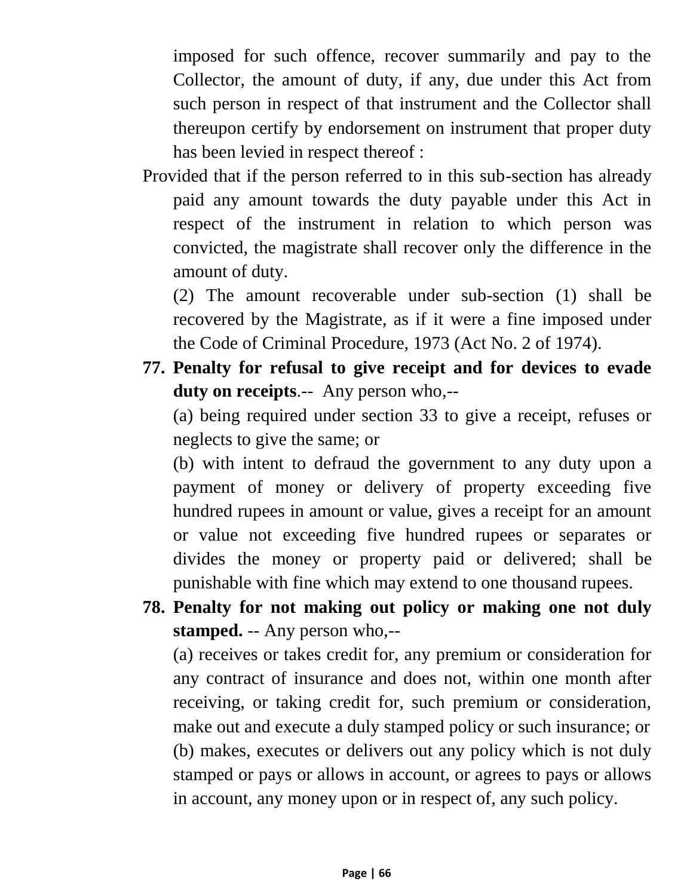imposed for such offence, recover summarily and pay to the Collector, the amount of duty, if any, due under this Act from such person in respect of that instrument and the Collector shall thereupon certify by endorsement on instrument that proper duty has been levied in respect thereof :

Provided that if the person referred to in this sub-section has already paid any amount towards the duty payable under this Act in respect of the instrument in relation to which person was convicted, the magistrate shall recover only the difference in the amount of duty.

(2) The amount recoverable under sub-section (1) shall be recovered by the Magistrate, as if it were a fine imposed under the Code of Criminal Procedure, 1973 (Act No. 2 of 1974).

**77. Penalty for refusal to give receipt and for devices to evade duty on receipts**.-- Any person who,--

(a) being required under section 33 to give a receipt, refuses or neglects to give the same; or

(b) with intent to defraud the government to any duty upon a payment of money or delivery of property exceeding five hundred rupees in amount or value, gives a receipt for an amount or value not exceeding five hundred rupees or separates or divides the money or property paid or delivered; shall be punishable with fine which may extend to one thousand rupees.

**78. Penalty for not making out policy or making one not duly stamped.** -- Any person who,--

(a) receives or takes credit for, any premium or consideration for any contract of insurance and does not, within one month after receiving, or taking credit for, such premium or consideration, make out and execute a duly stamped policy or such insurance; or

(b) makes, executes or delivers out any policy which is not duly stamped or pays or allows in account, or agrees to pays or allows in account, any money upon or in respect of, any such policy.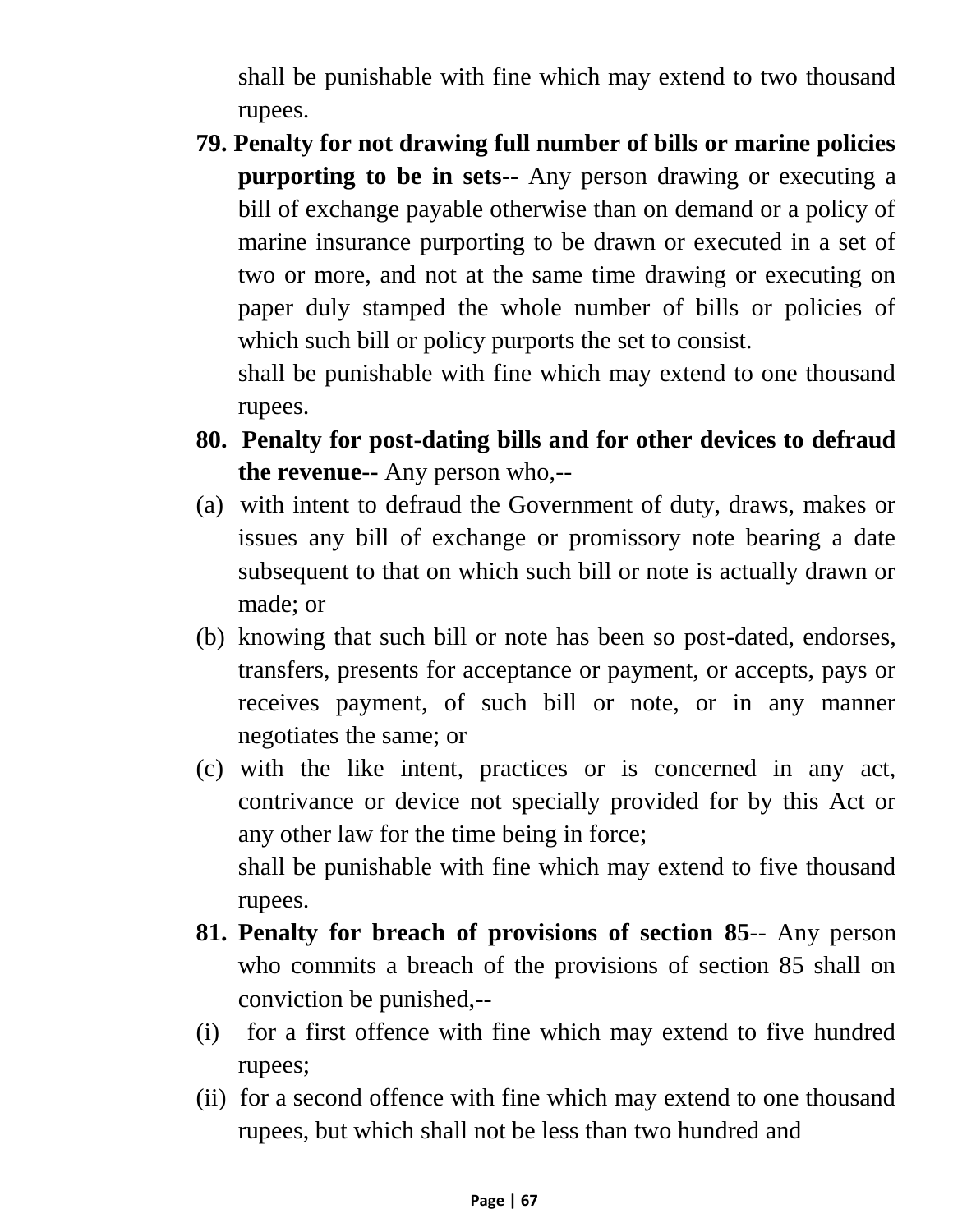shall be punishable with fine which may extend to two thousand rupees.

**79. Penalty for not drawing full number of bills or marine policies purporting to be in sets**-- Any person drawing or executing a bill of exchange payable otherwise than on demand or a policy of marine insurance purporting to be drawn or executed in a set of two or more, and not at the same time drawing or executing on paper duly stamped the whole number of bills or policies of which such bill or policy purports the set to consist.

shall be punishable with fine which may extend to one thousand rupees.

**80. Penalty for post-dating bills and for other devices to defraud the revenue--** Any person who,--

(a) with intent to defraud the Government of duty, draws, makes or issues any bill of exchange or promissory note bearing a date subsequent to that on which such bill or note is actually drawn or made; or

(b) knowing that such bill or note has been so post-dated, endorses, transfers, presents for acceptance or payment, or accepts, pays or receives payment, of such bill or note, or in any manner negotiates the same; or

(c) with the like intent, practices or is concerned in any act, contrivance or device not specially provided for by this Act or any other law for the time being in force;

shall be punishable with fine which may extend to five thousand rupees.

**81. Penalty for breach of provisions of section 85**-- Any person who commits a breach of the provisions of section 85 shall on conviction be punished,--

(i) for a first offence with fine which may extend to five hundred rupees;

(ii) for a second offence with fine which may extend to one thousand rupees, but which shall not be less than two hundred and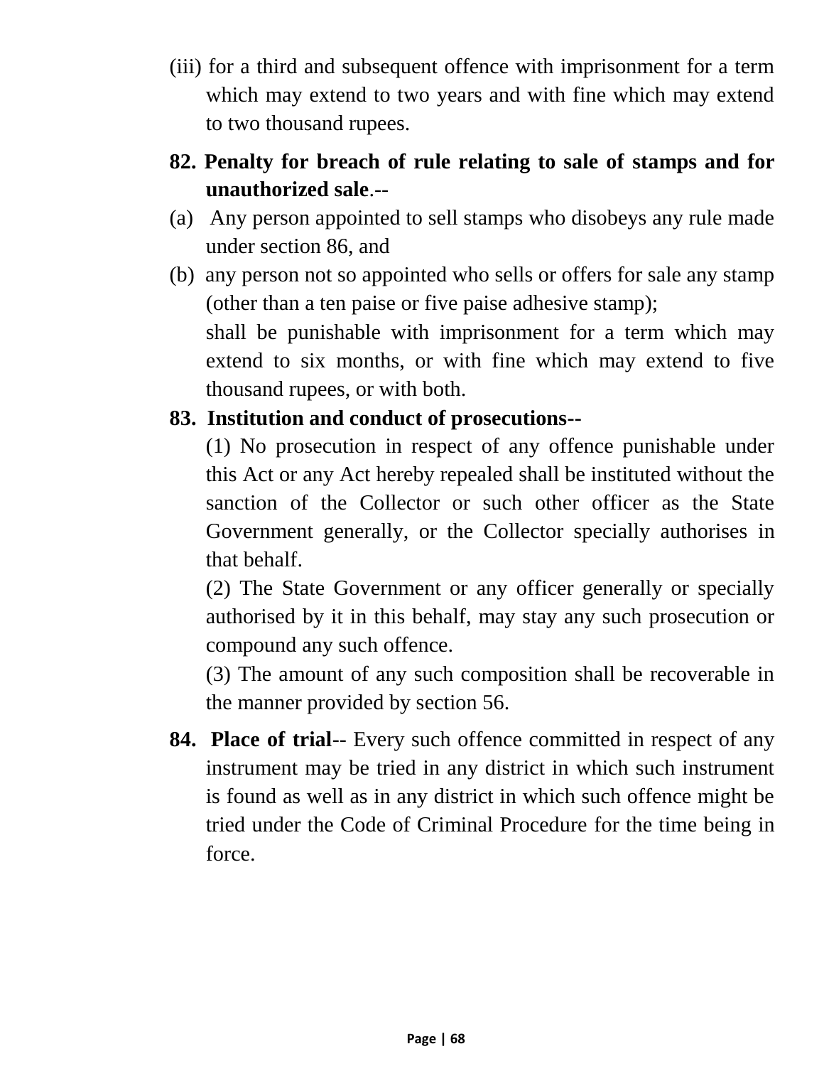(iii) for a third and subsequent offence with imprisonment for a term which may extend to two years and with fine which may extend to two thousand rupees.

**82. Penalty for breach of rule relating to sale of stamps and for unauthorized sale**.--

(a) Any person appointed to sell stamps who disobeys any rule made under section 86, and

(b) any person not so appointed who sells or offers for sale any stamp (other than a ten paise or five paise adhesive stamp);

shall be punishable with imprisonment for a term which may extend to six months, or with fine which may extend to five thousand rupees, or with both.

**83. Institution and conduct of prosecutions--**

(1) No prosecution in respect of any offence punishable under this Act or any Act hereby repealed shall be instituted without the sanction of the Collector or such other officer as the State Government generally, or the Collector specially authorises in that behalf.

(2) The State Government or any officer generally or specially authorised by it in this behalf, may stay any such prosecution or compound any such offence.

(3) The amount of any such composition shall be recoverable in the manner provided by section 56.

**84. Place of trial**-- Every such offence committed in respect of any instrument may be tried in any district in which such instrument is found as well as in any district in which such offence might be tried under the Code of Criminal Procedure for the time being in force.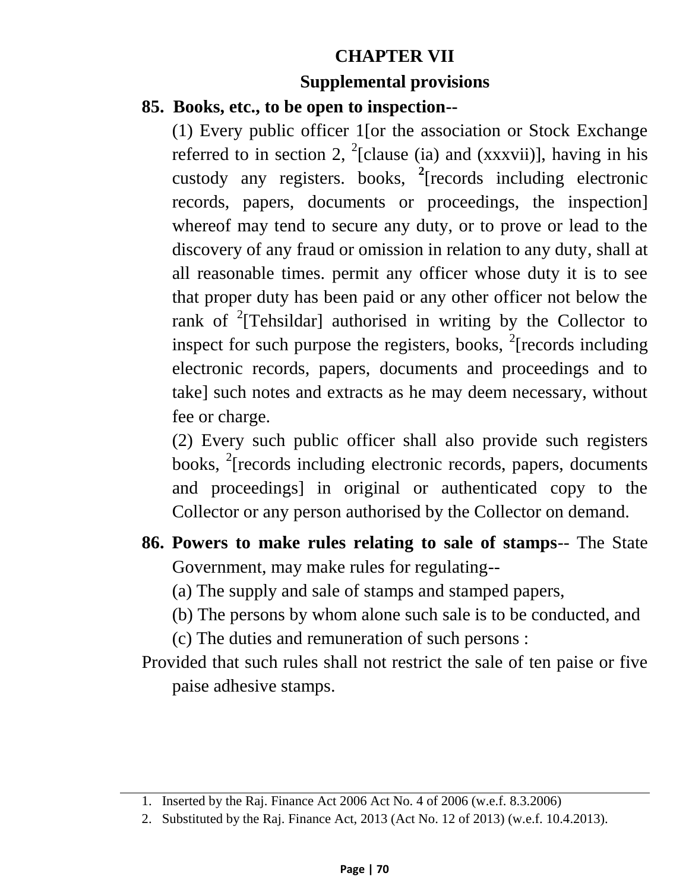# CHAPTER VII

## Supplemental provisions

**85. Books, etc., to be open to inspection--**

(1) Every public officer 1[or the association or Stock Exchange referred to in section 2, [2][clause (ia) and (xxxvii)], having in his custody any registers. books, [2][records including electronic records, papers, documents or proceedings, the inspection] whereof may tend to secure any duty, or to prove or lead to the discovery of any fraud or omission in relation to any duty, shall at all reasonable times. permit any officer whose duty it is to see that proper duty has been paid or any other officer not below the rank of [2][Tehsildar] authorised in writing by the Collector to inspect for such purpose the registers, books, [2][records including electronic records, papers, documents and proceedings and to take] such notes and extracts as he may deem necessary, without fee or charge.

(2) Every such public officer shall also provide such registers books, [2][records including electronic records, papers, documents and proceedings] in original or authenticated copy to the Collector or any person authorised by the Collector on demand.

**86. Powers to make rules relating to sale of stamps**-- The State Government, may make rules for regulating--

(a) The supply and sale of stamps and stamped papers,

(b) The persons by whom alone such sale is to be conducted, and

(c) The duties and remuneration of such persons :

Provided that such rules shall not restrict the sale of ten paise or five paise adhesive stamps.

---

1. Inserted by the Raj. Finance Act 2006 Act No. 4 of 2006 (w.e.f. 8.3.2006)
2. Substituted by the Raj. Finance Act, 2013 (Act No. 12 of 2013) (w.e.f. 10.4.2013).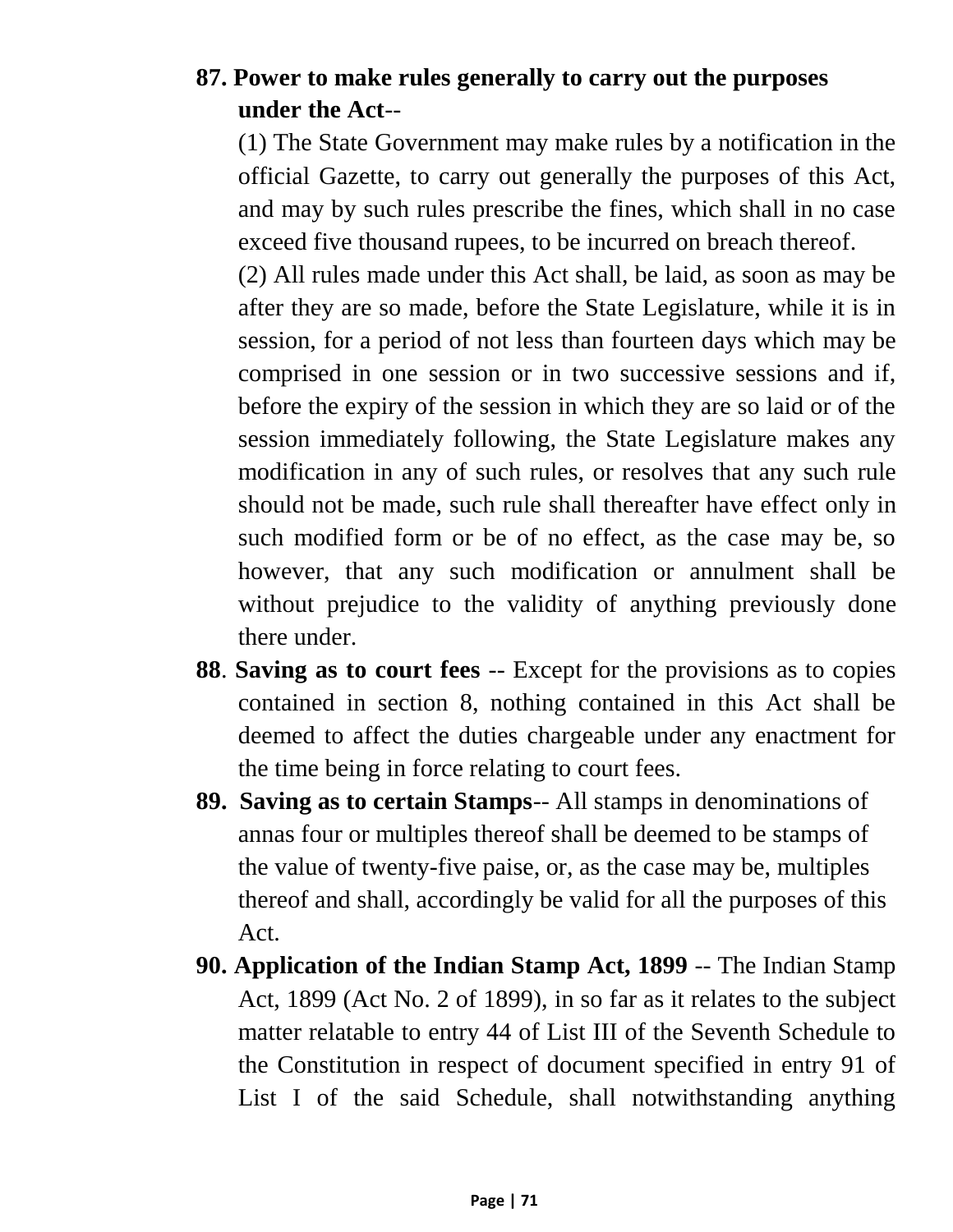**87. Power to make rules generally to carry out the purposes under the Act**--

(1) The State Government may make rules by a notification in the official Gazette, to carry out generally the purposes of this Act, and may by such rules prescribe the fines, which shall in no case exceed five thousand rupees, to be incurred on breach thereof.

(2) All rules made under this Act shall, be laid, as soon as may be after they are so made, before the State Legislature, while it is in session, for a period of not less than fourteen days which may be comprised in one session or in two successive sessions and if, before the expiry of the session in which they are so laid or of the session immediately following, the State Legislature makes any modification in any of such rules, or resolves that any such rule should not be made, such rule shall thereafter have effect only in such modified form or be of no effect, as the case may be, so however, that any such modification or annulment shall be without prejudice to the validity of anything previously done there under.

**88**. **Saving as to court fees** -- Except for the provisions as to copies contained in section 8, nothing contained in this Act shall be deemed to affect the duties chargeable under any enactment for the time being in force relating to court fees.

**89. Saving as to certain Stamps**-- All stamps in denominations of annas four or multiples thereof shall be deemed to be stamps of the value of twenty-five paise, or, as the case may be, multiples thereof and shall, accordingly be valid for all the purposes of this Act.

**90. Application of the Indian Stamp Act, 1899** -- The Indian Stamp Act, 1899 (Act No. 2 of 1899), in so far as it relates to the subject matter relatable to entry 44 of List III of the Seventh Schedule to the Constitution in respect of document specified in entry 91 of List I of the said Schedule, shall notwithstanding anything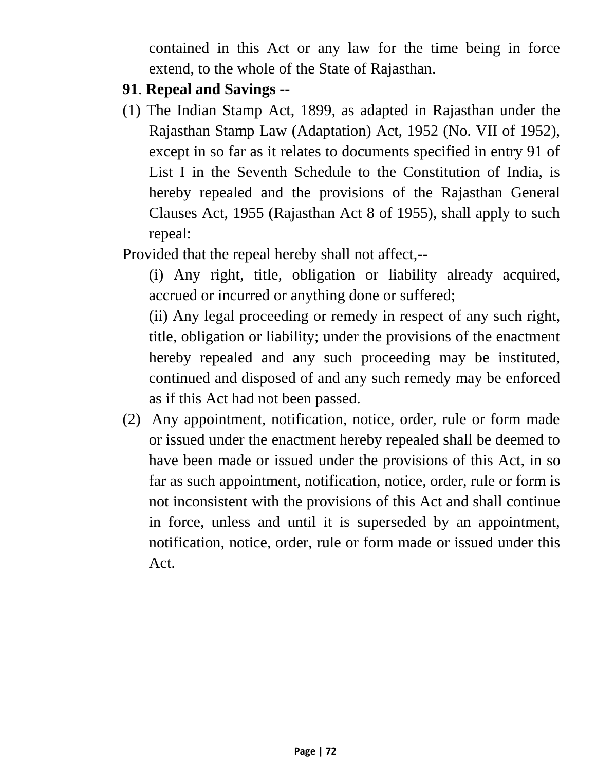contained in this Act or any law for the time being in force extend, to the whole of the State of Rajasthan.

**91**. **Repeal and Savings** --

(1) The Indian Stamp Act, 1899, as adapted in Rajasthan under the Rajasthan Stamp Law (Adaptation) Act, 1952 (No. VII of 1952), except in so far as it relates to documents specified in entry 91 of List I in the Seventh Schedule to the Constitution of India, is hereby repealed and the provisions of the Rajasthan General Clauses Act, 1955 (Rajasthan Act 8 of 1955), shall apply to such repeal:

Provided that the repeal hereby shall not affect,--

(i) Any right, title, obligation or liability already acquired, accrued or incurred or anything done or suffered;

(ii) Any legal proceeding or remedy in respect of any such right, title, obligation or liability; under the provisions of the enactment hereby repealed and any such proceeding may be instituted, continued and disposed of and any such remedy may be enforced as if this Act had not been passed.

(2) Any appointment, notification, notice, order, rule or form made or issued under the enactment hereby repealed shall be deemed to have been made or issued under the provisions of this Act, in so far as such appointment, notification, notice, order, rule or form is not inconsistent with the provisions of this Act and shall continue in force, unless and until it is superseded by an appointment, notification, notice, order, rule or form made or issued under this Act.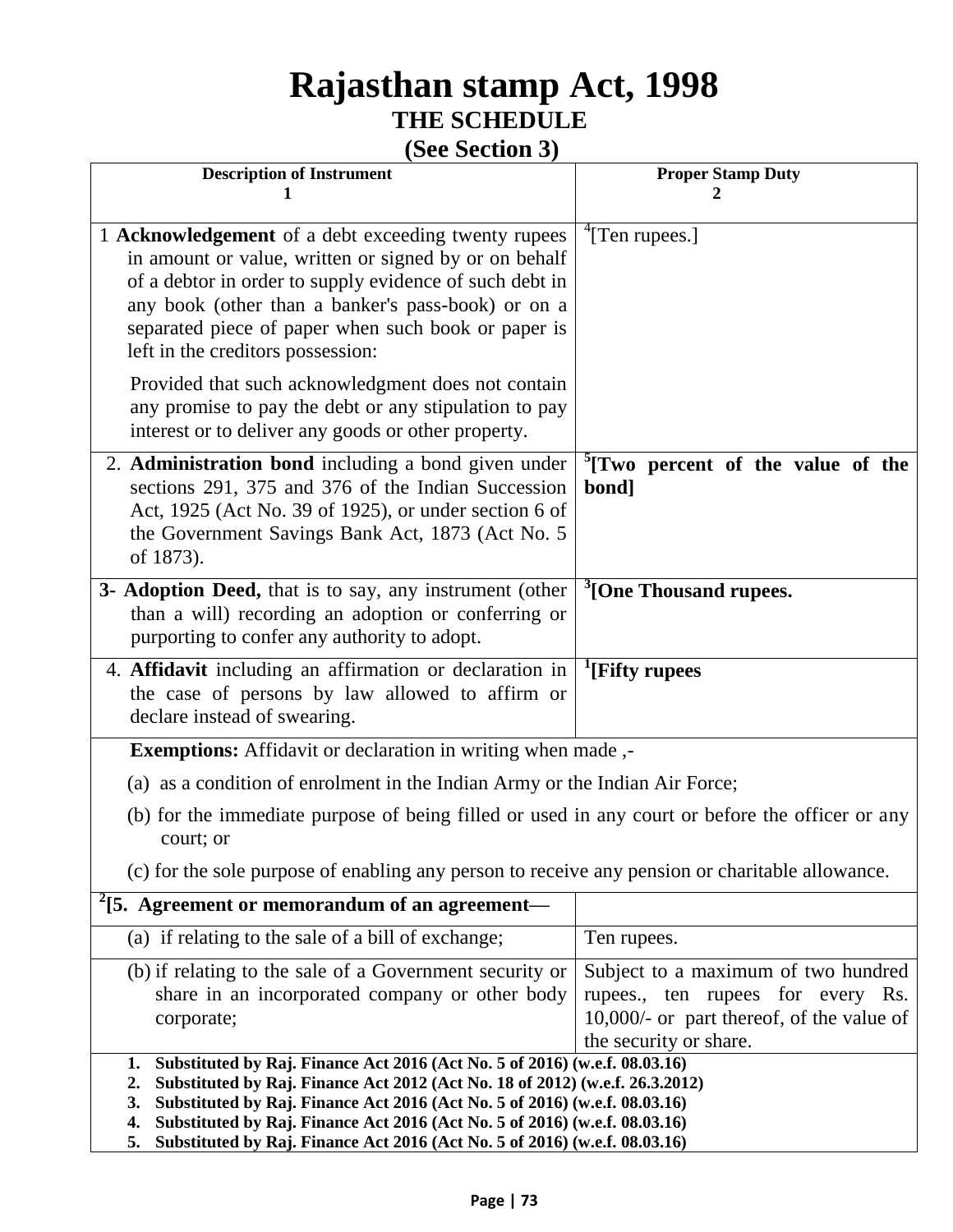# Rajasthan stamp Act, 1998

## THE SCHEDULE

### (See Section 3)

| Description of Instrument<br>1 | Proper Stamp Duty<br>2 |
|---|---|
| 1 **Acknowledgement** of a debt exceeding twenty rupees in amount or value, written or signed by or on behalf of a debtor in order to supply evidence of such debt in any book (other than a banker's pass-book) or on a separated piece of paper when such book or paper is left in the creditors possession:<br><br>Provided that such acknowledgment does not contain any promise to pay the debt or any stipulation to pay interest or to deliver any goods or other property. | [4][Ten rupees.] |
| 2. **Administration bond** including a bond given under sections 291, 375 and 376 of the Indian Succession Act, 1925 (Act No. 39 of 1925), or under section 6 of the Government Savings Bank Act, 1873 (Act No. 5 of 1873). | [5]**[Two percent of the value of the bond]** |
| 3- **Adoption Deed,** that is to say, any instrument (other than a will) recording an adoption or conferring or purporting to confer any authority to adopt. | [3]**[One Thousand rupees.** |
| 4. **Affidavit** including an affirmation or declaration in the case of persons by law allowed to affirm or declare instead of swearing. | [1]**[Fifty rupees** |
| **Exemptions:** Affidavit or declaration in writing when made ,-<br><br>(a) as a condition of enrolment in the Indian Army or the Indian Air Force;<br><br>(b) for the immediate purpose of being filled or used in any court or before the officer or any court; or<br><br>(c) for the sole purpose of enabling any person to receive any pension or charitable allowance. | |
| [2]**[5. Agreement or memorandum of an agreement—** | |
| (a) if relating to the sale of a bill of exchange; | Ten rupees. |
| (b) if relating to the sale of a Government security or share in an incorporated company or other body corporate; | Subject to a maximum of two hundred rupees., ten rupees for every Rs. 10,000/- or part thereof, of the value of the security or share. |

1. **Substituted by Raj. Finance Act 2016 (Act No. 5 of 2016) (w.e.f. 08.03.16)**
2. **Substituted by Raj. Finance Act 2012 (Act No. 18 of 2012) (w.e.f. 26.3.2012)**
3. **Substituted by Raj. Finance Act 2016 (Act No. 5 of 2016) (w.e.f. 08.03.16)**
4. **Substituted by Raj. Finance Act 2016 (Act No. 5 of 2016) (w.e.f. 08.03.16)**
5. **Substituted by Raj. Finance Act 2016 (Act No. 5 of 2016) (w.e.f. 08.03.16)**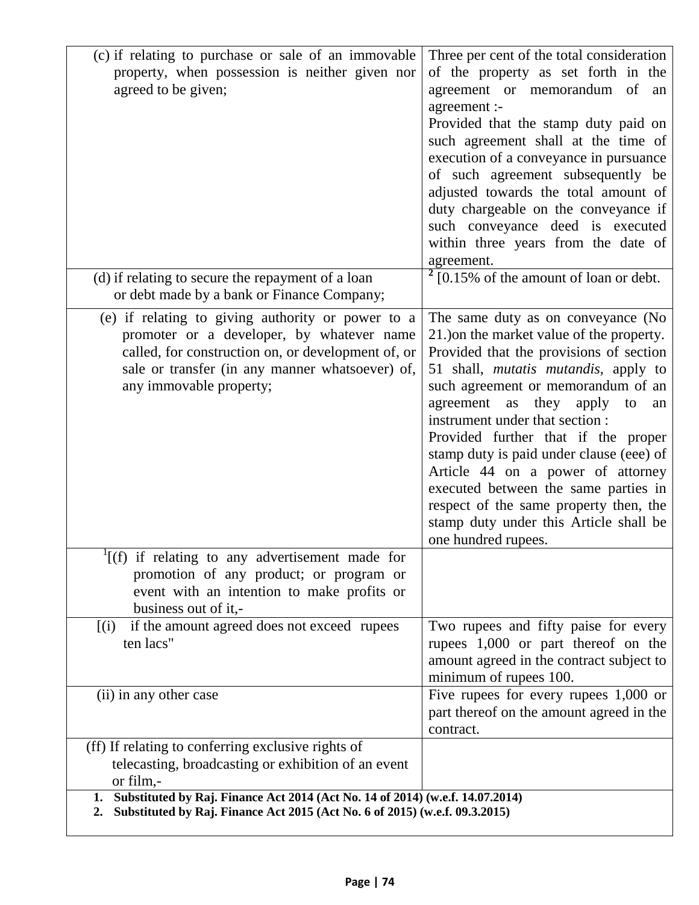| | |
|---|---|
| (c) if relating to purchase or sale of an immovable property, when possession is neither given nor agreed to be given; | Three per cent of the total consideration of the property as set forth in the agreement or memorandum of an agreement :- Provided that the stamp duty paid on such agreement shall at the time of execution of a conveyance in pursuance of such agreement subsequently be adjusted towards the total amount of duty chargeable on the conveyance if such conveyance deed is executed within three years from the date of agreement. |
| (d) if relating to secure the repayment of a loan or debt made by a bank or Finance Company; | [2] [0.15% of the amount of loan or debt. |
| (e) if relating to giving authority or power to a promoter or a developer, by whatever name called, for construction on, or development of, or sale or transfer (in any manner whatsoever) of, any immovable property; | The same duty as on conveyance (No 21.)on the market value of the property. Provided that the provisions of section 51 shall, *mutatis mutandis,* apply to such agreement or memorandum of an agreement as they apply to an instrument under that section : Provided further that if the proper stamp duty is paid under clause (eee) of Article 44 on a power of attorney executed between the same parties in respect of the same property then, the stamp duty under this Article shall be one hundred rupees. |
| [1][(f) if relating to any advertisement made for promotion of any product; or program or event with an intention to make profits or business out of it,- | |
| [(i) if the amount agreed does not exceed rupees ten lacs" | Two rupees and fifty paise for every rupees 1,000 or part thereof on the amount agreed in the contract subject to minimum of rupees 100. |
| (ii) in any other case | Five rupees for every rupees 1,000 or part thereof on the amount agreed in the contract. |
| (ff) If relating to conferring exclusive rights of telecasting, broadcasting or exhibition of an event or film,- | |

1. **Substituted by Raj. Finance Act 2014 (Act No. 14 of 2014) (w.e.f. 14.07.2014)**
2. **Substituted by Raj. Finance Act 2015 (Act No. 6 of 2015) (w.e.f. 09.3.2015)**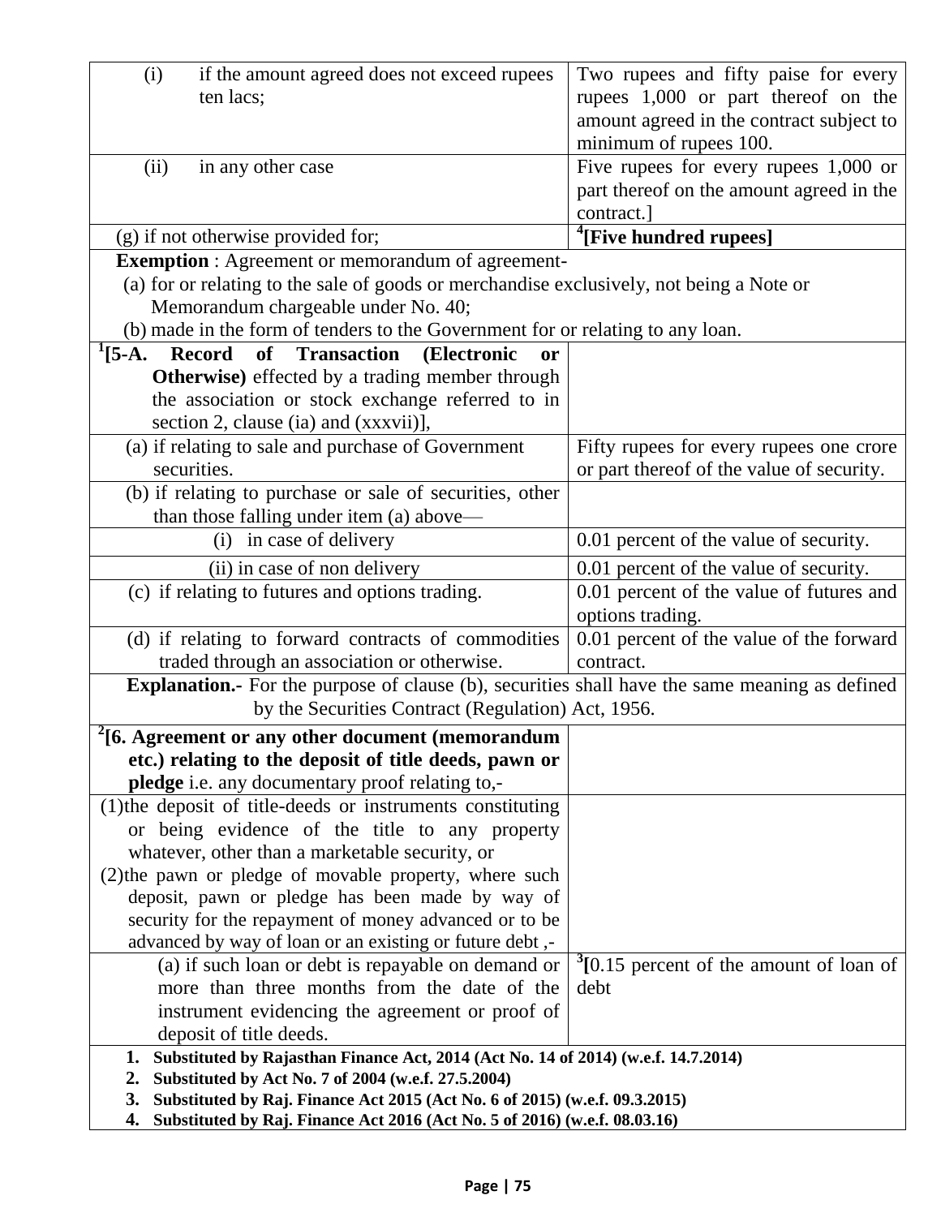| | |
|---|---|
| (i) if the amount agreed does not exceed rupees ten lacs; | Two rupees and fifty paise for every rupees 1,000 or part thereof on the amount agreed in the contract subject to minimum of rupees 100. |
| (ii) in any other case | Five rupees for every rupees 1,000 or part thereof on the amount agreed in the contract.] |
| (g) if not otherwise provided for; | [4][**Five hundred rupees]** |
| **Exemption** : Agreement or memorandum of agreement- (a) for or relating to the sale of goods or merchandise exclusively, not being a Note or Memorandum chargeable under No. 40; (b) made in the form of tenders to the Government for or relating to any loan. | |
| [1][**5-A. Record of Transaction (Electronic or Otherwise)** effected by a trading member through the association or stock exchange referred to in section 2, clause (ia) and (xxxvii)], | |
| (a) if relating to sale and purchase of Government securities. | Fifty rupees for every rupees one crore or part thereof of the value of security. |
| (b) if relating to purchase or sale of securities, other than those falling under item (a) above— | |
| (i) in case of delivery | 0.01 percent of the value of security. |
| (ii) in case of non delivery | 0.01 percent of the value of security. |
| (c) if relating to futures and options trading. | 0.01 percent of the value of futures and options trading. |
| (d) if relating to forward contracts of commodities traded through an association or otherwise. | 0.01 percent of the value of the forward contract. |
| **Explanation.-** For the purpose of clause (b), securities shall have the same meaning as defined by the Securities Contract (Regulation) Act, 1956. | |
| [2][**6. Agreement or any other document (memorandum etc.) relating to the deposit of title deeds, pawn or pledge** i.e. any documentary proof relating to,- | |
| (1) the deposit of title-deeds or instruments constituting or being evidence of the title to any property whatever, other than a marketable security, or (2) the pawn or pledge of movable property, where such deposit, pawn or pledge has been made by way of security for the repayment of money advanced or to be advanced by way of loan or an existing or future debt ,- | |
| (a) if such loan or debt is repayable on demand or more than three months from the date of the instrument evidencing the agreement or proof of deposit of title deeds. | [3][0.15 percent of the amount of loan of debt |

1. **Substituted by Rajasthan Finance Act, 2014 (Act No. 14 of 2014) (w.e.f. 14.7.2014)**
2. **Substituted by Act No. 7 of 2004 (w.e.f. 27.5.2004)**
3. **Substituted by Raj. Finance Act 2015 (Act No. 6 of 2015) (w.e.f. 09.3.2015)**
4. **Substituted by Raj. Finance Act 2016 (Act No. 5 of 2016) (w.e.f. 08.03.16)**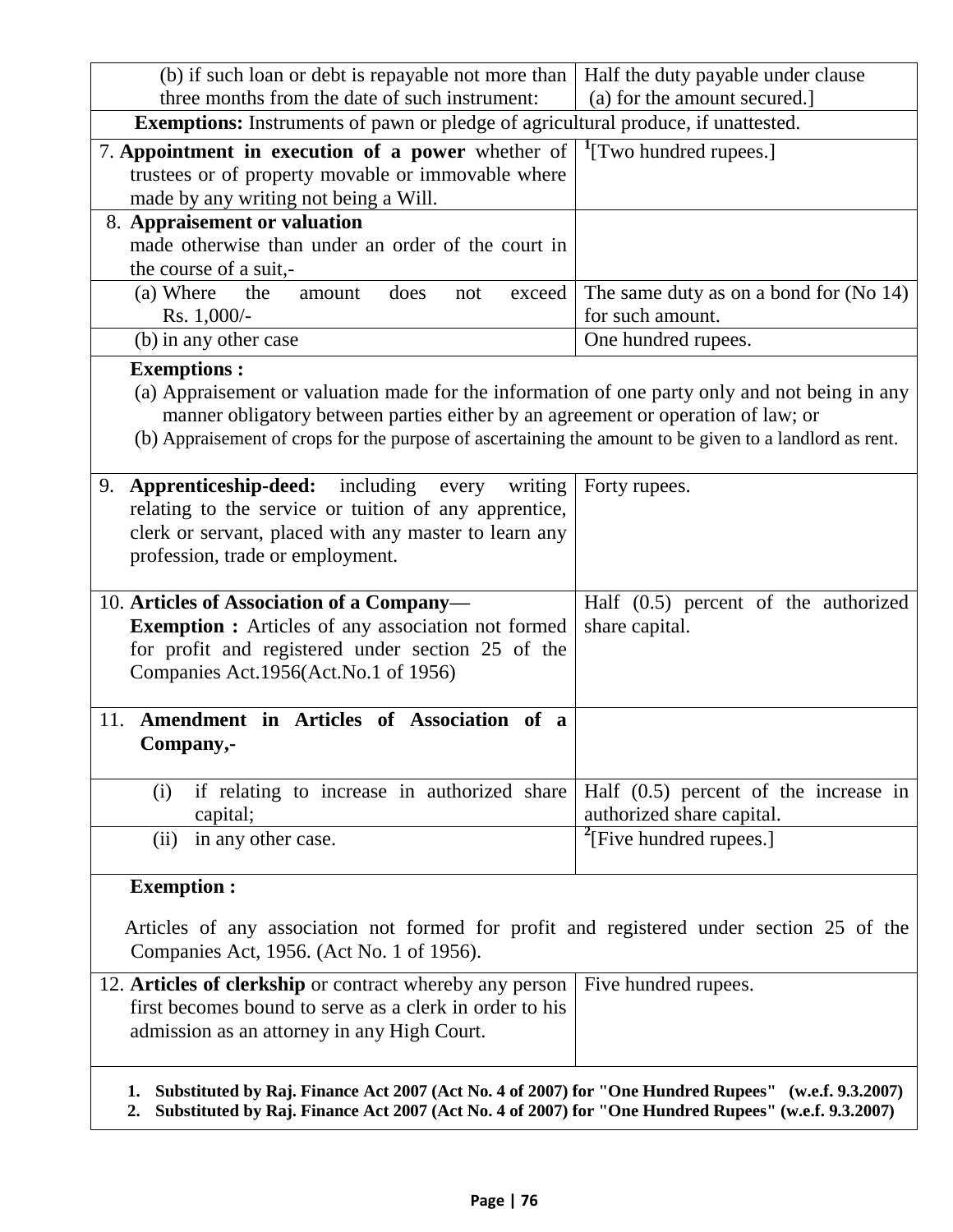| | |
|---|---|
| (b) if such loan or debt is repayable not more than three months from the date of such instrument: | Half the duty payable under clause (a) for the amount secured.] |
| **Exemptions:** Instruments of pawn or pledge of agricultural produce, if unattested. | |
| 7. **Appointment in execution of a power** whether of trustees or of property movable or immovable where made by any writing not being a Will. | [1][Two hundred rupees.] |
| 8. **Appraisement or valuation** made otherwise than under an order of the court in the course of a suit,- | |
| (a) Where the amount does not exceed Rs. 1,000/- | The same duty as on a bond for (No 14) for such amount. |
| (b) in any other case | One hundred rupees. |
| **Exemptions :** (a) Appraisement or valuation made for the information of one party only and not being in any manner obligatory between parties either by an agreement or operation of law; or (b) Appraisement of crops for the purpose of ascertaining the amount to be given to a landlord as rent. | |
| 9. **Apprenticeship-deed:** including every writing relating to the service or tuition of any apprentice, clerk or servant, placed with any master to learn any profession, trade or employment. | Forty rupees. |
| 10. **Articles of Association of a Company—** **Exemption :** Articles of any association not formed for profit and registered under section 25 of the Companies Act.1956(Act.No.1 of 1956) | Half (0.5) percent of the authorized share capital. |
| 11. **Amendment in Articles of Association of a Company,-** | |
| (i) if relating to increase in authorized share capital; | Half (0.5) percent of the increase in authorized share capital. |
| (ii) in any other case. | [2][Five hundred rupees.] |
| **Exemption :** Articles of any association not formed for profit and registered under section 25 of the Companies Act, 1956. (Act No. 1 of 1956). | |
| 12. **Articles of clerkship** or contract whereby any person first becomes bound to serve as a clerk in order to his admission as an attorney in any High Court. | Five hundred rupees. |

1. **Substituted by Raj. Finance Act 2007 (Act No. 4 of 2007) for "One Hundred Rupees" (w.e.f. 9.3.2007)**
2. **Substituted by Raj. Finance Act 2007 (Act No. 4 of 2007) for "One Hundred Rupees" (w.e.f. 9.3.2007)**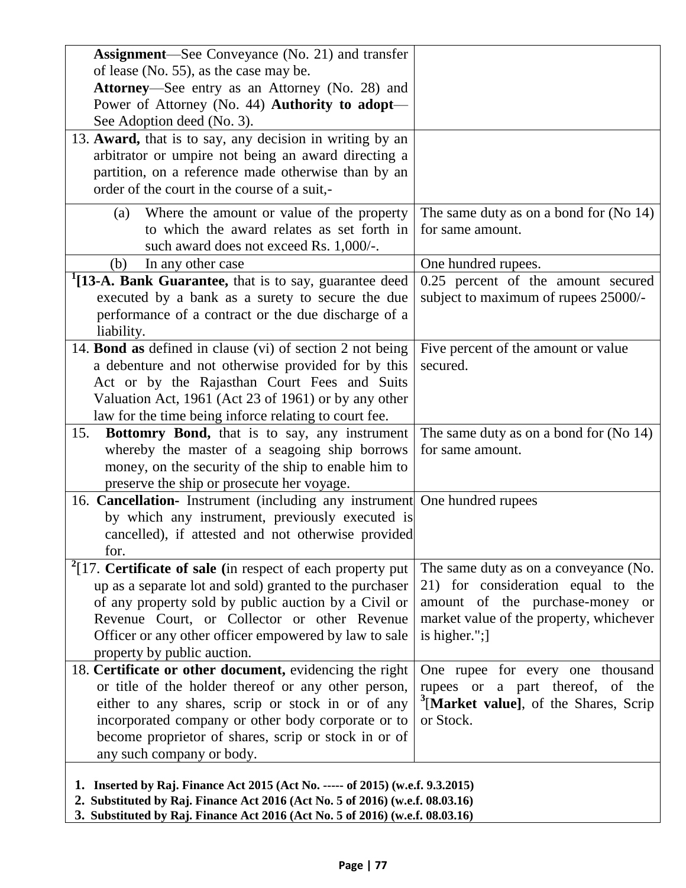| | |
|---|---|
| **Assignment**—See Conveyance (No. 21) and transfer of lease (No. 55), as the case may be. **Attorney**—See entry as an Attorney (No. 28) and Power of Attorney (No. 44) **Authority to adopt**—See Adoption deed (No. 3). | |
| 13. **Award,** that is to say, any decision in writing by an arbitrator or umpire not being an award directing a partition, on a reference made otherwise than by an order of the court in the course of a suit,- | |
| (a) Where the amount or value of the property to which the award relates as set forth in such award does not exceed Rs. 1,000/-. | The same duty as on a bond for (No 14) for same amount. |
| (b) In any other case | One hundred rupees. |
| [1]**[13-A. Bank Guarantee,** that is to say, guarantee deed executed by a bank as a surety to secure the due performance of a contract or the due discharge of a liability. | 0.25 percent of the amount secured subject to maximum of rupees 25000/- |
| 14. **Bond as** defined in clause (vi) of section 2 not being a debenture and not otherwise provided for by this Act or by the Rajasthan Court Fees and Suits Valuation Act, 1961 (Act 23 of 1961) or by any other law for the time being inforce relating to court fee. | Five percent of the amount or value secured. |
| 15. **Bottomry Bond,** that is to say, any instrument whereby the master of a seagoing ship borrows money, on the security of the ship to enable him to preserve the ship or prosecute her voyage. | The same duty as on a bond for (No 14) for same amount. |
| 16. **Cancellation-** Instrument (including any instrument by which any instrument, previously executed is cancelled), if attested and not otherwise provided for. | One hundred rupees |
| [2][17. **Certificate of sale (**in respect of each property put up as a separate lot and sold) granted to the purchaser of any property sold by public auction by a Civil or Revenue Court, or Collector or other Revenue Officer or any other officer empowered by law to sale property by public auction. | The same duty as on a conveyance (No. 21) for consideration equal to the amount of the purchase-money or market value of the property, whichever is higher.";] |
| 18. **Certificate or other document,** evidencing the right or title of the holder thereof or any other person, either to any shares, scrip or stock in or of any incorporated company or other body corporate or to become proprietor of shares, scrip or stock in or of any such company or body. | One rupee for every one thousand rupees or a part thereof, of the [3][**Market value]**, of the Shares, Scrip or Stock. |

1. **Inserted by Raj. Finance Act 2015 (Act No. ----- of 2015) (w.e.f. 9.3.2015)**
2. **Substituted by Raj. Finance Act 2016 (Act No. 5 of 2016) (w.e.f. 08.03.16)**
3. **Substituted by Raj. Finance Act 2016 (Act No. 5 of 2016) (w.e.f. 08.03.16)**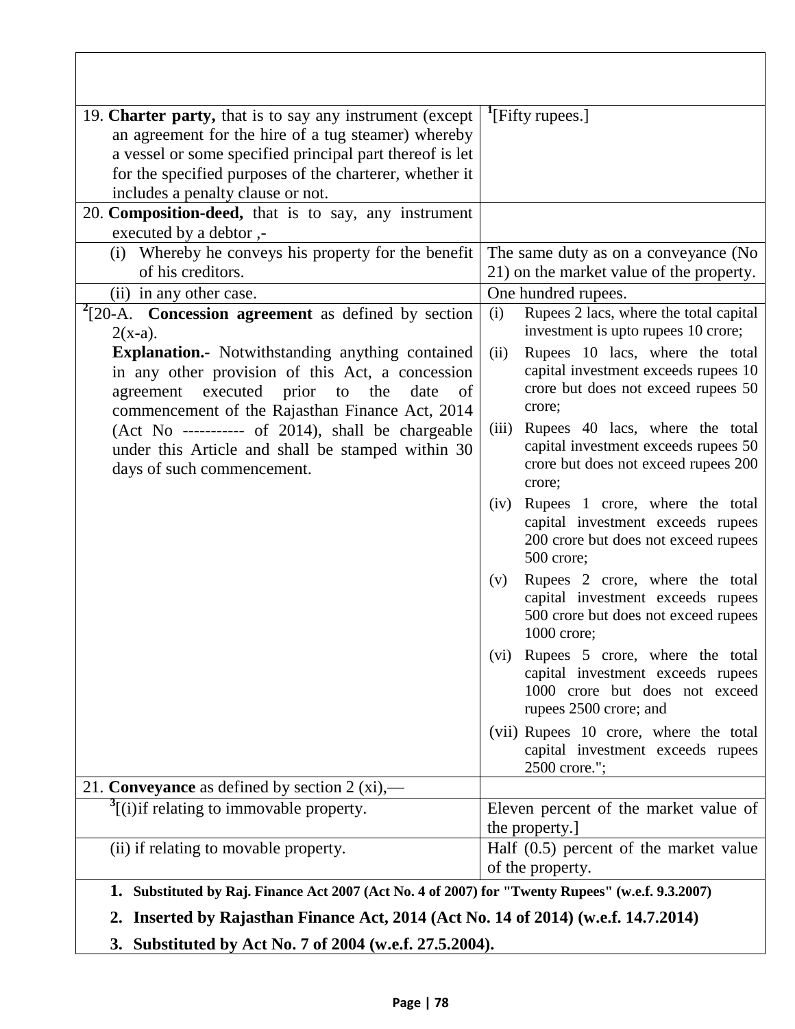| | |
|---|---|
| 19. **Charter party,** that is to say any instrument (except an agreement for the hire of a tug steamer) whereby a vessel or some specified principal part thereof is let for the specified purposes of the charterer, whether it includes a penalty clause or not. | [1][Fifty rupees.] |
| 20. **Composition-deed,** that is to say, any instrument executed by a debtor ,- | |
| (i) Whereby he conveys his property for the benefit of his creditors. | The same duty as on a conveyance (No 21) on the market value of the property. |
| (ii) in any other case. | One hundred rupees. |
| [2][20-A. **Concession agreement** as defined by section 2(x-a).<br><br>**Explanation.-** Notwithstanding anything contained in any other provision of this Act, a concession agreement executed prior to the date of commencement of the Rajasthan Finance Act, 2014 (Act No ----------- of 2014), shall be chargeable under this Article and shall be stamped within 30 days of such commencement. | (i) Rupees 2 lacs, where the total capital investment is upto rupees 10 crore;<br><br>(ii) Rupees 10 lacs, where the total capital investment exceeds rupees 10 crore but does not exceed rupees 50 crore;<br><br>(iii) Rupees 40 lacs, where the total capital investment exceeds rupees 50 crore but does not exceed rupees 200 crore;<br><br>(iv) Rupees 1 crore, where the total capital investment exceeds rupees 200 crore but does not exceed rupees 500 crore;<br><br>(v) Rupees 2 crore, where the total capital investment exceeds rupees 500 crore but does not exceed rupees 1000 crore;<br><br>(vi) Rupees 5 crore, where the total capital investment exceeds rupees 1000 crore but does not exceed rupees 2500 crore; and<br><br>(vii) Rupees 10 crore, where the total capital investment exceeds rupees 2500 crore."; |
| 21. **Conveyance** as defined by section 2 (xi),— | |
| [3][(i)if relating to immovable property. | Eleven percent of the market value of the property.] |
| (ii) if relating to movable property. | Half (0.5) percent of the market value of the property. |

1. **Substituted by Raj. Finance Act 2007 (Act No. 4 of 2007) for "Twenty Rupees" (w.e.f. 9.3.2007)**
2. **Inserted by Rajasthan Finance Act, 2014 (Act No. 14 of 2014) (w.e.f. 14.7.2014)**
3. **Substituted by Act No. 7 of 2004 (w.e.f. 27.5.2004).**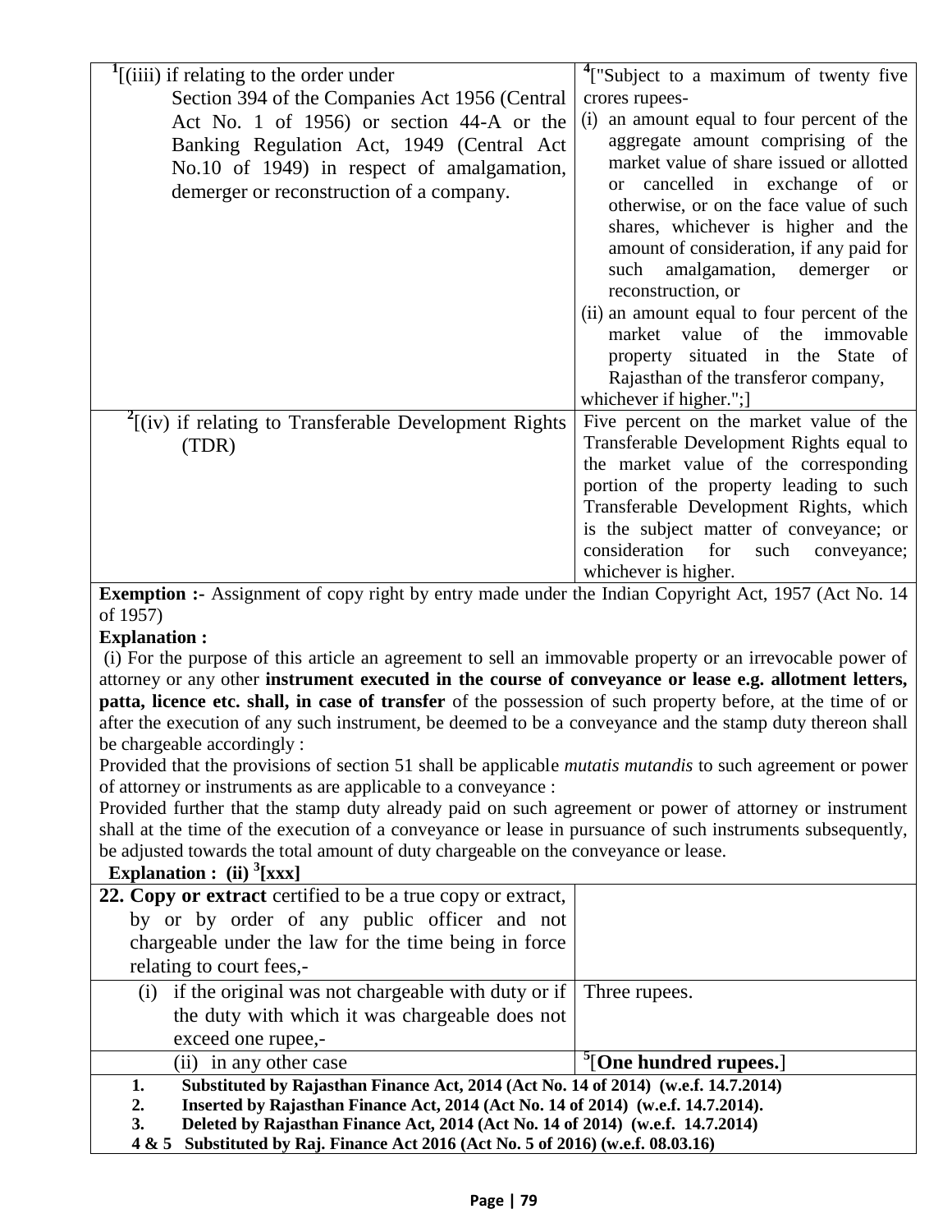| | |
|---|---|
| [1][(iiii) if relating to the order under Section 394 of the Companies Act 1956 (Central Act No. 1 of 1956) or section 44-A or the Banking Regulation Act, 1949 (Central Act No.10 of 1949) in respect of amalgamation, demerger or reconstruction of a company. | [4]["Subject to a maximum of twenty five crores rupees- (i) an amount equal to four percent of the aggregate amount comprising of the market value of share issued or allotted or cancelled in exchange of or otherwise, or on the face value of such shares, whichever is higher and the amount of consideration, if any paid for such amalgamation, demerger or reconstruction, or (ii) an amount equal to four percent of the market value of the immovable property situated in the State of Rajasthan of the transferor company, whichever if higher.";] |
| [2][(iv) if relating to Transferable Development Rights (TDR) | Five percent on the market value of the Transferable Development Rights equal to the market value of the corresponding portion of the property leading to such Transferable Development Rights, which is the subject matter of conveyance; or consideration for such conveyance; whichever is higher. |

**Exemption :-** Assignment of copy right by entry made under the Indian Copyright Act, 1957 (Act No. 14 of 1957)

**Explanation :**

(i) For the purpose of this article an agreement to sell an immovable property or an irrevocable power of attorney or any other **instrument executed in the course of conveyance or lease e.g. allotment letters, patta, licence etc. shall, in case of transfer** of the possession of such property before, at the time of or after the execution of any such instrument, be deemed to be a conveyance and the stamp duty thereon shall be chargeable accordingly :

Provided that the provisions of section 51 shall be applicable *mutatis mutandis* to such agreement or power of attorney or instruments as are applicable to a conveyance :

Provided further that the stamp duty already paid on such agreement or power of attorney or instrument shall at the time of the execution of a conveyance or lease in pursuance of such instruments subsequently, be adjusted towards the total amount of duty chargeable on the conveyance or lease.

**Explanation : (ii) [3][xxx]**

| | |
|---|---|
| **22. Copy or extract** certified to be a true copy or extract, by or by order of any public officer and not chargeable under the law for the time being in force relating to court fees,- | |
| (i) if the original was not chargeable with duty or if the duty with which it was chargeable does not exceed one rupee,- | Three rupees. |
| (ii) in any other case | [5][**One hundred rupees.**] |

1. **Substituted by Rajasthan Finance Act, 2014 (Act No. 14 of 2014) (w.e.f. 14.7.2014)**
2. **Inserted by Rajasthan Finance Act, 2014 (Act No. 14 of 2014) (w.e.f. 14.7.2014).**
3. **Deleted by Rajasthan Finance Act, 2014 (Act No. 14 of 2014) (w.e.f. 14.7.2014)**

**4 & 5 Substituted by Raj. Finance Act 2016 (Act No. 5 of 2016) (w.e.f. 08.03.16)**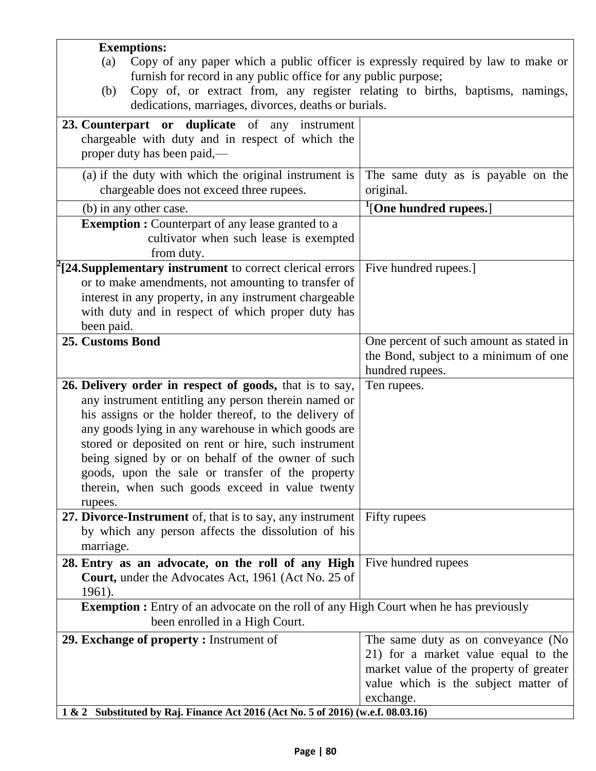| | |
|---|---|
| **Exemptions:**<br>(a) Copy of any paper which a public officer is expressly required by law to make or furnish for record in any public office for any public purpose;<br>(b) Copy of, or extract from, any register relating to births, baptisms, namings, dedications, marriages, divorces, deaths or burials. | |
| **23. Counterpart or duplicate** of any instrument chargeable with duty and in respect of which the proper duty has been paid,— | |
| (a) if the duty with which the original instrument is chargeable does not exceed three rupees. | The same duty as is payable on the original. |
| (b) in any other case. | [1][**One hundred rupees.**] |
| **Exemption :** Counterpart of any lease granted to a cultivator when such lease is exempted from duty. | |
| [2][**24. Supplementary instrument** to correct clerical errors or to make amendments, not amounting to transfer of interest in any property, in any instrument chargeable with duty and in respect of which proper duty has been paid. | Five hundred rupees.] |
| **25. Customs Bond** | One percent of such amount as stated in the Bond, subject to a minimum of one hundred rupees. |
| **26. Delivery order in respect of goods,** that is to say, any instrument entitling any person therein named or his assigns or the holder thereof, to the delivery of any goods lying in any warehouse in which goods are stored or deposited on rent or hire, such instrument being signed by or on behalf of the owner of such goods, upon the sale or transfer of the property therein, when such goods exceed in value twenty rupees. | Ten rupees. |
| **27. Divorce-Instrument** of, that is to say, any instrument by which any person affects the dissolution of his marriage. | Fifty rupees |
| **28. Entry as an advocate, on the roll of any High Court,** under the Advocates Act, 1961 (Act No. 25 of 1961). | Five hundred rupees |
| **Exemption :** Entry of an advocate on the roll of any High Court when he has previously been enrolled in a High Court. | |
| **29. Exchange of property :** Instrument of | The same duty as on conveyance (No 21) for a market value equal to the market value of the property of greater value which is the subject matter of exchange. |

**1 & 2 Substituted by Raj. Finance Act 2016 (Act No. 5 of 2016) (w.e.f. 08.03.16)**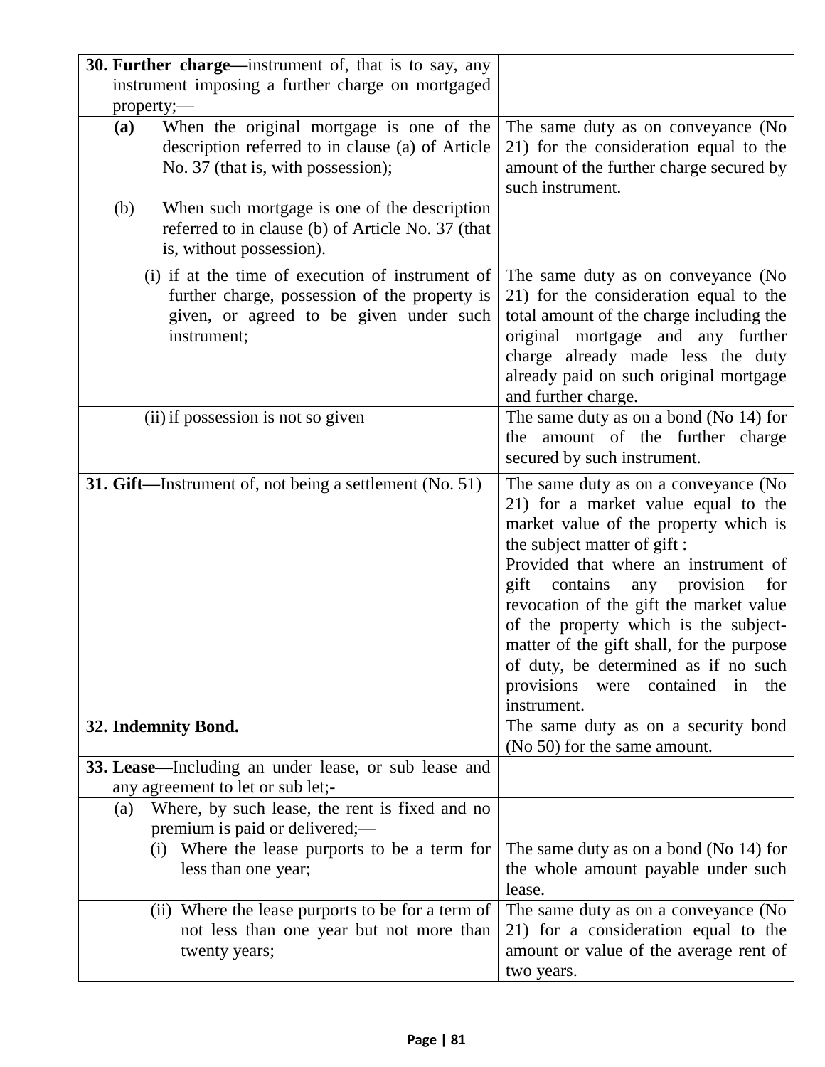| | |
|---|---|
| **30. Further charge—**instrument of, that is to say, any instrument imposing a further charge on mortgaged property;— | |
| **(a)** When the original mortgage is one of the description referred to in clause (a) of Article No. 37 (that is, with possession); | The same duty as on conveyance (No 21) for the consideration equal to the amount of the further charge secured by such instrument. |
| (b) When such mortgage is one of the description referred to in clause (b) of Article No. 37 (that is, without possession). | |
| (i) if at the time of execution of instrument of further charge, possession of the property is given, or agreed to be given under such instrument; | The same duty as on conveyance (No 21) for the consideration equal to the total amount of the charge including the original mortgage and any further charge already made less the duty already paid on such original mortgage and further charge. |
| (ii) if possession is not so given | The same duty as on a bond (No 14) for the amount of the further charge secured by such instrument. |
| **31. Gift—**Instrument of, not being a settlement (No. 51) | The same duty as on a conveyance (No 21) for a market value equal to the market value of the property which is the subject matter of gift : Provided that where an instrument of gift contains any provision for revocation of the gift the market value of the property which is the subject-matter of the gift shall, for the purpose of duty, be determined as if no such provisions were contained in the instrument. |
| **32. Indemnity Bond.** | The same duty as on a security bond (No 50) for the same amount. |
| **33. Lease—**Including an under lease, or sub lease and any agreement to let or sub let;- | |
| (a) Where, by such lease, the rent is fixed and no premium is paid or delivered;— | |
| (i) Where the lease purports to be a term for less than one year; | The same duty as on a bond (No 14) for the whole amount payable under such lease. |
| (ii) Where the lease purports to be for a term of not less than one year but not more than twenty years; | The same duty as on a conveyance (No 21) for a consideration equal to the amount or value of the average rent of two years. |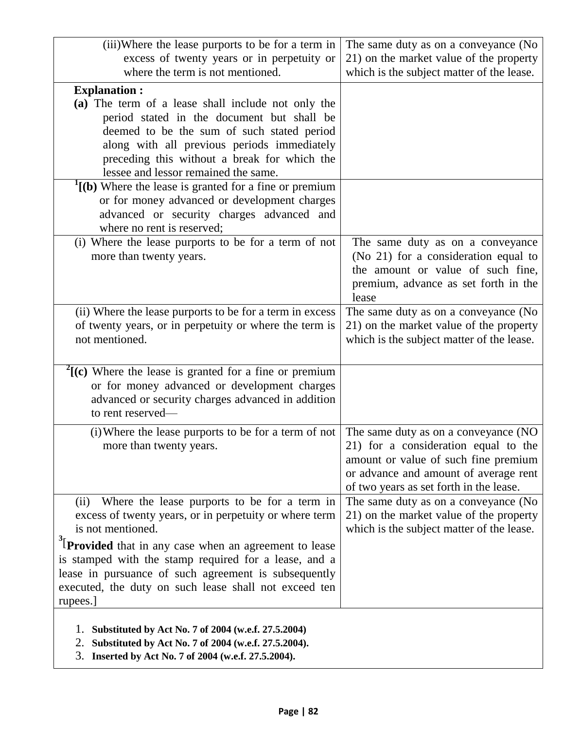| | |
|---|---|
| (iii)Where the lease purports to be for a term in excess of twenty years or in perpetuity or where the term is not mentioned. | The same duty as on a conveyance (No 21) on the market value of the property which is the subject matter of the lease. |
| **Explanation :** **(a)** The term of a lease shall include not only the period stated in the document but shall be deemed to be the sum of such stated period along with all previous periods immediately preceding this without a break for which the lessee and lessor remained the same. | |
| [1][**(b)** Where the lease is granted for a fine or premium or for money advanced or development charges advanced or security charges advanced and where no rent is reserved; | |
| (i) Where the lease purports to be for a term of not more than twenty years. | The same duty as on a conveyance (No 21) for a consideration equal to the amount or value of such fine, premium, advance as set forth in the lease |
| (ii) Where the lease purports to be for a term in excess of twenty years, or in perpetuity or where the term is not mentioned. | The same duty as on a conveyance (No 21) on the market value of the property which is the subject matter of the lease. |
| [2][**(c)** Where the lease is granted for a fine or premium or for money advanced or development charges advanced or security charges advanced in addition to rent reserved— | |
| (i) Where the lease purports to be for a term of not more than twenty years. | The same duty as on a conveyance (NO 21) for a consideration equal to the amount or value of such fine premium or advance and amount of average rent of two years as set forth in the lease. |
| (ii) Where the lease purports to be for a term in excess of twenty years, or in perpetuity or where term is not mentioned. [3][**Provided** that in any case when an agreement to lease is stamped with the stamp required for a lease, and a lease in pursuance of such agreement is subsequently executed, the duty on such lease shall not exceed ten rupees.] | The same duty as on a conveyance (No 21) on the market value of the property which is the subject matter of the lease. |

1. **Substituted by Act No. 7 of 2004 (w.e.f. 27.5.2004)**
2. **Substituted by Act No. 7 of 2004 (w.e.f. 27.5.2004).**
3. **Inserted by Act No. 7 of 2004 (w.e.f. 27.5.2004).**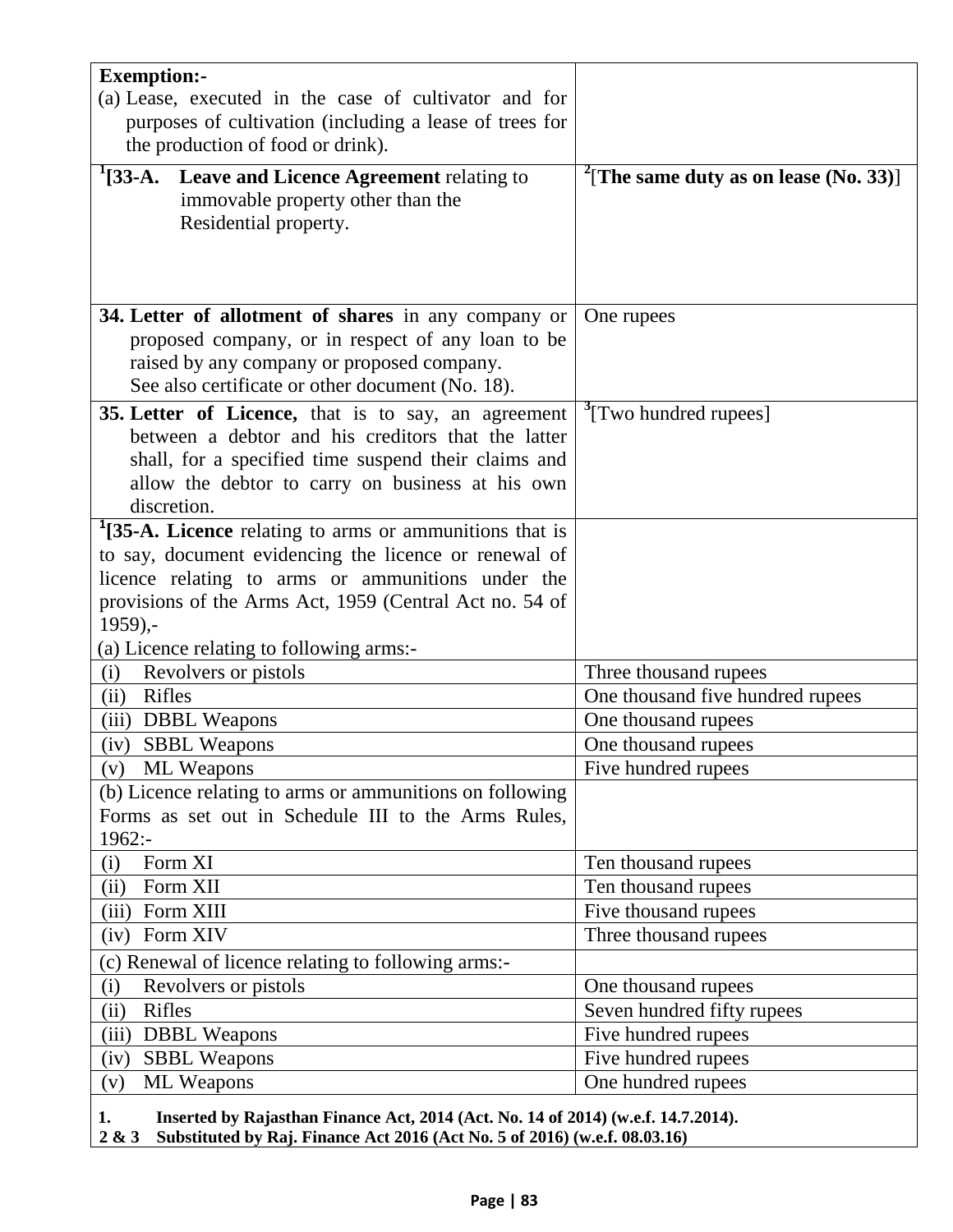| | |
|---|---|
| **Exemption:-**<br>(a) Lease, executed in the case of cultivator and for purposes of cultivation (including a lease of trees for the production of food or drink). | |
| [1][33-A. **Leave and Licence Agreement** relating to immovable property other than the Residential property. | [2][**The same duty as on lease (No. 33)**] |
| **34. Letter of allotment of shares** in any company or proposed company, or in respect of any loan to be raised by any company or proposed company.<br>See also certificate or other document (No. 18). | One rupees |
| **35. Letter of Licence,** that is to say, an agreement between a debtor and his creditors that the latter shall, for a specified time suspend their claims and allow the debtor to carry on business at his own discretion. | [3][Two hundred rupees] |
| [1]**[35-A. Licence** relating to arms or ammunitions that is to say, document evidencing the licence or renewal of licence relating to arms or ammunitions under the provisions of the Arms Act, 1959 (Central Act no. 54 of 1959),-<br>(a) Licence relating to following arms:- | |
| (i) Revolvers or pistols | Three thousand rupees |
| (ii) Rifles | One thousand five hundred rupees |
| (iii) DBBL Weapons | One thousand rupees |
| (iv) SBBL Weapons | One thousand rupees |
| (v) ML Weapons | Five hundred rupees |
| (b) Licence relating to arms or ammunitions on following Forms as set out in Schedule III to the Arms Rules, 1962:- | |
| (i) Form XI | Ten thousand rupees |
| (ii) Form XII | Ten thousand rupees |
| (iii) Form XIII | Five thousand rupees |
| (iv) Form XIV | Three thousand rupees |
| (c) Renewal of licence relating to following arms:- | |
| (i) Revolvers or pistols | One thousand rupees |
| (ii) Rifles | Seven hundred fifty rupees |
| (iii) DBBL Weapons | Five hundred rupees |
| (iv) SBBL Weapons | Five hundred rupees |
| (v) ML Weapons | One hundred rupees |

**1. Inserted by Rajasthan Finance Act, 2014 (Act. No. 14 of 2014) (w.e.f. 14.7.2014).**
**2 & 3 Substituted by Raj. Finance Act 2016 (Act No. 5 of 2016) (w.e.f. 08.03.16)**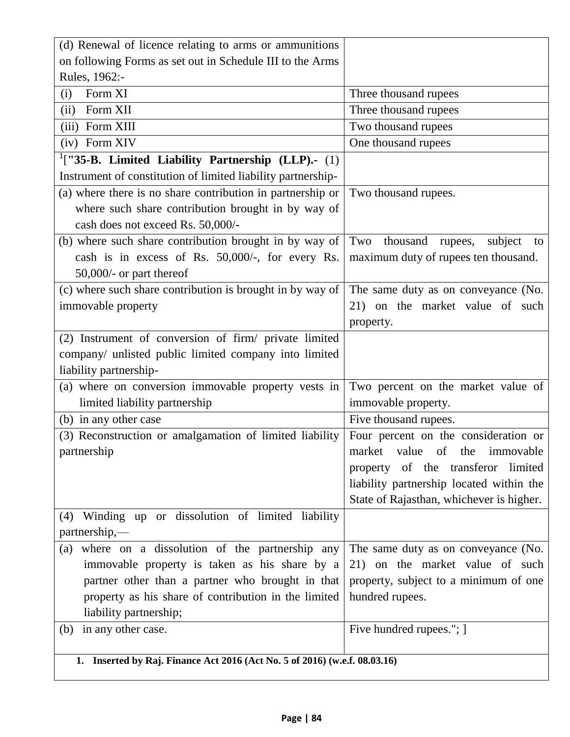| | |
|---|---|
| (d) Renewal of licence relating to arms or ammunitions on following Forms as set out in Schedule III to the Arms Rules, 1962:- | |
| (i) Form XI | Three thousand rupees |
| (ii) Form XII | Three thousand rupees |
| (iii) Form XIII | Two thousand rupees |
| (iv) Form XIV | One thousand rupees |
| [1]["**35-B. Limited Liability Partnership (LLP).-** (1) Instrument of constitution of limited liability partnership- | |
| (a) where there is no share contribution in partnership or where such share contribution brought in by way of cash does not exceed Rs. 50,000/- | Two thousand rupees. |
| (b) where such share contribution brought in by way of cash is in excess of Rs. 50,000/-, for every Rs. 50,000/- or part thereof | Two thousand rupees, subject to maximum duty of rupees ten thousand. |
| (c) where such share contribution is brought in by way of immovable property | The same duty as on conveyance (No. 21) on the market value of such property. |
| (2) Instrument of conversion of firm/ private limited company/ unlisted public limited company into limited liability partnership- | |
| (a) where on conversion immovable property vests in limited liability partnership | Two percent on the market value of immovable property. |
| (b) in any other case | Five thousand rupees. |
| (3) Reconstruction or amalgamation of limited liability partnership | Four percent on the consideration or market value of the immovable property of the transferor limited liability partnership located within the State of Rajasthan, whichever is higher. |
| (4) Winding up or dissolution of limited liability partnership,— | |
| (a) where on a dissolution of the partnership any immovable property is taken as his share by a partner other than a partner who brought in that property as his share of contribution in the limited liability partnership; | The same duty as on conveyance (No. 21) on the market value of such property, subject to a minimum of one hundred rupees. |
| (b) in any other case. | Five hundred rupees."; ] |

1. **Inserted by Raj. Finance Act 2016 (Act No. 5 of 2016) (w.e.f. 08.03.16)**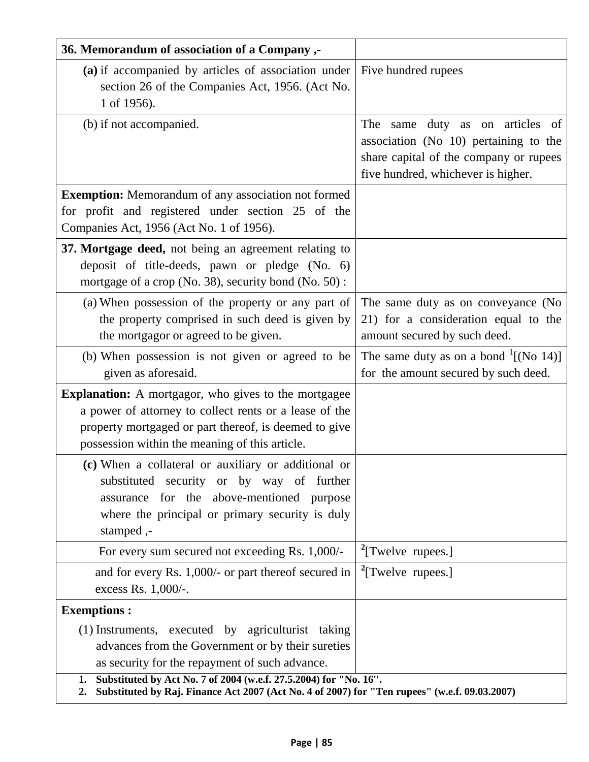| 36. **Memorandum of association of a Company ,-** | |
|---|---|
| **(a)** if accompanied by articles of association under section 26 of the Companies Act, 1956. (Act No. 1 of 1956). | Five hundred rupees |
| (b) if not accompanied. | The same duty as on articles of association (No 10) pertaining to the share capital of the company or rupees five hundred, whichever is higher. |
| **Exemption:** Memorandum of any association not formed for profit and registered under section 25 of the Companies Act, 1956 (Act No. 1 of 1956). | |
| **37. Mortgage deed,** not being an agreement relating to deposit of title-deeds, pawn or pledge (No. 6) mortgage of a crop (No. 38), security bond (No. 50) : | |
| (a) When possession of the property or any part of the property comprised in such deed is given by the mortgagor or agreed to be given. | The same duty as on conveyance (No 21) for a consideration equal to the amount secured by such deed. |
| (b) When possession is not given or agreed to be given as aforesaid. | The same duty as on a bond [1][(No 14)] for the amount secured by such deed. |
| **Explanation:** A mortgagor, who gives to the mortgagee a power of attorney to collect rents or a lease of the property mortgaged or part thereof, is deemed to give possession within the meaning of this article. | |
| **(c)** When a collateral or auxiliary or additional or substituted security or by way of further assurance for the above-mentioned purpose where the principal or primary security is duly stamped ,- | |
| For every sum secured not exceeding Rs. 1,000/- | [2][Twelve rupees.] |
| and for every Rs. 1,000/- or part thereof secured in excess Rs. 1,000/-. | [2][Twelve rupees.] |
| **Exemptions :** (1) Instruments, executed by agriculturist taking advances from the Government or by their sureties as security for the repayment of such advance. | |

1. **Substituted by Act No. 7 of 2004 (w.e.f. 27.5.2004) for "No. 16''.**
2. **Substituted by Raj. Finance Act 2007 (Act No. 4 of 2007) for "Ten rupees" (w.e.f. 09.03.2007)**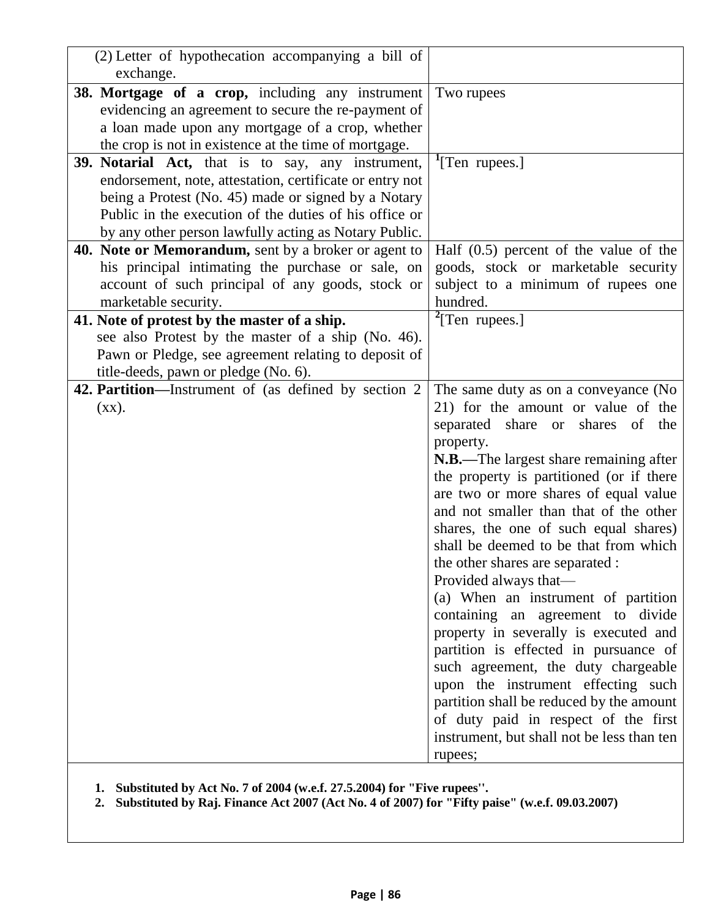| | |
|---|---|
| (2) Letter of hypothecation accompanying a bill of exchange. | |
| **38. Mortgage of a crop,** including any instrument evidencing an agreement to secure the re-payment of a loan made upon any mortgage of a crop, whether the crop is not in existence at the time of mortgage. | Two rupees |
| **39. Notarial Act,** that is to say, any instrument, endorsement, note, attestation, certificate or entry not being a Protest (No. 45) made or signed by a Notary Public in the execution of the duties of his office or by any other person lawfully acting as Notary Public. | [1][Ten rupees.] |
| **40. Note or Memorandum,** sent by a broker or agent to his principal intimating the purchase or sale, on account of such principal of any goods, stock or marketable security. | Half (0.5) percent of the value of the goods, stock or marketable security subject to a minimum of rupees one hundred. |
| **41. Note of protest by the master of a ship.** see also Protest by the master of a ship (No. 46). Pawn or Pledge, see agreement relating to deposit of title-deeds, pawn or pledge (No. 6). | [2][Ten rupees.] |
| **42. Partition—**Instrument of (as defined by section 2 (xx). | The same duty as on a conveyance (No 21) for the amount or value of the separated share or shares of the property. **N.B.—**The largest share remaining after the property is partitioned (or if there are two or more shares of equal value and not smaller than that of the other shares, the one of such equal shares) shall be deemed to be that from which the other shares are separated : Provided always that— (a) When an instrument of partition containing an agreement to divide property in severally is executed and partition is effected in pursuance of such agreement, the duty chargeable upon the instrument effecting such partition shall be reduced by the amount of duty paid in respect of the first instrument, but shall not be less than ten rupees; |

1. **Substituted by Act No. 7 of 2004 (w.e.f. 27.5.2004) for "Five rupees''.**
2. **Substituted by Raj. Finance Act 2007 (Act No. 4 of 2007) for "Fifty paise" (w.e.f. 09.03.2007)**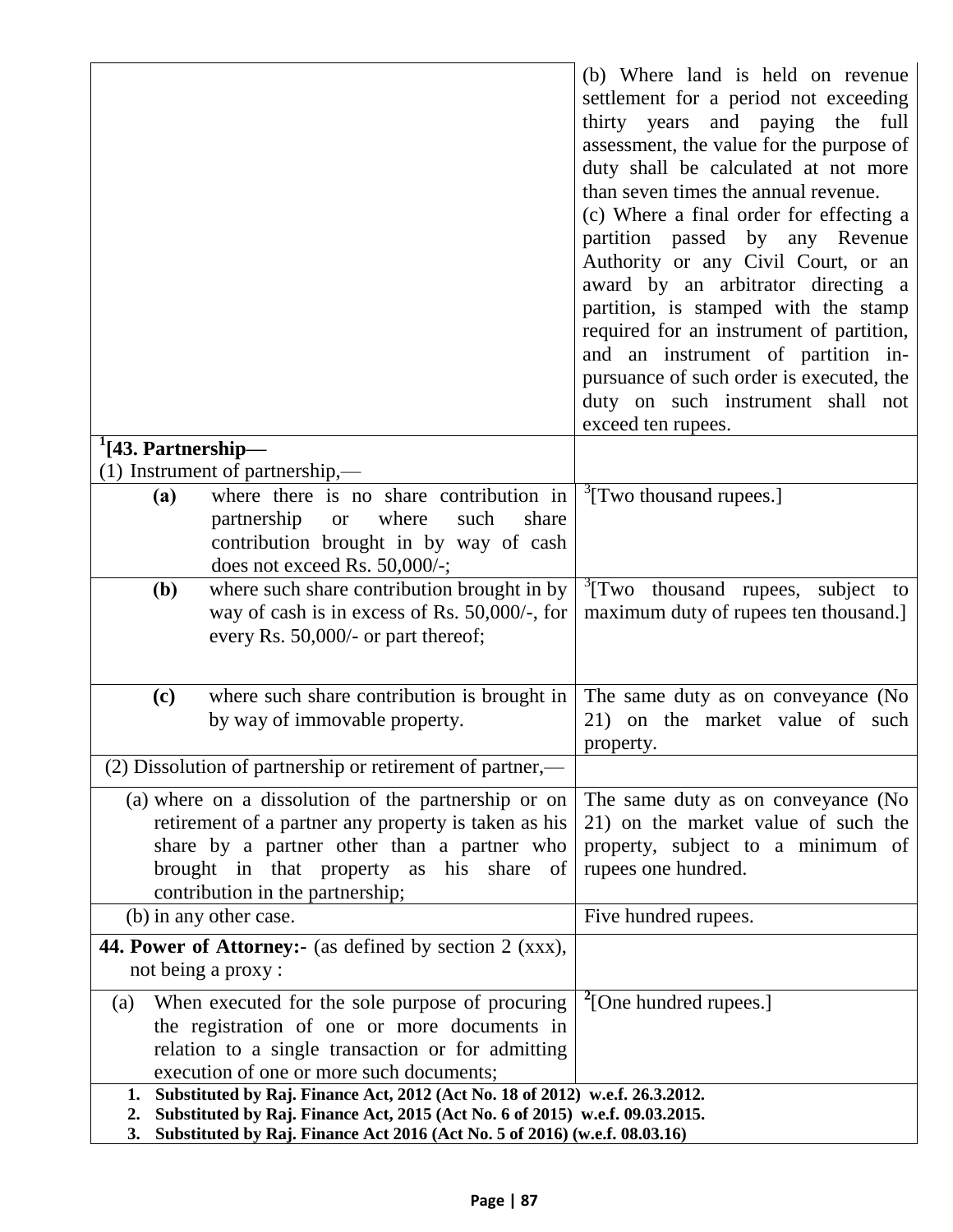| | |
|---|---|
| | (b) Where land is held on revenue settlement for a period not exceeding thirty years and paying the full assessment, the value for the purpose of duty shall be calculated at not more than seven times the annual revenue.<br>(c) Where a final order for effecting a partition passed by any Revenue Authority or any Civil Court, or an award by an arbitrator directing a partition, is stamped with the stamp required for an instrument of partition, and an instrument of partition in-pursuance of such order is executed, the duty on such instrument shall not exceed ten rupees. |
| [1][**43. Partnership—**<br>(1) Instrument of partnership,— | |
| **(a)** where there is no share contribution in partnership or where such share contribution brought in by way of cash does not exceed Rs. 50,000/-; | [3][Two thousand rupees.] |
| **(b)** where such share contribution brought in by way of cash is in excess of Rs. 50,000/-, for every Rs. 50,000/- or part thereof; | [3][Two thousand rupees, subject to maximum duty of rupees ten thousand.] |
| **(c)** where such share contribution is brought in by way of immovable property. | The same duty as on conveyance (No 21) on the market value of such property. |
| (2) Dissolution of partnership or retirement of partner,— | |
| (a) where on a dissolution of the partnership or on retirement of a partner any property is taken as his share by a partner other than a partner who brought in that property as his share of contribution in the partnership; | The same duty as on conveyance (No 21) on the market value of such the property, subject to a minimum of rupees one hundred. |
| (b) in any other case. | Five hundred rupees. |
| **44. Power of Attorney:-** (as defined by section 2 (xxx), not being a proxy : | |
| (a) When executed for the sole purpose of procuring the registration of one or more documents in relation to a single transaction or for admitting execution of one or more such documents; | [2][One hundred rupees.] |

1. **Substituted by Raj. Finance Act, 2012 (Act No. 18 of 2012) w.e.f. 26.3.2012.**
2. **Substituted by Raj. Finance Act, 2015 (Act No. 6 of 2015) w.e.f. 09.03.2015.**
3. **Substituted by Raj. Finance Act 2016 (Act No. 5 of 2016) (w.e.f. 08.03.16)**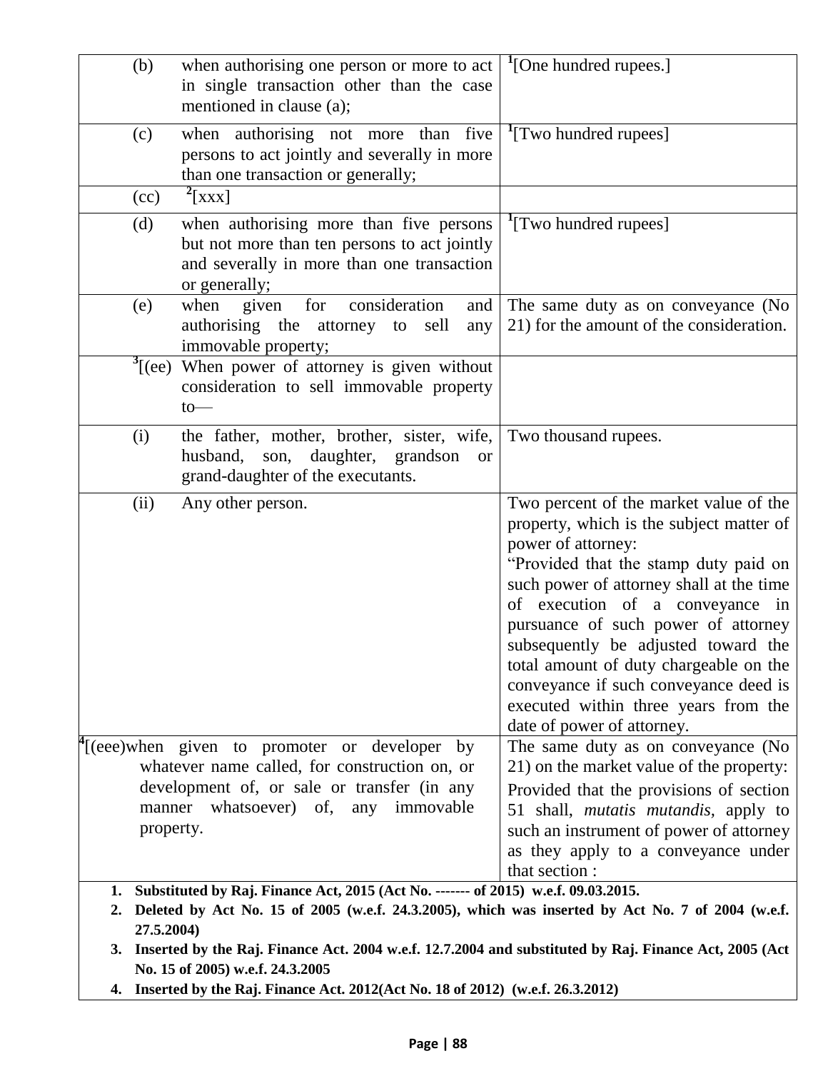| | |
|---|---|
| (b) when authorising one person or more to act in single transaction other than the case mentioned in clause (a); | [1][One hundred rupees.] |
| (c) when authorising not more than five persons to act jointly and severally in more than one transaction or generally; | [1][Two hundred rupees] |
| (cc) [2][xxx] | |
| (d) when authorising more than five persons but not more than ten persons to act jointly and severally in more than one transaction or generally; | [1][Two hundred rupees] |
| (e) when given for consideration and authorising the attorney to sell any immovable property; | The same duty as on conveyance (No 21) for the amount of the consideration. |
| [3][(ee) When power of attorney is given without consideration to sell immovable property to— | |
| (i) the father, mother, brother, sister, wife, husband, son, daughter, grandson or grand-daughter of the executants. | Two thousand rupees. |
| (ii) Any other person. | Two percent of the market value of the property, which is the subject matter of power of attorney:<br>"Provided that the stamp duty paid on such power of attorney shall at the time of execution of a conveyance in pursuance of such power of attorney subsequently be adjusted toward the total amount of duty chargeable on the conveyance if such conveyance deed is executed within three years from the date of power of attorney. |
| [4][(eee)when given to promoter or developer by whatever name called, for construction on, or development of, or sale or transfer (in any manner whatsoever) of, any immovable property. | The same duty as on conveyance (No 21) on the market value of the property:<br>Provided that the provisions of section 51 shall, *mutatis mutandis*, apply to such an instrument of power of attorney as they apply to a conveyance under that section : |

1. **Substituted by Raj. Finance Act, 2015 (Act No. ------- of 2015) w.e.f. 09.03.2015.**
2. **Deleted by Act No. 15 of 2005 (w.e.f. 24.3.2005), which was inserted by Act No. 7 of 2004 (w.e.f. 27.5.2004)**
3. **Inserted by the Raj. Finance Act. 2004 w.e.f. 12.7.2004 and substituted by Raj. Finance Act, 2005 (Act No. 15 of 2005) w.e.f. 24.3.2005**
4. **Inserted by the Raj. Finance Act. 2012(Act No. 18 of 2012) (w.e.f. 26.3.2012)**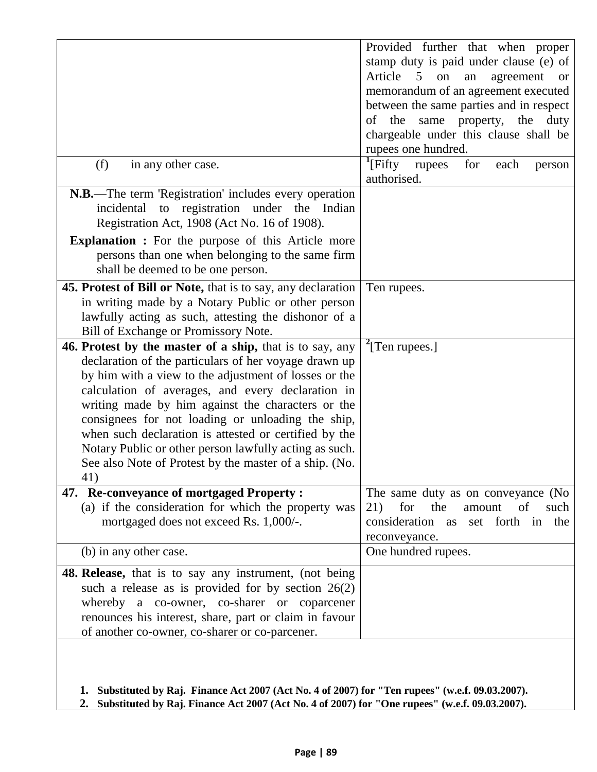| | |
|---|---|
| | Provided further that when proper stamp duty is paid under clause (e) of Article 5 on an agreement or memorandum of an agreement executed between the same parties and in respect of the same property, the duty chargeable under this clause shall be rupees one hundred. |
| (f) in any other case. | [1][Fifty rupees for each person authorised. |
| **N.B.**—The term 'Registration' includes every operation incidental to registration under the Indian Registration Act, 1908 (Act No. 16 of 1908).<br>**Explanation :** For the purpose of this Article more persons than one when belonging to the same firm shall be deemed to be one person. | |
| **45. Protest of Bill or Note,** that is to say, any declaration in writing made by a Notary Public or other person lawfully acting as such, attesting the dishonor of a Bill of Exchange or Promissory Note. | Ten rupees. |
| **46. Protest by the master of a ship,** that is to say, any declaration of the particulars of her voyage drawn up by him with a view to the adjustment of losses or the calculation of averages, and every declaration in writing made by him against the characters or the consignees for not loading or unloading the ship, when such declaration is attested or certified by the Notary Public or other person lawfully acting as such. See also Note of Protest by the master of a ship. (No. 41) | [2][Ten rupees.] |
| **47. Re-conveyance of mortgaged Property :**<br>(a) if the consideration for which the property was mortgaged does not exceed Rs. 1,000/-. | The same duty as on conveyance (No 21) for the amount of such consideration as set forth in the reconveyance. |
| (b) in any other case. | One hundred rupees. |
| **48. Release,** that is to say any instrument, (not being such a release as is provided for by section 26(2) whereby a co-owner, co-sharer or coparcener renounces his interest, share, part or claim in favour of another co-owner, co-sharer or co-parcener. | |

1. **Substituted by Raj. Finance Act 2007 (Act No. 4 of 2007) for "Ten rupees" (w.e.f. 09.03.2007).**
2. **Substituted by Raj. Finance Act 2007 (Act No. 4 of 2007) for "One rupees" (w.e.f. 09.03.2007).**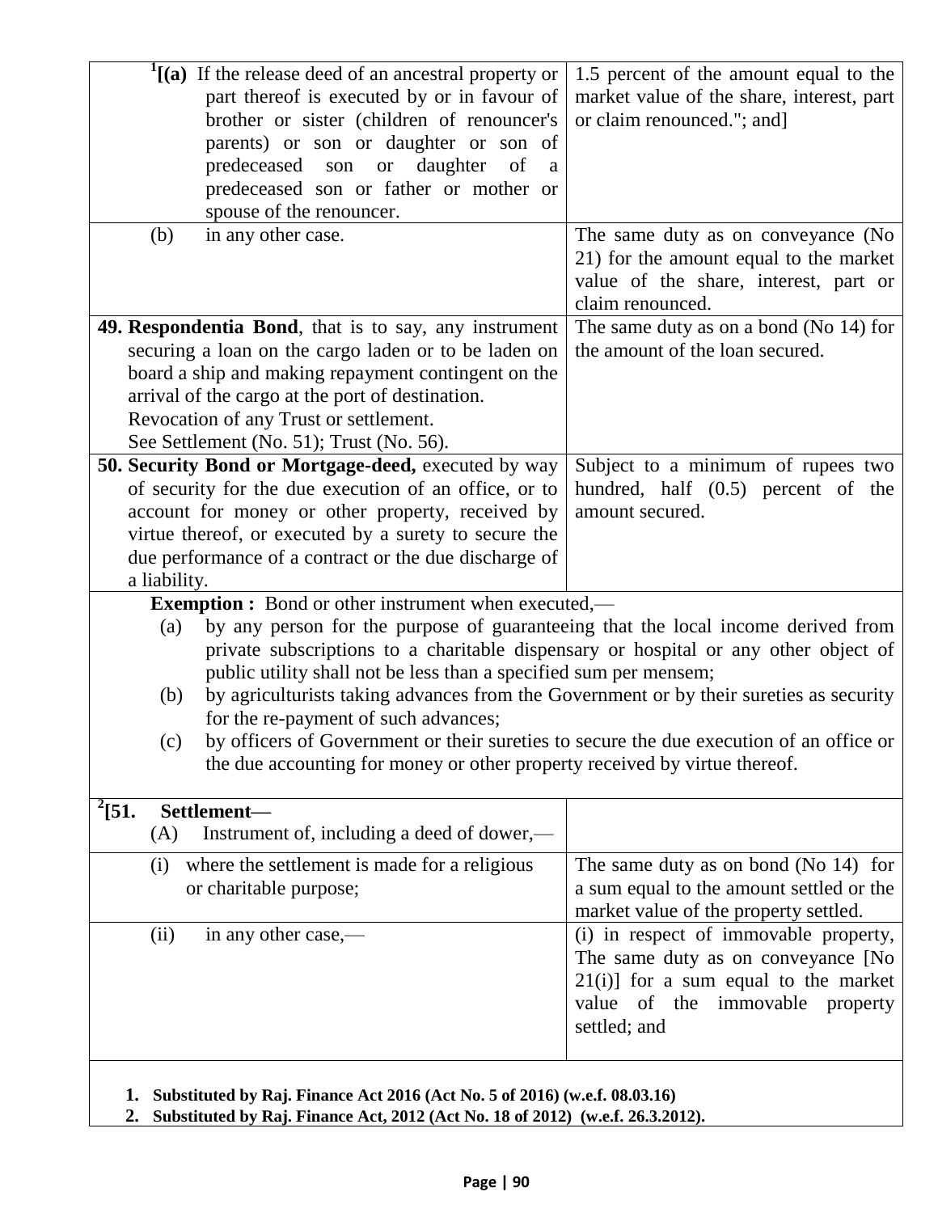| | |
|---|---|
| [1][(a) If the release deed of an ancestral property or part thereof is executed by or in favour of brother or sister (children of renouncer's parents) or son or daughter or son of predeceased son or daughter of a predeceased son or father or mother or spouse of the renouncer. | 1.5 percent of the amount equal to the market value of the share, interest, part or claim renounced."; and] |
| (b) in any other case. | The same duty as on conveyance (No 21) for the amount equal to the market value of the share, interest, part or claim renounced. |
| **49. Respondentia Bond**, that is to say, any instrument securing a loan on the cargo laden or to be laden on board a ship and making repayment contingent on the arrival of the cargo at the port of destination.<br>Revocation of any Trust or settlement.<br>See Settlement (No. 51); Trust (No. 56). | The same duty as on a bond (No 14) for the amount of the loan secured. |
| **50. Security Bond or Mortgage-deed,** executed by way of security for the due execution of an office, or to account for money or other property, received by virtue thereof, or executed by a surety to secure the due performance of a contract or the due discharge of a liability. | Subject to a minimum of rupees two hundred, half (0.5) percent of the amount secured. |
| **Exemption :** Bond or other instrument when executed,—<br>(a) by any person for the purpose of guaranteeing that the local income derived from private subscriptions to a charitable dispensary or hospital or any other object of public utility shall not be less than a specified sum per mensem;<br>(b) by agriculturists taking advances from the Government or by their sureties as security for the re-payment of such advances;<br>(c) by officers of Government or their sureties to secure the due execution of an office or the due accounting for money or other property received by virtue thereof. | |
| [2][**51. Settlement—**<br>(A) Instrument of, including a deed of dower,— | |
| (i) where the settlement is made for a religious or charitable purpose; | The same duty as on bond (No 14) for a sum equal to the amount settled or the market value of the property settled. |
| (ii) in any other case,— | (i) in respect of immovable property, The same duty as on conveyance [No 21(i)] for a sum equal to the market value of the immovable property settled; and |

1. **Substituted by Raj. Finance Act 2016 (Act No. 5 of 2016) (w.e.f. 08.03.16)**
2. **Substituted by Raj. Finance Act, 2012 (Act No. 18 of 2012) (w.e.f. 26.3.2012).**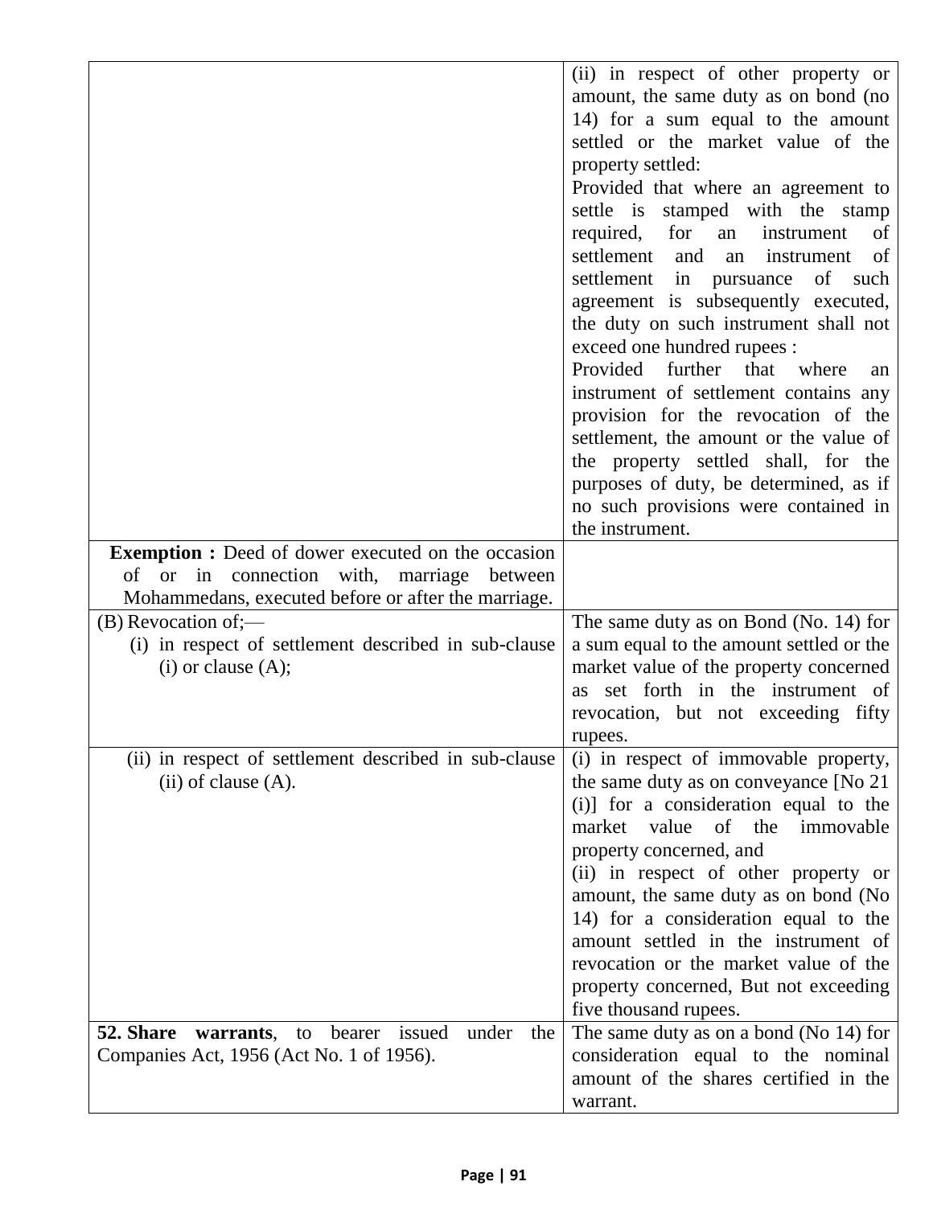| | |
|---|---|
| | (ii) in respect of other property or amount, the same duty as on bond (no 14) for a sum equal to the amount settled or the market value of the property settled:<br>Provided that where an agreement to settle is stamped with the stamp required, for an instrument of settlement and an instrument of settlement in pursuance of such agreement is subsequently executed, the duty on such instrument shall not exceed one hundred rupees :<br>Provided further that where an instrument of settlement contains any provision for the revocation of the settlement, the amount or the value of the property settled shall, for the purposes of duty, be determined, as if no such provisions were contained in the instrument. |
| **Exemption :** Deed of dower executed on the occasion of or in connection with, marriage between Mohammedans, executed before or after the marriage. | |
| (B) Revocation of;—<br>(i) in respect of settlement described in sub-clause (i) or clause (A); | The same duty as on Bond (No. 14) for a sum equal to the amount settled or the market value of the property concerned as set forth in the instrument of revocation, but not exceeding fifty rupees. |
| (ii) in respect of settlement described in sub-clause (ii) of clause (A). | (i) in respect of immovable property, the same duty as on conveyance [No 21 (i)] for a consideration equal to the market value of the immovable property concerned, and<br>(ii) in respect of other property or amount, the same duty as on bond (No 14) for a consideration equal to the amount settled in the instrument of revocation or the market value of the property concerned, But not exceeding five thousand rupees. |
| **52. Share warrants**, to bearer issued under the Companies Act, 1956 (Act No. 1 of 1956). | The same duty as on a bond (No 14) for consideration equal to the nominal amount of the shares certified in the warrant. |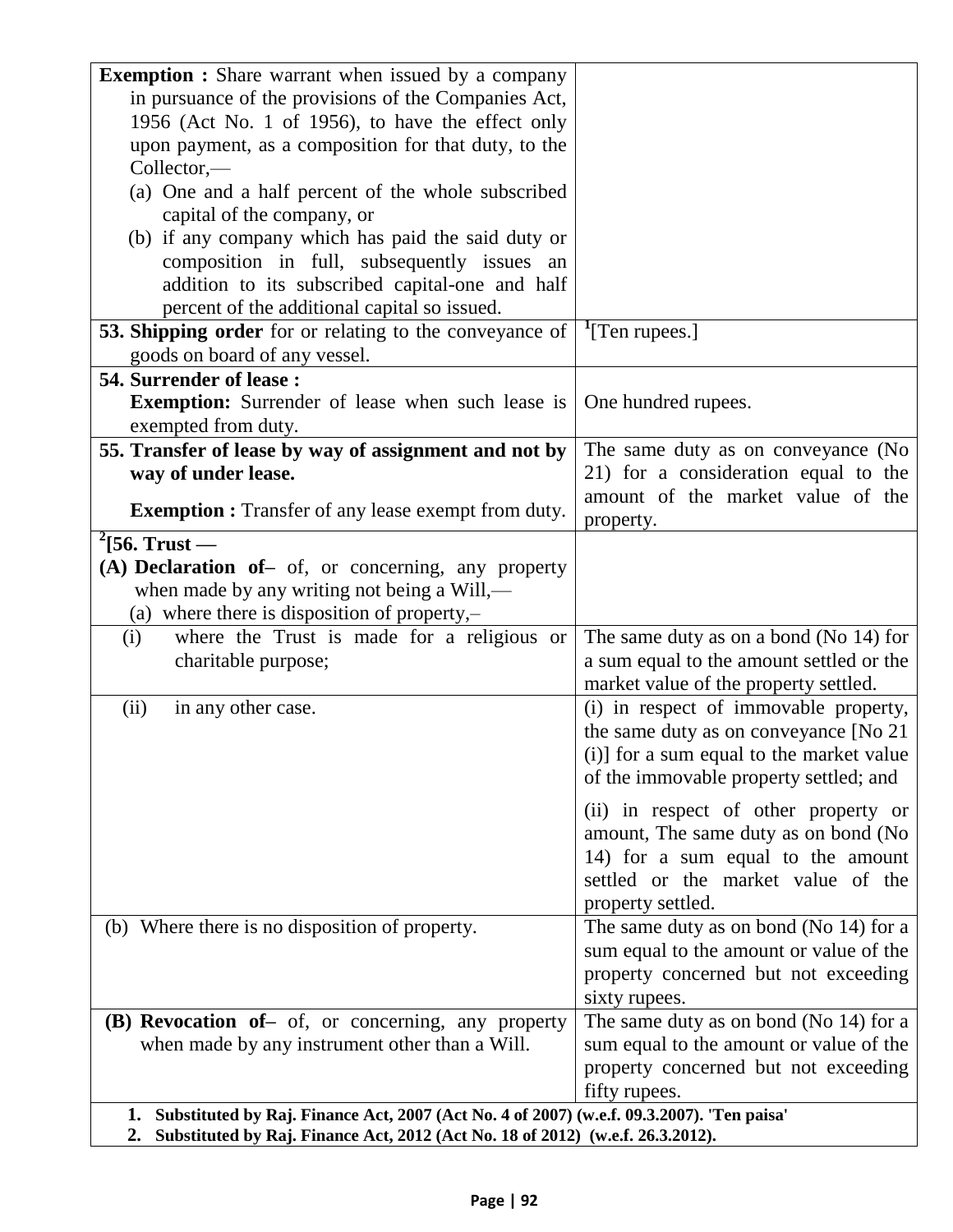| | |
|---|---|
| **Exemption :** Share warrant when issued by a company in pursuance of the provisions of the Companies Act, 1956 (Act No. 1 of 1956), to have the effect only upon payment, as a composition for that duty, to the Collector,—<br>(a) One and a half percent of the whole subscribed capital of the company, or<br>(b) if any company which has paid the said duty or composition in full, subsequently issues an addition to its subscribed capital-one and half percent of the additional capital so issued. | |
| **53. Shipping order** for or relating to the conveyance of goods on board of any vessel. | [1][Ten rupees.] |
| **54. Surrender of lease :**<br>**Exemption:** Surrender of lease when such lease is exempted from duty. | One hundred rupees. |
| **55. Transfer of lease by way of assignment and not by way of under lease.**<br>**Exemption :** Transfer of any lease exempt from duty. | The same duty as on conveyance (No 21) for a consideration equal to the amount of the market value of the property. |
| [2][**56. Trust —**<br>**(A) Declaration of–** of, or concerning, any property when made by any writing not being a Will,—<br>(a) where there is disposition of property,– | |
| (i) where the Trust is made for a religious or charitable purpose; | The same duty as on a bond (No 14) for a sum equal to the amount settled or the market value of the property settled. |
| (ii) in any other case. | (i) in respect of immovable property, the same duty as on conveyance [No 21 (i)] for a sum equal to the market value of the immovable property settled; and<br>(ii) in respect of other property or amount, The same duty as on bond (No 14) for a sum equal to the amount settled or the market value of the property settled. |
| (b) Where there is no disposition of property. | The same duty as on bond (No 14) for a sum equal to the amount or value of the property concerned but not exceeding sixty rupees. |
| **(B) Revocation of–** of, or concerning, any property when made by any instrument other than a Will. | The same duty as on bond (No 14) for a sum equal to the amount or value of the property concerned but not exceeding fifty rupees. |

1. **Substituted by Raj. Finance Act, 2007 (Act No. 4 of 2007) (w.e.f. 09.3.2007). 'Ten paisa'**
2. **Substituted by Raj. Finance Act, 2012 (Act No. 18 of 2012) (w.e.f. 26.3.2012).**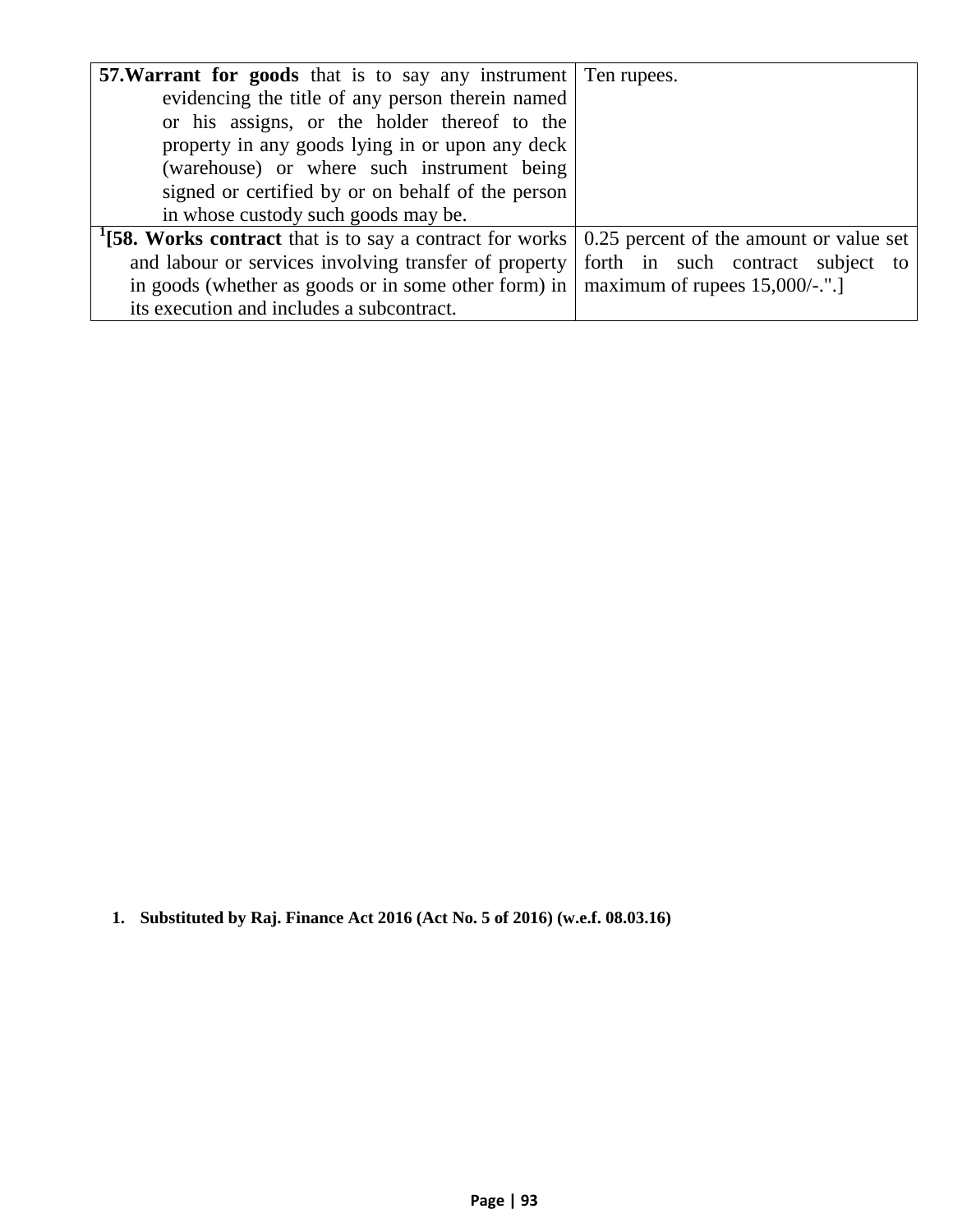| | |
|---|---|
| **57.Warrant for goods** that is to say any instrument evidencing the title of any person therein named or his assigns, or the holder thereof to the property in any goods lying in or upon any deck (warehouse) or where such instrument being signed or certified by or on behalf of the person in whose custody such goods may be. | Ten rupees. |
| [1][58. **Works contract** that is to say a contract for works and labour or services involving transfer of property in goods (whether as goods or in some other form) in its execution and includes a subcontract. | 0.25 percent of the amount or value set forth in such contract subject to maximum of rupees 15,000/-.".] |

1. **Substituted by Raj. Finance Act 2016 (Act No. 5 of 2016) (w.e.f. 08.03.16)**